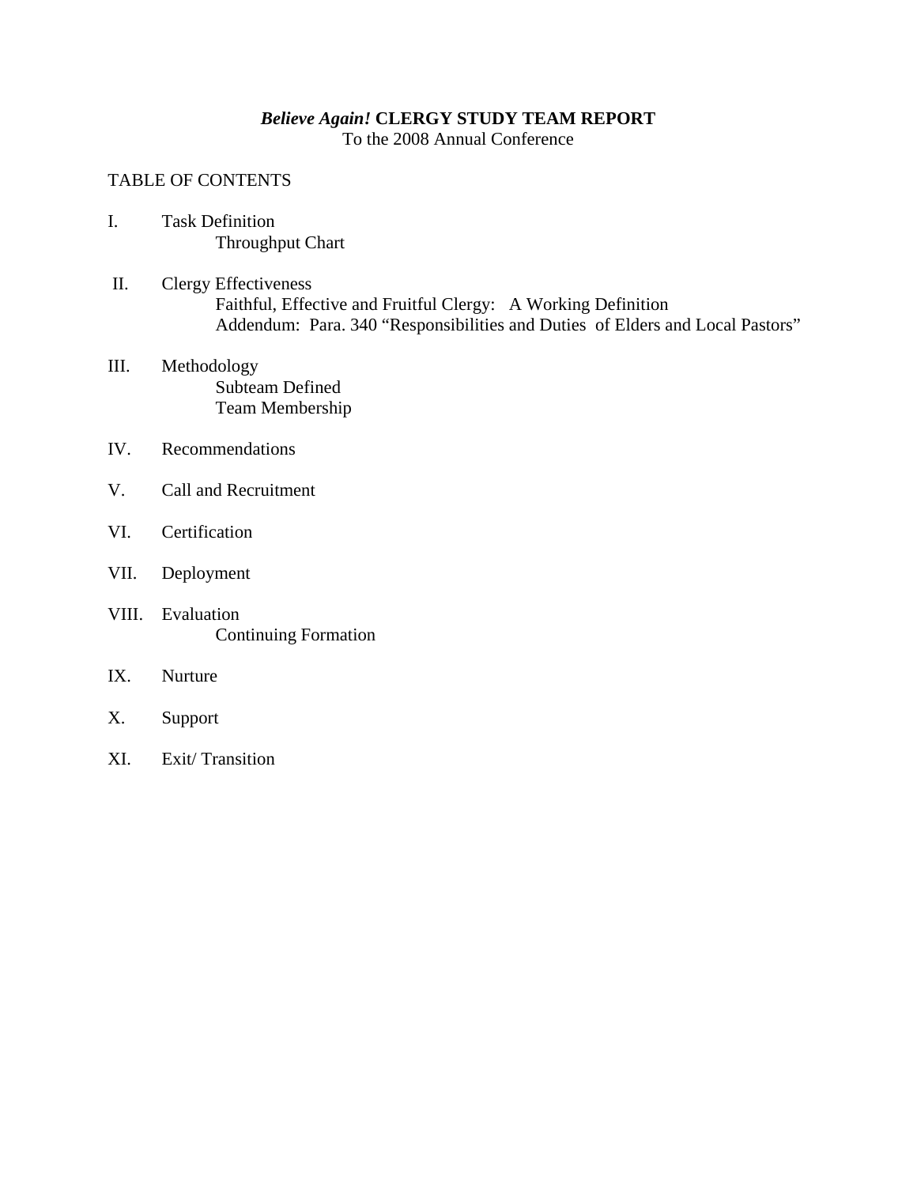# *Believe Again!* CLERGY STUDY TEAM REPORT

To the 2008 Annual Conference

TABLE OF CONTENTS

I. Task Definition
   - Throughput Chart

II. Clergy Effectiveness
   - Faithful, Effective and Fruitful Clergy: A Working Definition
   - Addendum: Para. 340 "Responsibilities and Duties of Elders and Local Pastors"

III. Methodology
   - Subteam Defined
   - Team Membership

IV. Recommendations

V. Call and Recruitment

VI. Certification

VII. Deployment

VIII. Evaluation
   - Continuing Formation

IX. Nurture

X. Support

XI. Exit/ Transition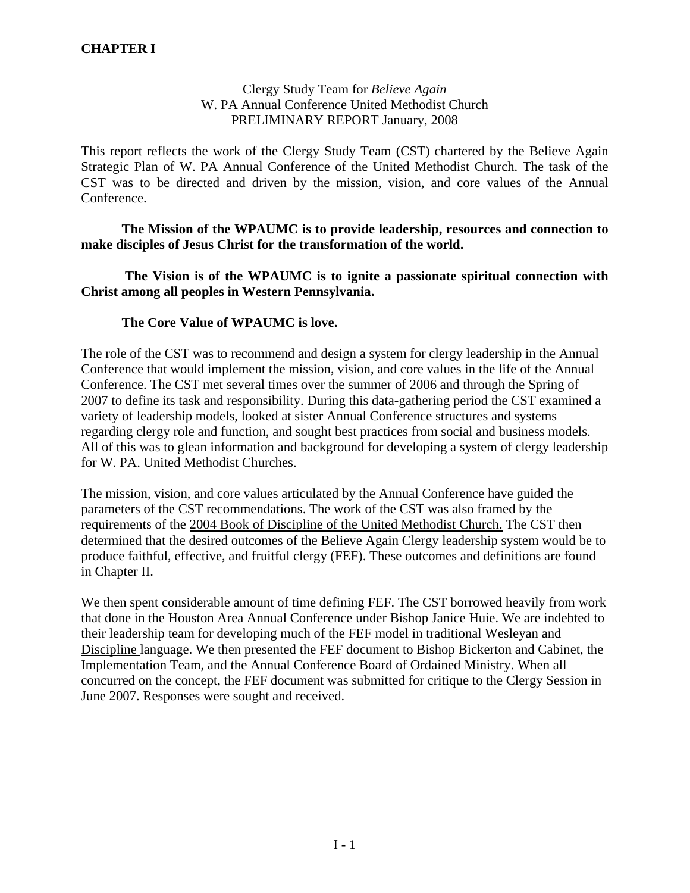# CHAPTER I

Clergy Study Team for *Believe Again*
W. PA Annual Conference United Methodist Church
PRELIMINARY REPORT January, 2008

This report reflects the work of the Clergy Study Team (CST) chartered by the Believe Again Strategic Plan of W. PA Annual Conference of the United Methodist Church. The task of the CST was to be directed and driven by the mission, vision, and core values of the Annual Conference.

**The Mission of the WPAUMC is to provide leadership, resources and connection to make disciples of Jesus Christ for the transformation of the world.**

**The Vision is of the WPAUMC is to ignite a passionate spiritual connection with Christ among all peoples in Western Pennsylvania.**

**The Core Value of WPAUMC is love.**

The role of the CST was to recommend and design a system for clergy leadership in the Annual Conference that would implement the mission, vision, and core values in the life of the Annual Conference. The CST met several times over the summer of 2006 and through the Spring of 2007 to define its task and responsibility. During this data-gathering period the CST examined a variety of leadership models, looked at sister Annual Conference structures and systems regarding clergy role and function, and sought best practices from social and business models. All of this was to glean information and background for developing a system of clergy leadership for W. PA. United Methodist Churches.

The mission, vision, and core values articulated by the Annual Conference have guided the parameters of the CST recommendations. The work of the CST was also framed by the requirements of the <u>2004 Book of Discipline of the United Methodist Church.</u> The CST then determined that the desired outcomes of the Believe Again Clergy leadership system would be to produce faithful, effective, and fruitful clergy (FEF). These outcomes and definitions are found in Chapter II.

We then spent considerable amount of time defining FEF. The CST borrowed heavily from work that done in the Houston Area Annual Conference under Bishop Janice Huie. We are indebted to their leadership team for developing much of the FEF model in traditional Wesleyan and <u>Discipline</u> language. We then presented the FEF document to Bishop Bickerton and Cabinet, the Implementation Team, and the Annual Conference Board of Ordained Ministry. When all concurred on the concept, the FEF document was submitted for critique to the Clergy Session in June 2007. Responses were sought and received.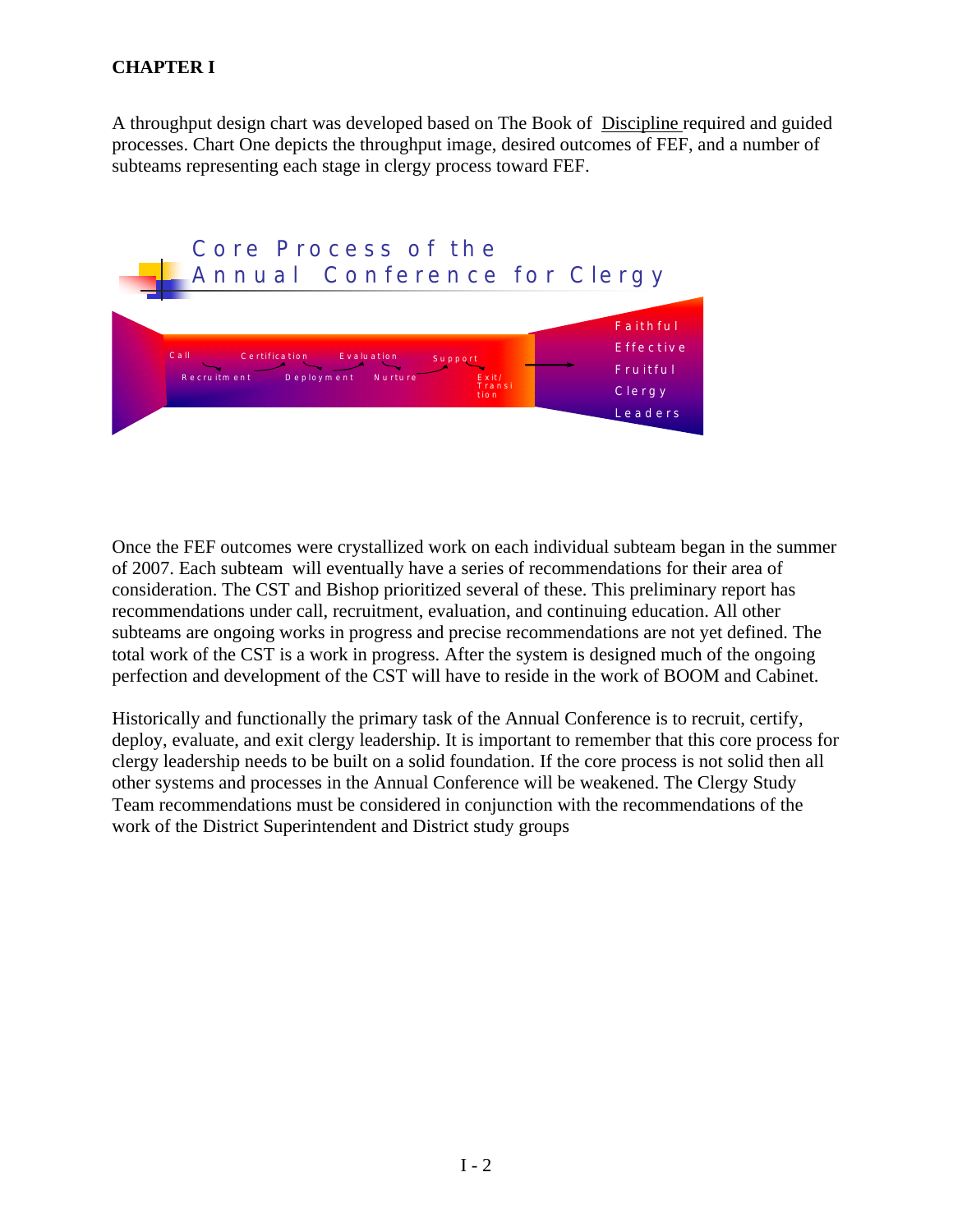**CHAPTER I**

A throughput design chart was developed based on The Book of Discipline required and guided processes. Chart One depicts the throughput image, desired outcomes of FEF, and a number of subteams representing each stage in clergy process toward FEF.

Core Process of the Annual Conference for Clergy

Call → Recruitment → Certification → Deployment → Evaluation → Nurture → Support → Exit/Transition → Faithful Effective Fruitful Clergy Leaders

Once the FEF outcomes were crystallized work on each individual subteam began in the summer of 2007. Each subteam will eventually have a series of recommendations for their area of consideration. The CST and Bishop prioritized several of these. This preliminary report has recommendations under call, recruitment, evaluation, and continuing education. All other subteams are ongoing works in progress and precise recommendations are not yet defined. The total work of the CST is a work in progress. After the system is designed much of the ongoing perfection and development of the CST will have to reside in the work of BOOM and Cabinet.

Historically and functionally the primary task of the Annual Conference is to recruit, certify, deploy, evaluate, and exit clergy leadership. It is important to remember that this core process for clergy leadership needs to be built on a solid foundation. If the core process is not solid then all other systems and processes in the Annual Conference will be weakened. The Clergy Study Team recommendations must be considered in conjunction with the recommendations of the work of the District Superintendent and District study groups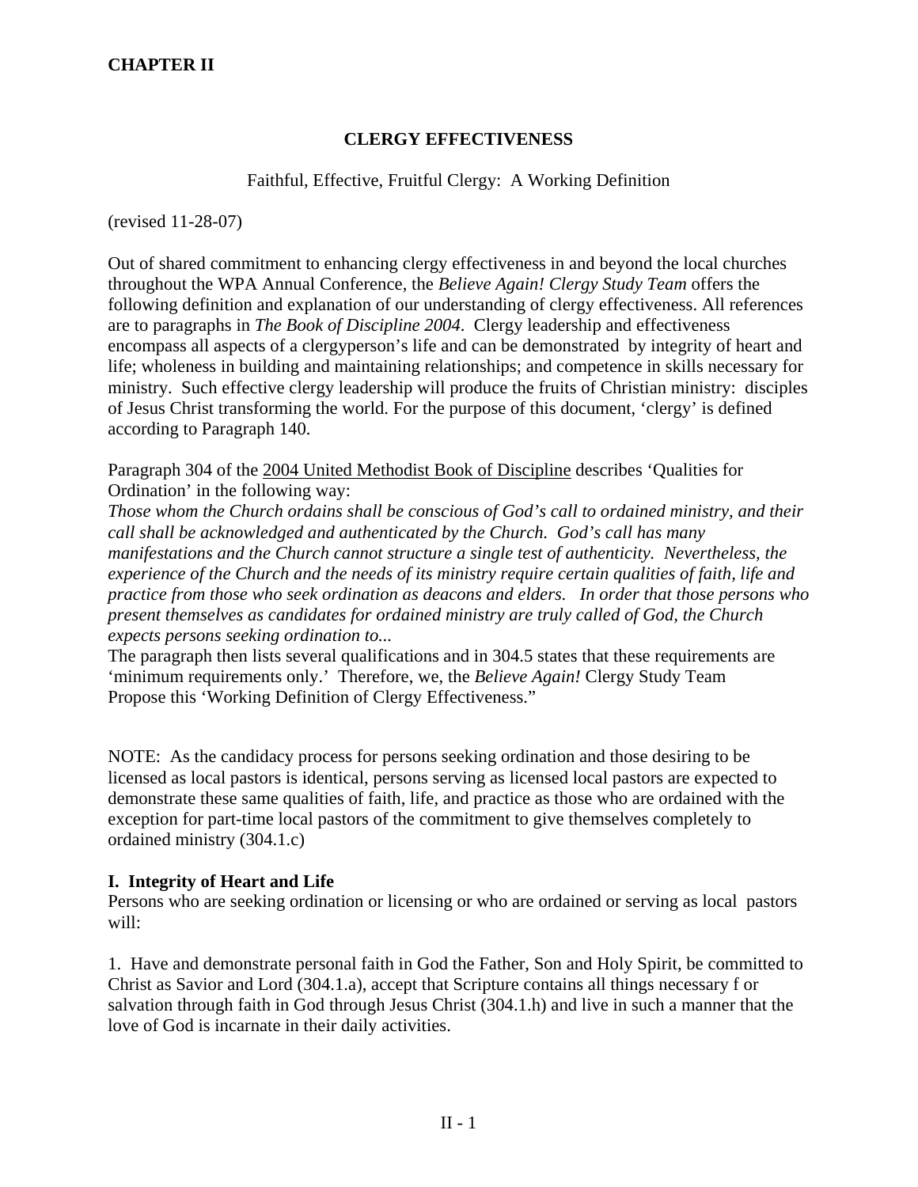# CHAPTER II

## CLERGY EFFECTIVENESS

Faithful, Effective, Fruitful Clergy: A Working Definition

(revised 11-28-07)

Out of shared commitment to enhancing clergy effectiveness in and beyond the local churches throughout the WPA Annual Conference, the *Believe Again! Clergy Study Team* offers the following definition and explanation of our understanding of clergy effectiveness. All references are to paragraphs in *The Book of Discipline 2004*. Clergy leadership and effectiveness encompass all aspects of a clergyperson's life and can be demonstrated by integrity of heart and life; wholeness in building and maintaining relationships; and competence in skills necessary for ministry. Such effective clergy leadership will produce the fruits of Christian ministry: disciples of Jesus Christ transforming the world. For the purpose of this document, 'clergy' is defined according to Paragraph 140.

Paragraph 304 of the 2004 United Methodist Book of Discipline describes 'Qualities for Ordination' in the following way:
*Those whom the Church ordains shall be conscious of God's call to ordained ministry, and their call shall be acknowledged and authenticated by the Church. God's call has many manifestations and the Church cannot structure a single test of authenticity. Nevertheless, the experience of the Church and the needs of its ministry require certain qualities of faith, life and practice from those who seek ordination as deacons and elders. In order that those persons who present themselves as candidates for ordained ministry are truly called of God, the Church expects persons seeking ordination to...*
The paragraph then lists several qualifications and in 304.5 states that these requirements are 'minimum requirements only.' Therefore, we, the *Believe Again!* Clergy Study Team Propose this 'Working Definition of Clergy Effectiveness."

NOTE: As the candidacy process for persons seeking ordination and those desiring to be licensed as local pastors is identical, persons serving as licensed local pastors are expected to demonstrate these same qualities of faith, life, and practice as those who are ordained with the exception for part-time local pastors of the commitment to give themselves completely to ordained ministry (304.1.c)

### I. Integrity of Heart and Life

Persons who are seeking ordination or licensing or who are ordained or serving as local pastors will:

1. Have and demonstrate personal faith in God the Father, Son and Holy Spirit, be committed to Christ as Savior and Lord (304.1.a), accept that Scripture contains all things necessary f or salvation through faith in God through Jesus Christ (304.1.h) and live in such a manner that the love of God is incarnate in their daily activities.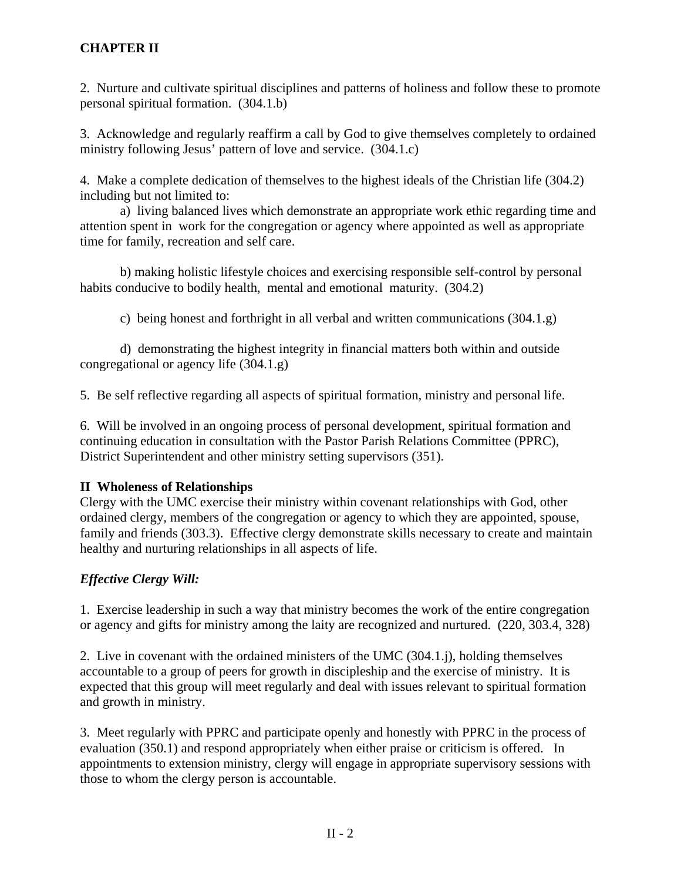2. Nurture and cultivate spiritual disciplines and patterns of holiness and follow these to promote personal spiritual formation. (304.1.b)

3. Acknowledge and regularly reaffirm a call by God to give themselves completely to ordained ministry following Jesus' pattern of love and service. (304.1.c)

4. Make a complete dedication of themselves to the highest ideals of the Christian life (304.2) including but not limited to:

a) living balanced lives which demonstrate an appropriate work ethic regarding time and attention spent in work for the congregation or agency where appointed as well as appropriate time for family, recreation and self care.

b) making holistic lifestyle choices and exercising responsible self-control by personal habits conducive to bodily health, mental and emotional maturity. (304.2)

c) being honest and forthright in all verbal and written communications (304.1.g)

d) demonstrating the highest integrity in financial matters both within and outside congregational or agency life (304.1.g)

5. Be self reflective regarding all aspects of spiritual formation, ministry and personal life.

6. Will be involved in an ongoing process of personal development, spiritual formation and continuing education in consultation with the Pastor Parish Relations Committee (PPRC), District Superintendent and other ministry setting supervisors (351).

## II Wholeness of Relationships

Clergy with the UMC exercise their ministry within covenant relationships with God, other ordained clergy, members of the congregation or agency to which they are appointed, spouse, family and friends (303.3). Effective clergy demonstrate skills necessary to create and maintain healthy and nurturing relationships in all aspects of life.

***Effective Clergy Will:***

1. Exercise leadership in such a way that ministry becomes the work of the entire congregation or agency and gifts for ministry among the laity are recognized and nurtured. (220, 303.4, 328)

2. Live in covenant with the ordained ministers of the UMC (304.1.j), holding themselves accountable to a group of peers for growth in discipleship and the exercise of ministry. It is expected that this group will meet regularly and deal with issues relevant to spiritual formation and growth in ministry.

3. Meet regularly with PPRC and participate openly and honestly with PPRC in the process of evaluation (350.1) and respond appropriately when either praise or criticism is offered. In appointments to extension ministry, clergy will engage in appropriate supervisory sessions with those to whom the clergy person is accountable.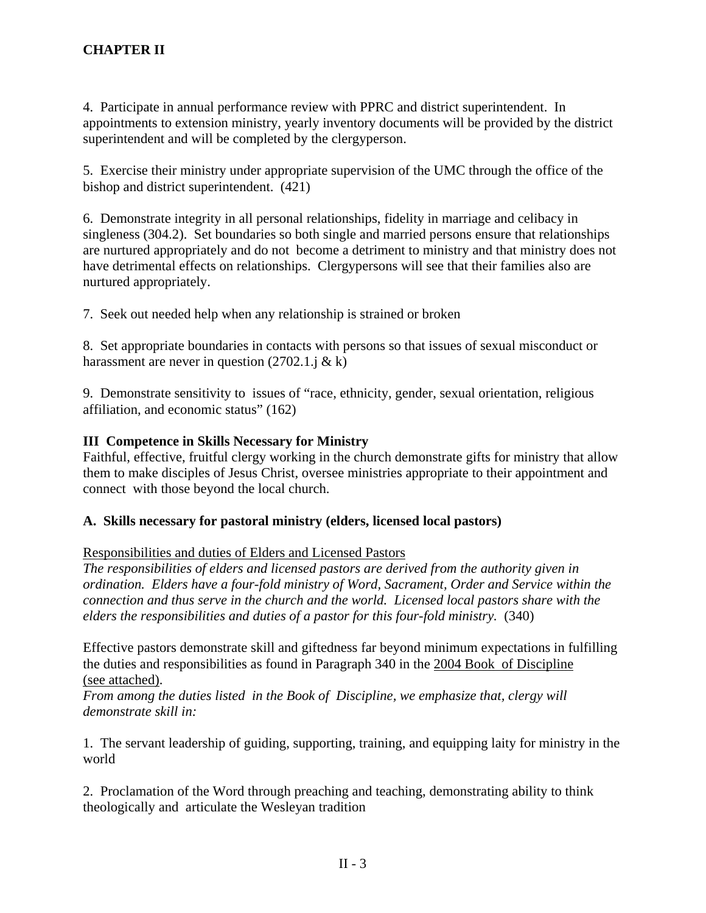**CHAPTER II**

4. Participate in annual performance review with PPRC and district superintendent. In appointments to extension ministry, yearly inventory documents will be provided by the district superintendent and will be completed by the clergyperson.

5. Exercise their ministry under appropriate supervision of the UMC through the office of the bishop and district superintendent. (421)

6. Demonstrate integrity in all personal relationships, fidelity in marriage and celibacy in singleness (304.2). Set boundaries so both single and married persons ensure that relationships are nurtured appropriately and do not become a detriment to ministry and that ministry does not have detrimental effects on relationships. Clergypersons will see that their families also are nurtured appropriately.

7. Seek out needed help when any relationship is strained or broken

8. Set appropriate boundaries in contacts with persons so that issues of sexual misconduct or harassment are never in question (2702.1.j & k)

9. Demonstrate sensitivity to issues of "race, ethnicity, gender, sexual orientation, religious affiliation, and economic status" (162)

### III Competence in Skills Necessary for Ministry

Faithful, effective, fruitful clergy working in the church demonstrate gifts for ministry that allow them to make disciples of Jesus Christ, oversee ministries appropriate to their appointment and connect with those beyond the local church.

#### A. Skills necessary for pastoral ministry (elders, licensed local pastors)

<u>Responsibilities and duties of Elders and Licensed Pastors</u>
*The responsibilities of elders and licensed pastors are derived from the authority given in ordination. Elders have a four-fold ministry of Word, Sacrament, Order and Service within the connection and thus serve in the church and the world. Licensed local pastors share with the elders the responsibilities and duties of a pastor for this four-fold ministry.* (340)

Effective pastors demonstrate skill and giftedness far beyond minimum expectations in fulfilling the duties and responsibilities as found in Paragraph 340 in the <u>2004 Book of Discipline (see attached)</u>.
*From among the duties listed in the Book of Discipline, we emphasize that, clergy will demonstrate skill in:*

1. The servant leadership of guiding, supporting, training, and equipping laity for ministry in the world

2. Proclamation of the Word through preaching and teaching, demonstrating ability to think theologically and articulate the Wesleyan tradition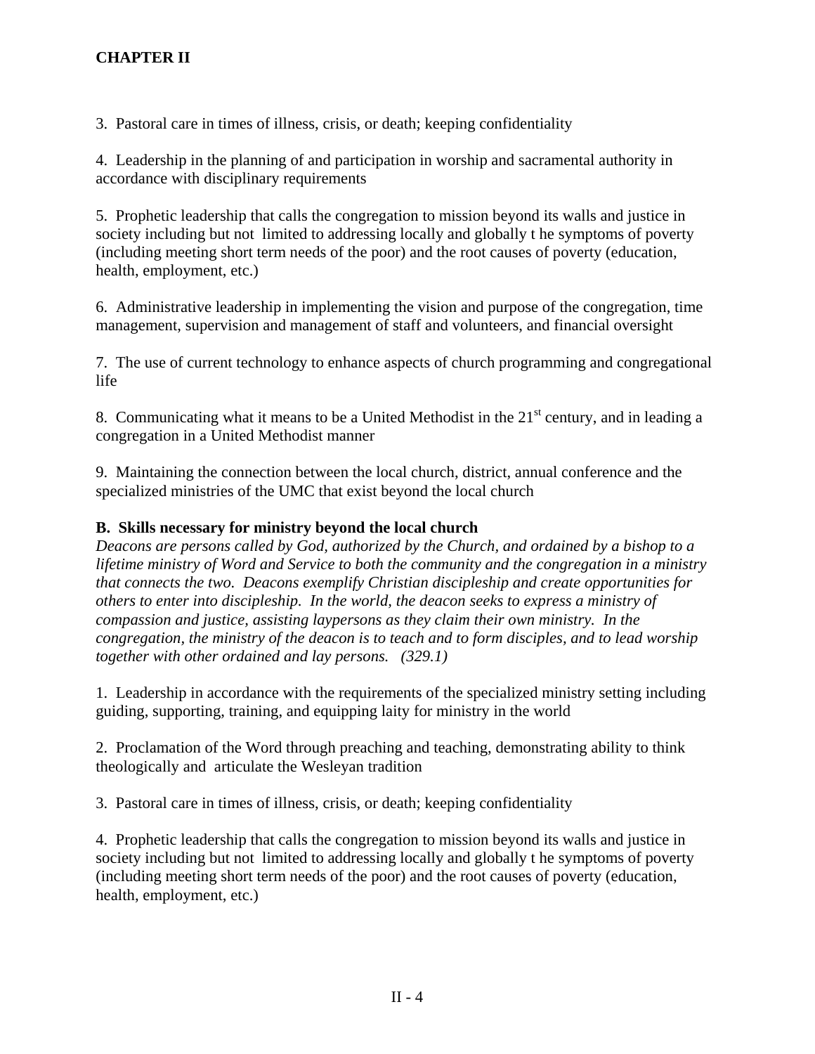**CHAPTER II**

3. Pastoral care in times of illness, crisis, or death; keeping confidentiality

4. Leadership in the planning of and participation in worship and sacramental authority in accordance with disciplinary requirements

5. Prophetic leadership that calls the congregation to mission beyond its walls and justice in society including but not limited to addressing locally and globally t he symptoms of poverty (including meeting short term needs of the poor) and the root causes of poverty (education, health, employment, etc.)

6. Administrative leadership in implementing the vision and purpose of the congregation, time management, supervision and management of staff and volunteers, and financial oversight

7. The use of current technology to enhance aspects of church programming and congregational life

8. Communicating what it means to be a United Methodist in the 21st century, and in leading a congregation in a United Methodist manner

9. Maintaining the connection between the local church, district, annual conference and the specialized ministries of the UMC that exist beyond the local church

**B. Skills necessary for ministry beyond the local church**

*Deacons are persons called by God, authorized by the Church, and ordained by a bishop to a lifetime ministry of Word and Service to both the community and the congregation in a ministry that connects the two. Deacons exemplify Christian discipleship and create opportunities for others to enter into discipleship. In the world, the deacon seeks to express a ministry of compassion and justice, assisting laypersons as they claim their own ministry. In the congregation, the ministry of the deacon is to teach and to form disciples, and to lead worship together with other ordained and lay persons. (329.1)*

1. Leadership in accordance with the requirements of the specialized ministry setting including guiding, supporting, training, and equipping laity for ministry in the world

2. Proclamation of the Word through preaching and teaching, demonstrating ability to think theologically and articulate the Wesleyan tradition

3. Pastoral care in times of illness, crisis, or death; keeping confidentiality

4. Prophetic leadership that calls the congregation to mission beyond its walls and justice in society including but not limited to addressing locally and globally t he symptoms of poverty (including meeting short term needs of the poor) and the root causes of poverty (education, health, employment, etc.)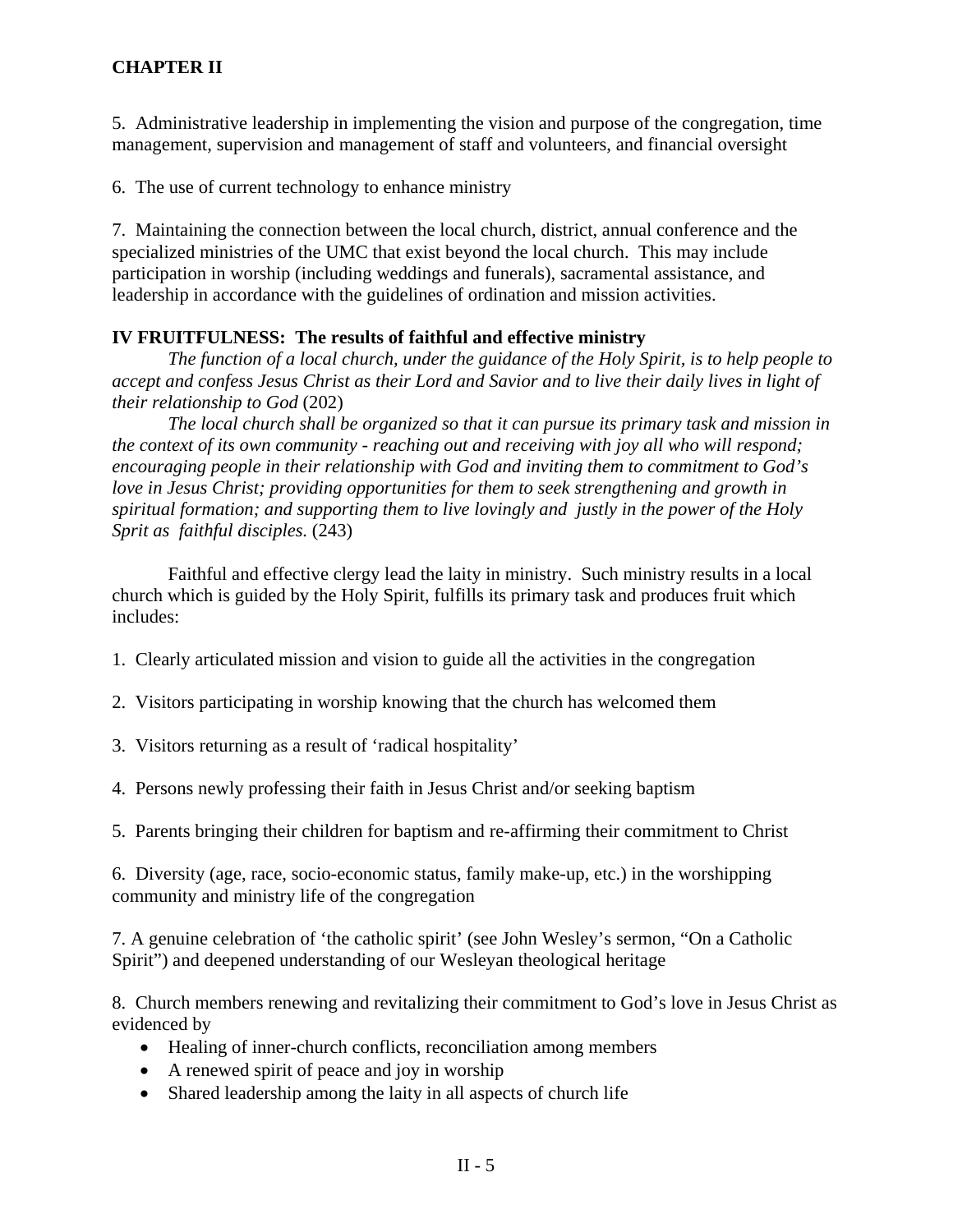5. Administrative leadership in implementing the vision and purpose of the congregation, time management, supervision and management of staff and volunteers, and financial oversight

6. The use of current technology to enhance ministry

7. Maintaining the connection between the local church, district, annual conference and the specialized ministries of the UMC that exist beyond the local church. This may include participation in worship (including weddings and funerals), sacramental assistance, and leadership in accordance with the guidelines of ordination and mission activities.

**IV FRUITFULNESS: The results of faithful and effective ministry**

*The function of a local church, under the guidance of the Holy Spirit, is to help people to accept and confess Jesus Christ as their Lord and Savior and to live their daily lives in light of their relationship to God* (202)

*The local church shall be organized so that it can pursue its primary task and mission in the context of its own community - reaching out and receiving with joy all who will respond; encouraging people in their relationship with God and inviting them to commitment to God's love in Jesus Christ; providing opportunities for them to seek strengthening and growth in spiritual formation; and supporting them to live lovingly and justly in the power of the Holy Sprit as faithful disciples.* (243)

Faithful and effective clergy lead the laity in ministry. Such ministry results in a local church which is guided by the Holy Spirit, fulfills its primary task and produces fruit which includes:

1. Clearly articulated mission and vision to guide all the activities in the congregation

2. Visitors participating in worship knowing that the church has welcomed them

3. Visitors returning as a result of 'radical hospitality'

4. Persons newly professing their faith in Jesus Christ and/or seeking baptism

5. Parents bringing their children for baptism and re-affirming their commitment to Christ

6. Diversity (age, race, socio-economic status, family make-up, etc.) in the worshipping community and ministry life of the congregation

7. A genuine celebration of 'the catholic spirit' (see John Wesley's sermon, "On a Catholic Spirit") and deepened understanding of our Wesleyan theological heritage

8. Church members renewing and revitalizing their commitment to God's love in Jesus Christ as evidenced by

- Healing of inner-church conflicts, reconciliation among members
- A renewed spirit of peace and joy in worship
- Shared leadership among the laity in all aspects of church life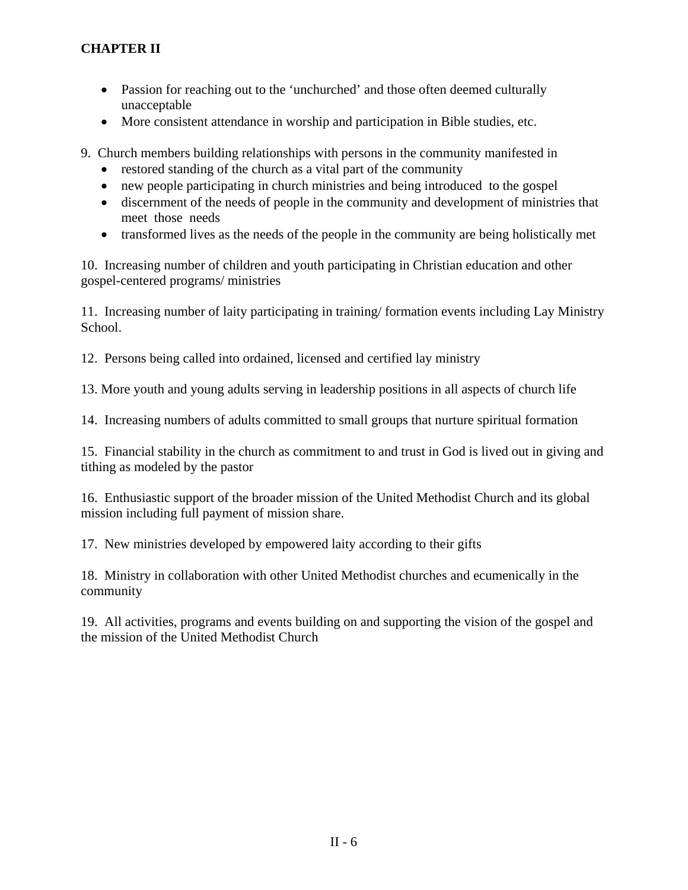**CHAPTER II**

- Passion for reaching out to the 'unchurched' and those often deemed culturally unacceptable
- More consistent attendance in worship and participation in Bible studies, etc.

9. Church members building relationships with persons in the community manifested in
   - restored standing of the church as a vital part of the community
   - new people participating in church ministries and being introduced to the gospel
   - discernment of the needs of people in the community and development of ministries that meet those needs
   - transformed lives as the needs of the people in the community are being holistically met

10. Increasing number of children and youth participating in Christian education and other gospel-centered programs/ ministries

11. Increasing number of laity participating in training/ formation events including Lay Ministry School.

12. Persons being called into ordained, licensed and certified lay ministry

13. More youth and young adults serving in leadership positions in all aspects of church life

14. Increasing numbers of adults committed to small groups that nurture spiritual formation

15. Financial stability in the church as commitment to and trust in God is lived out in giving and tithing as modeled by the pastor

16. Enthusiastic support of the broader mission of the United Methodist Church and its global mission including full payment of mission share.

17. New ministries developed by empowered laity according to their gifts

18. Ministry in collaboration with other United Methodist churches and ecumenically in the community

19. All activities, programs and events building on and supporting the vision of the gospel and the mission of the United Methodist Church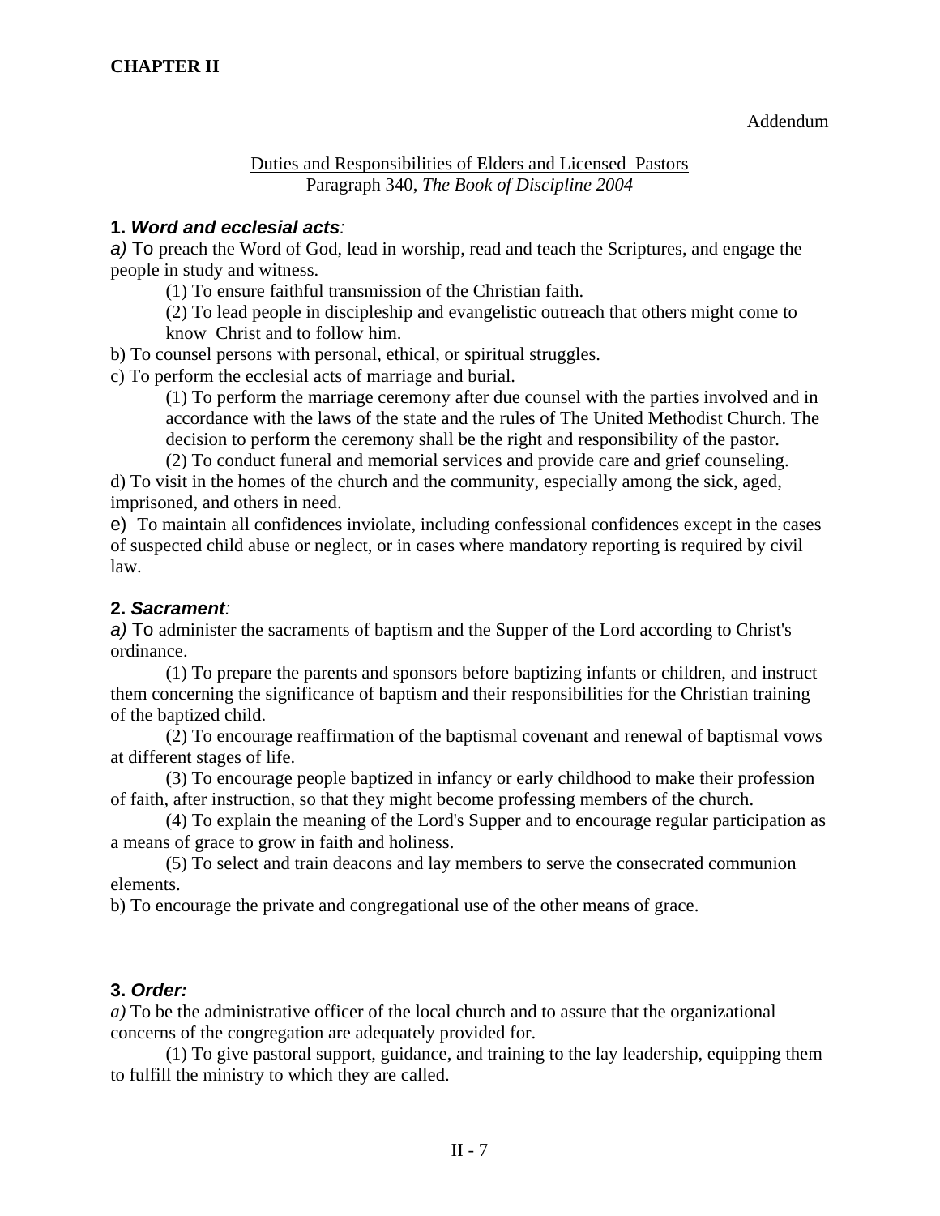# CHAPTER II

Addendum

Duties and Responsibilities of Elders and Licensed Pastors
Paragraph 340, *The Book of Discipline 2004*

**1. *Word and ecclesial acts*:**

*a)* To preach the Word of God, lead in worship, read and teach the Scriptures, and engage the people in study and witness.

(1) To ensure faithful transmission of the Christian faith.

(2) To lead people in discipleship and evangelistic outreach that others might come to know Christ and to follow him.

b) To counsel persons with personal, ethical, or spiritual struggles.

c) To perform the ecclesial acts of marriage and burial.

(1) To perform the marriage ceremony after due counsel with the parties involved and in accordance with the laws of the state and the rules of The United Methodist Church. The decision to perform the ceremony shall be the right and responsibility of the pastor.

(2) To conduct funeral and memorial services and provide care and grief counseling.

d) To visit in the homes of the church and the community, especially among the sick, aged, imprisoned, and others in need.

e) To maintain all confidences inviolate, including confessional confidences except in the cases of suspected child abuse or neglect, or in cases where mandatory reporting is required by civil law.

**2. *Sacrament*:**

*a)* To administer the sacraments of baptism and the Supper of the Lord according to Christ's ordinance.

(1) To prepare the parents and sponsors before baptizing infants or children, and instruct them concerning the significance of baptism and their responsibilities for the Christian training of the baptized child.

(2) To encourage reaffirmation of the baptismal covenant and renewal of baptismal vows at different stages of life.

(3) To encourage people baptized in infancy or early childhood to make their profession of faith, after instruction, so that they might become professing members of the church.

(4) To explain the meaning of the Lord's Supper and to encourage regular participation as a means of grace to grow in faith and holiness.

(5) To select and train deacons and lay members to serve the consecrated communion elements.

b) To encourage the private and congregational use of the other means of grace.

**3. *Order:***

*a)* To be the administrative officer of the local church and to assure that the organizational concerns of the congregation are adequately provided for.

(1) To give pastoral support, guidance, and training to the lay leadership, equipping them to fulfill the ministry to which they are called.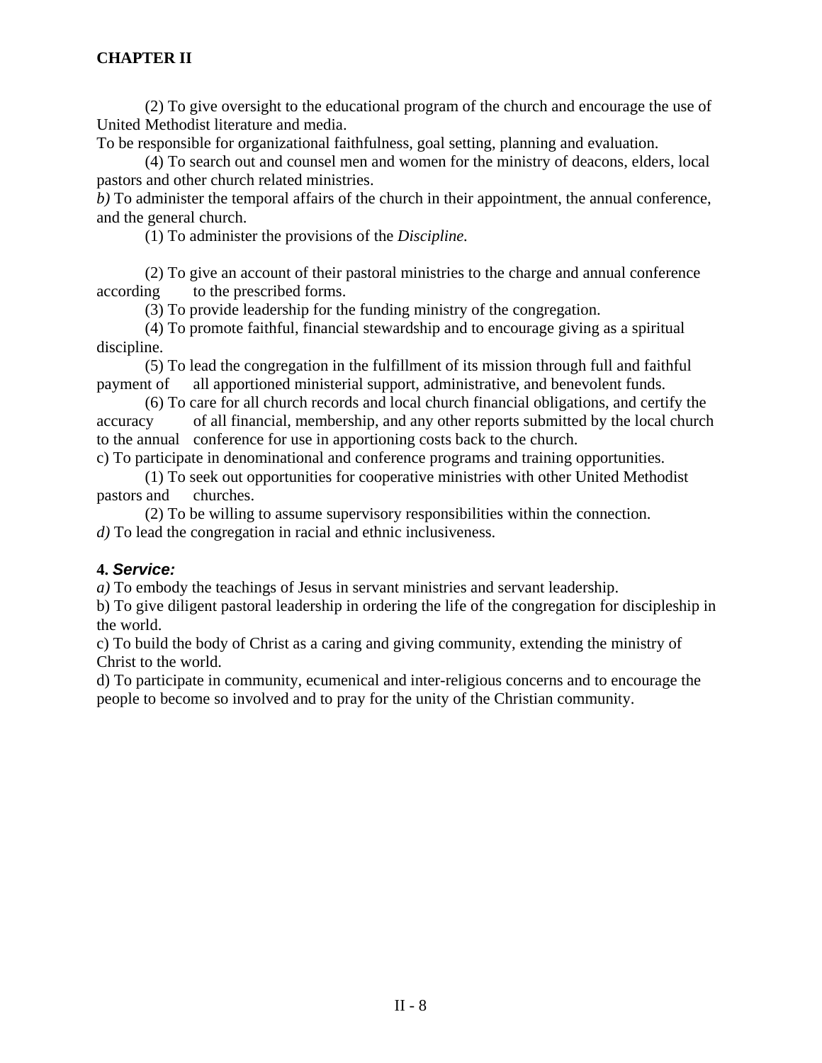## CHAPTER II

(2) To give oversight to the educational program of the church and encourage the use of United Methodist literature and media.

To be responsible for organizational faithfulness, goal setting, planning and evaluation.

(4) To search out and counsel men and women for the ministry of deacons, elders, local pastors and other church related ministries.

*b)* To administer the temporal affairs of the church in their appointment, the annual conference, and the general church.

(1) To administer the provisions of the *Discipline.*

(2) To give an account of their pastoral ministries to the charge and annual conference according to the prescribed forms.

(3) To provide leadership for the funding ministry of the congregation.

(4) To promote faithful, financial stewardship and to encourage giving as a spiritual discipline.

(5) To lead the congregation in the fulfillment of its mission through full and faithful payment of all apportioned ministerial support, administrative, and benevolent funds.

(6) To care for all church records and local church financial obligations, and certify the accuracy of all financial, membership, and any other reports submitted by the local church to the annual conference for use in apportioning costs back to the church.

c) To participate in denominational and conference programs and training opportunities.

(1) To seek out opportunities for cooperative ministries with other United Methodist pastors and churches.

(2) To be willing to assume supervisory responsibilities within the connection.

*d)* To lead the congregation in racial and ethnic inclusiveness.

**4. *Service:***

*a)* To embody the teachings of Jesus in servant ministries and servant leadership.

b) To give diligent pastoral leadership in ordering the life of the congregation for discipleship in the world.

c) To build the body of Christ as a caring and giving community, extending the ministry of Christ to the world.

d) To participate in community, ecumenical and inter-religious concerns and to encourage the people to become so involved and to pray for the unity of the Christian community.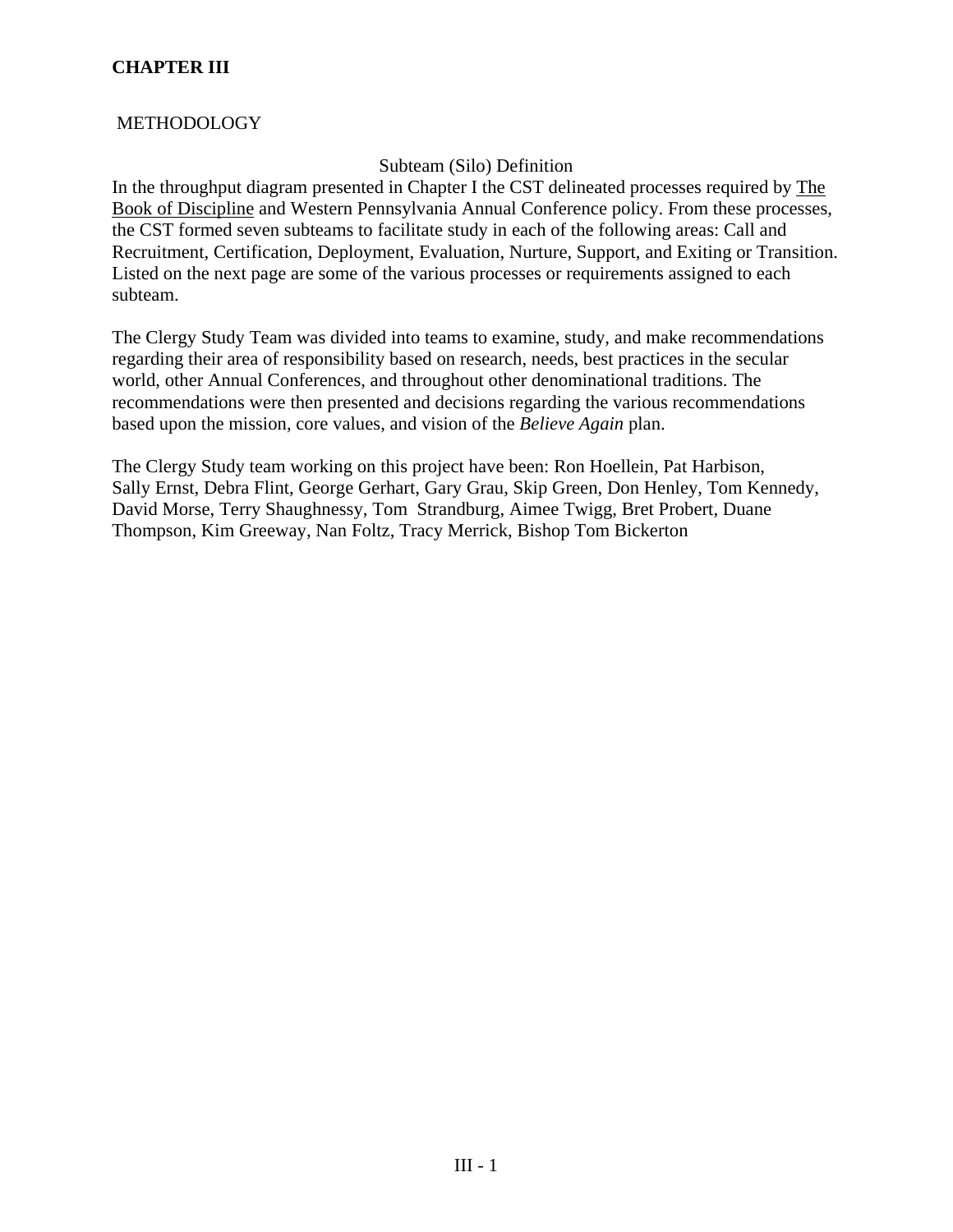# CHAPTER III

## METHODOLOGY

### Subteam (Silo) Definition

In the throughput diagram presented in Chapter I the CST delineated processes required by The Book of Discipline and Western Pennsylvania Annual Conference policy. From these processes, the CST formed seven subteams to facilitate study in each of the following areas: Call and Recruitment, Certification, Deployment, Evaluation, Nurture, Support, and Exiting or Transition. Listed on the next page are some of the various processes or requirements assigned to each subteam.

The Clergy Study Team was divided into teams to examine, study, and make recommendations regarding their area of responsibility based on research, needs, best practices in the secular world, other Annual Conferences, and throughout other denominational traditions. The recommendations were then presented and decisions regarding the various recommendations based upon the mission, core values, and vision of the *Believe Again* plan.

The Clergy Study team working on this project have been: Ron Hoellein, Pat Harbison, Sally Ernst, Debra Flint, George Gerhart, Gary Grau, Skip Green, Don Henley, Tom Kennedy, David Morse, Terry Shaughnessy, Tom Strandburg, Aimee Twigg, Bret Probert, Duane Thompson, Kim Greeway, Nan Foltz, Tracy Merrick, Bishop Tom Bickerton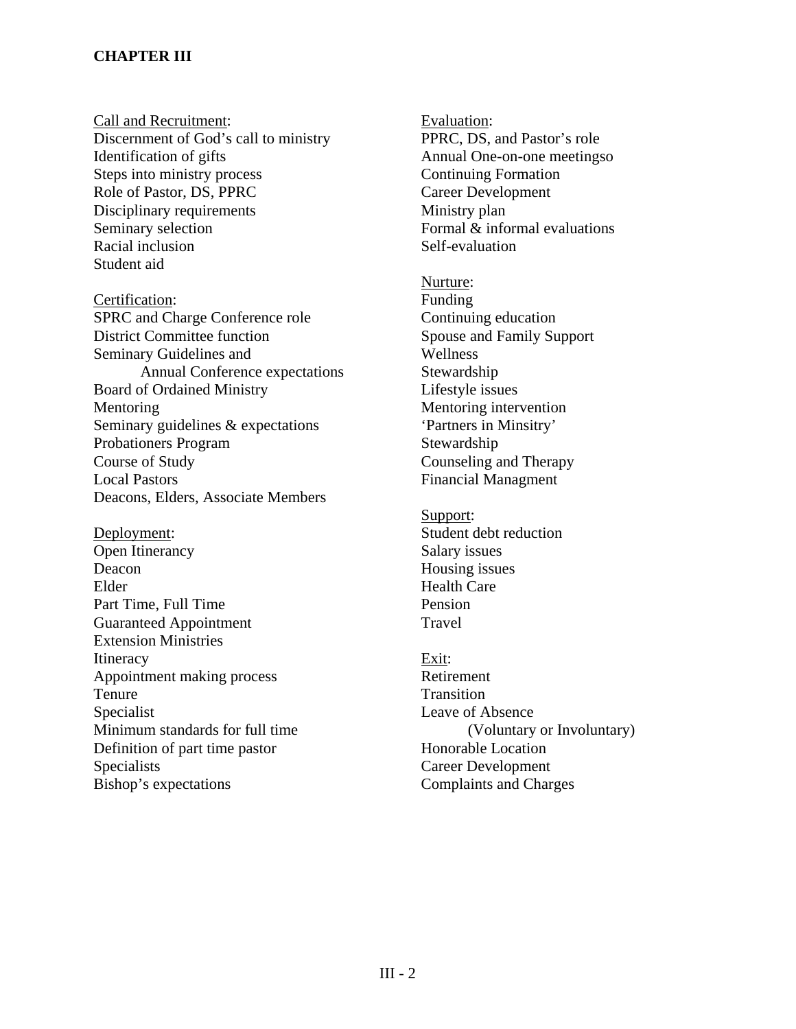**CHAPTER III**

Call and Recruitment:
Discernment of God's call to ministry
Identification of gifts
Steps into ministry process
Role of Pastor, DS, PPRC
Disciplinary requirements
Seminary selection
Racial inclusion
Student aid

Certification:
SPRC and Charge Conference role
District Committee function
Seminary Guidelines and
    Annual Conference expectations
Board of Ordained Ministry
Mentoring
Seminary guidelines & expectations
Probationers Program
Course of Study
Local Pastors
Deacons, Elders, Associate Members

Deployment:
Open Itinerancy
Deacon
Elder
Part Time, Full Time
Guaranteed Appointment
Extension Ministries
Itineracy
Appointment making process
Tenure
Specialist
Minimum standards for full time
Definition of part time pastor
Specialists
Bishop's expectations

Evaluation:
PPRC, DS, and Pastor's role
Annual One-on-one meetingso
Continuing Formation
Career Development
Ministry plan
Formal & informal evaluations
Self-evaluation

Nurture:
Funding
Continuing education
Spouse and Family Support
Wellness
Stewardship
Lifestyle issues
Mentoring intervention
'Partners in Minsitry'
Stewardship
Counseling and Therapy
Financial Managment

Support:
Student debt reduction
Salary issues
Housing issues
Health Care
Pension
Travel

Exit:
Retirement
Transition
Leave of Absence
    (Voluntary or Involuntary)
Honorable Location
Career Development
Complaints and Charges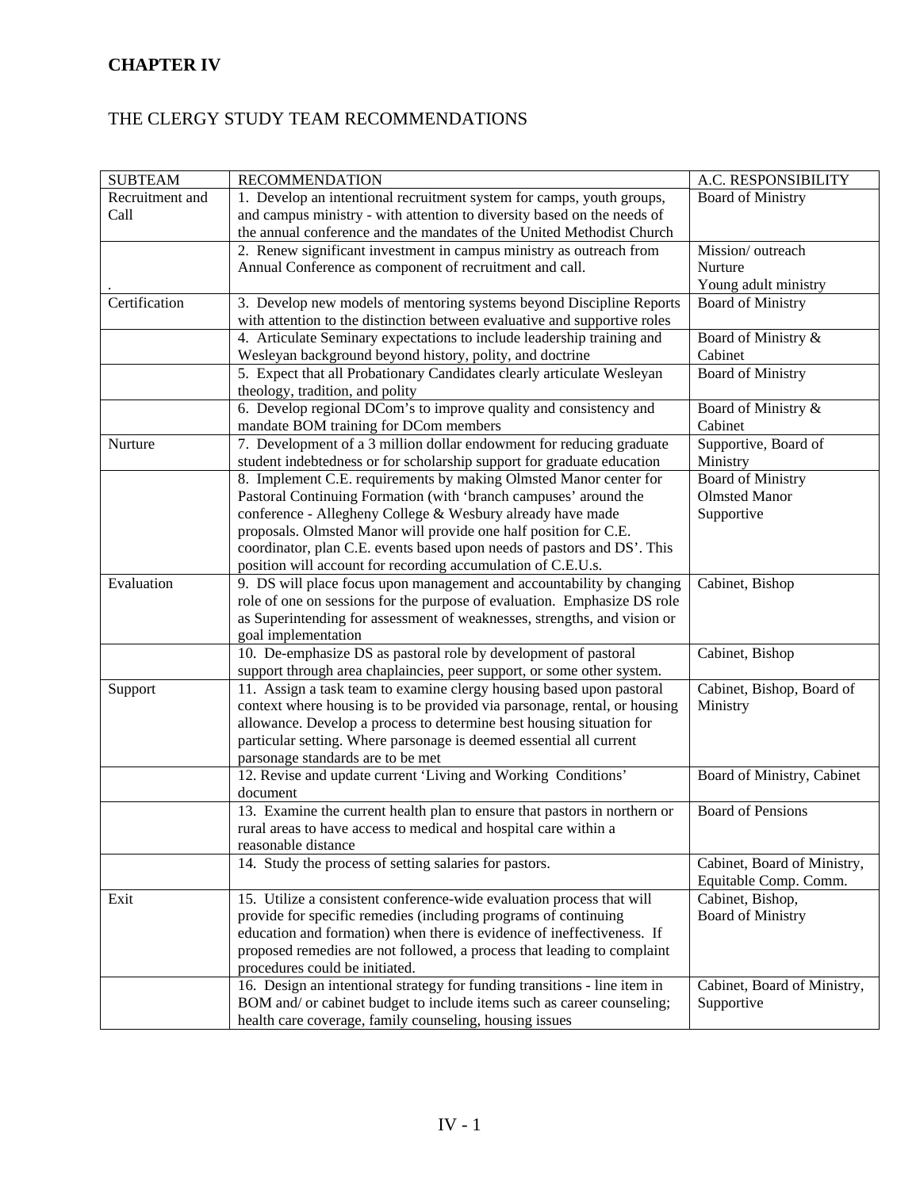## CHAPTER IV

THE CLERGY STUDY TEAM RECOMMENDATIONS

| SUBTEAM | RECOMMENDATION | A.C. RESPONSIBILITY |
|---|---|---|
| Recruitment and Call | 1. Develop an intentional recruitment system for camps, youth groups, and campus ministry - with attention to diversity based on the needs of the annual conference and the mandates of the United Methodist Church | Board of Ministry |
| . | 2. Renew significant investment in campus ministry as outreach from Annual Conference as component of recruitment and call. | Mission/ outreach Nurture Young adult ministry |
| Certification | 3. Develop new models of mentoring systems beyond Discipline Reports with attention to the distinction between evaluative and supportive roles | Board of Ministry |
| | 4. Articulate Seminary expectations to include leadership training and Wesleyan background beyond history, polity, and doctrine | Board of Ministry & Cabinet |
| | 5. Expect that all Probationary Candidates clearly articulate Wesleyan theology, tradition, and polity | Board of Ministry |
| | 6. Develop regional DCom's to improve quality and consistency and mandate BOM training for DCom members | Board of Ministry & Cabinet |
| Nurture | 7. Development of a 3 million dollar endowment for reducing graduate student indebtedness or for scholarship support for graduate education | Supportive, Board of Ministry |
| | 8. Implement C.E. requirements by making Olmsted Manor center for Pastoral Continuing Formation (with 'branch campuses' around the conference - Allegheny College & Wesbury already have made proposals. Olmsted Manor will provide one half position for C.E. coordinator, plan C.E. events based upon needs of pastors and DS'. This position will account for recording accumulation of C.E.U.s. | Board of Ministry Olmsted Manor Supportive |
| Evaluation | 9. DS will place focus upon management and accountability by changing role of one on sessions for the purpose of evaluation. Emphasize DS role as Superintending for assessment of weaknesses, strengths, and vision or goal implementation | Cabinet, Bishop |
| | 10. De-emphasize DS as pastoral role by development of pastoral support through area chaplaincies, peer support, or some other system. | Cabinet, Bishop |
| Support | 11. Assign a task team to examine clergy housing based upon pastoral context where housing is to be provided via parsonage, rental, or housing allowance. Develop a process to determine best housing situation for particular setting. Where parsonage is deemed essential all current parsonage standards are to be met | Cabinet, Bishop, Board of Ministry |
| | 12. Revise and update current 'Living and Working Conditions' document | Board of Ministry, Cabinet |
| | 13. Examine the current health plan to ensure that pastors in northern or rural areas to have access to medical and hospital care within a reasonable distance | Board of Pensions |
| | 14. Study the process of setting salaries for pastors. | Cabinet, Board of Ministry, Equitable Comp. Comm. |
| Exit | 15. Utilize a consistent conference-wide evaluation process that will provide for specific remedies (including programs of continuing education and formation) when there is evidence of ineffectiveness. If proposed remedies are not followed, a process that leading to complaint procedures could be initiated. | Cabinet, Bishop, Board of Ministry |
| | 16. Design an intentional strategy for funding transitions - line item in BOM and/ or cabinet budget to include items such as career counseling; health care coverage, family counseling, housing issues | Cabinet, Board of Ministry, Supportive |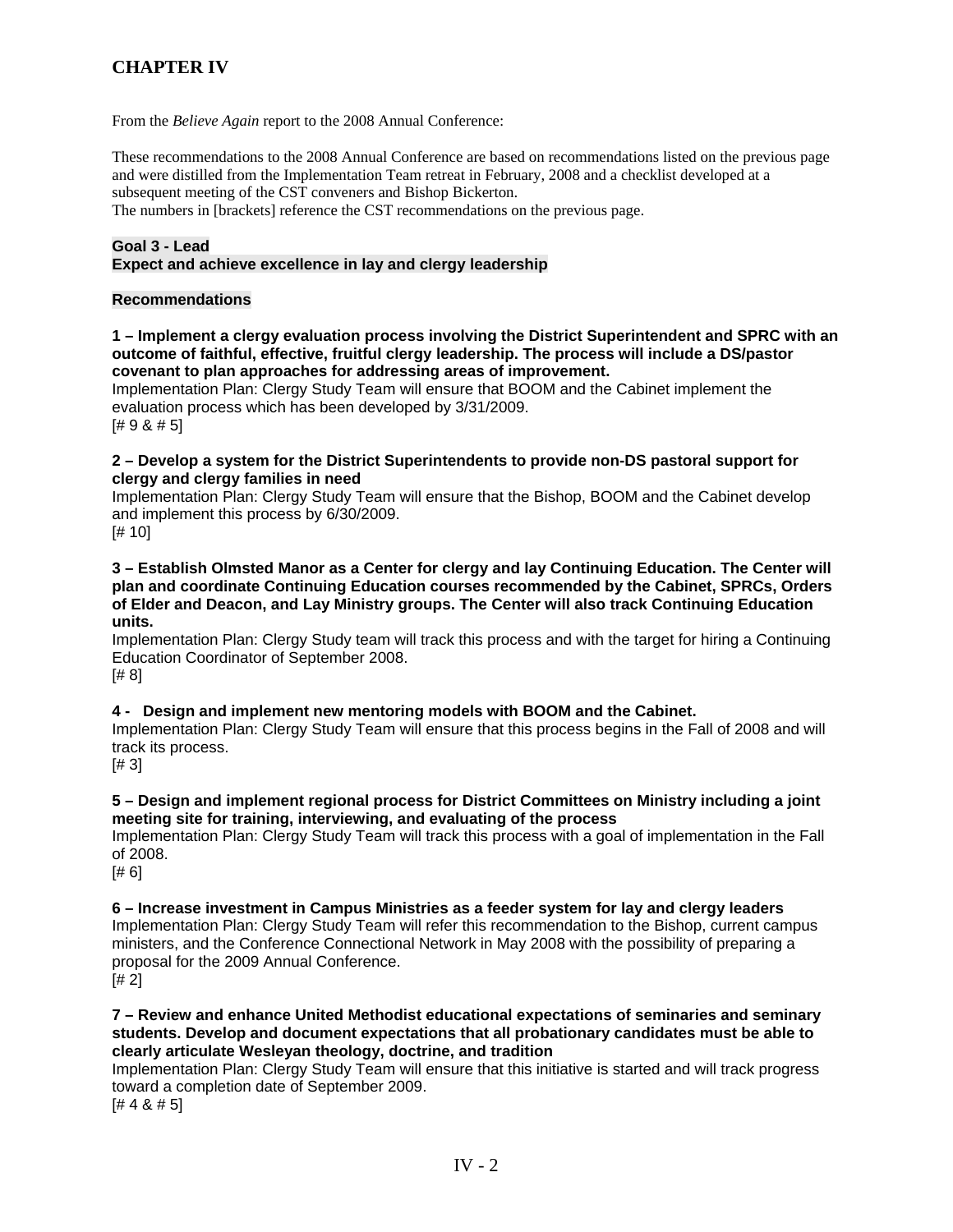# CHAPTER IV

From the *Believe Again* report to the 2008 Annual Conference:

These recommendations to the 2008 Annual Conference are based on recommendations listed on the previous page and were distilled from the Implementation Team retreat in February, 2008 and a checklist developed at a subsequent meeting of the CST conveners and Bishop Bickerton.
The numbers in [brackets] reference the CST recommendations on the previous page.

**Goal 3 - Lead**
**Expect and achieve excellence in lay and clergy leadership**

**Recommendations**

**1 – Implement a clergy evaluation process involving the District Superintendent and SPRC with an outcome of faithful, effective, fruitful clergy leadership. The process will include a DS/pastor covenant to plan approaches for addressing areas of improvement.**
Implementation Plan: Clergy Study Team will ensure that BOOM and the Cabinet implement the evaluation process which has been developed by 3/31/2009.
[# 9 & # 5]

**2 – Develop a system for the District Superintendents to provide non-DS pastoral support for clergy and clergy families in need**
Implementation Plan: Clergy Study Team will ensure that the Bishop, BOOM and the Cabinet develop and implement this process by 6/30/2009.
[# 10]

**3 – Establish Olmsted Manor as a Center for clergy and lay Continuing Education. The Center will plan and coordinate Continuing Education courses recommended by the Cabinet, SPRCs, Orders of Elder and Deacon, and Lay Ministry groups. The Center will also track Continuing Education units.**
Implementation Plan: Clergy Study team will track this process and with the target for hiring a Continuing Education Coordinator of September 2008.
[# 8]

**4 - Design and implement new mentoring models with BOOM and the Cabinet.**
Implementation Plan: Clergy Study Team will ensure that this process begins in the Fall of 2008 and will track its process.
[# 3]

**5 – Design and implement regional process for District Committees on Ministry including a joint meeting site for training, interviewing, and evaluating of the process**
Implementation Plan: Clergy Study Team will track this process with a goal of implementation in the Fall of 2008.
[# 6]

**6 – Increase investment in Campus Ministries as a feeder system for lay and clergy leaders**
Implementation Plan: Clergy Study Team will refer this recommendation to the Bishop, current campus ministers, and the Conference Connectional Network in May 2008 with the possibility of preparing a proposal for the 2009 Annual Conference.
[# 2]

**7 – Review and enhance United Methodist educational expectations of seminaries and seminary students. Develop and document expectations that all probationary candidates must be able to clearly articulate Wesleyan theology, doctrine, and tradition**
Implementation Plan: Clergy Study Team will ensure that this initiative is started and will track progress toward a completion date of September 2009.
[# 4 & # 5]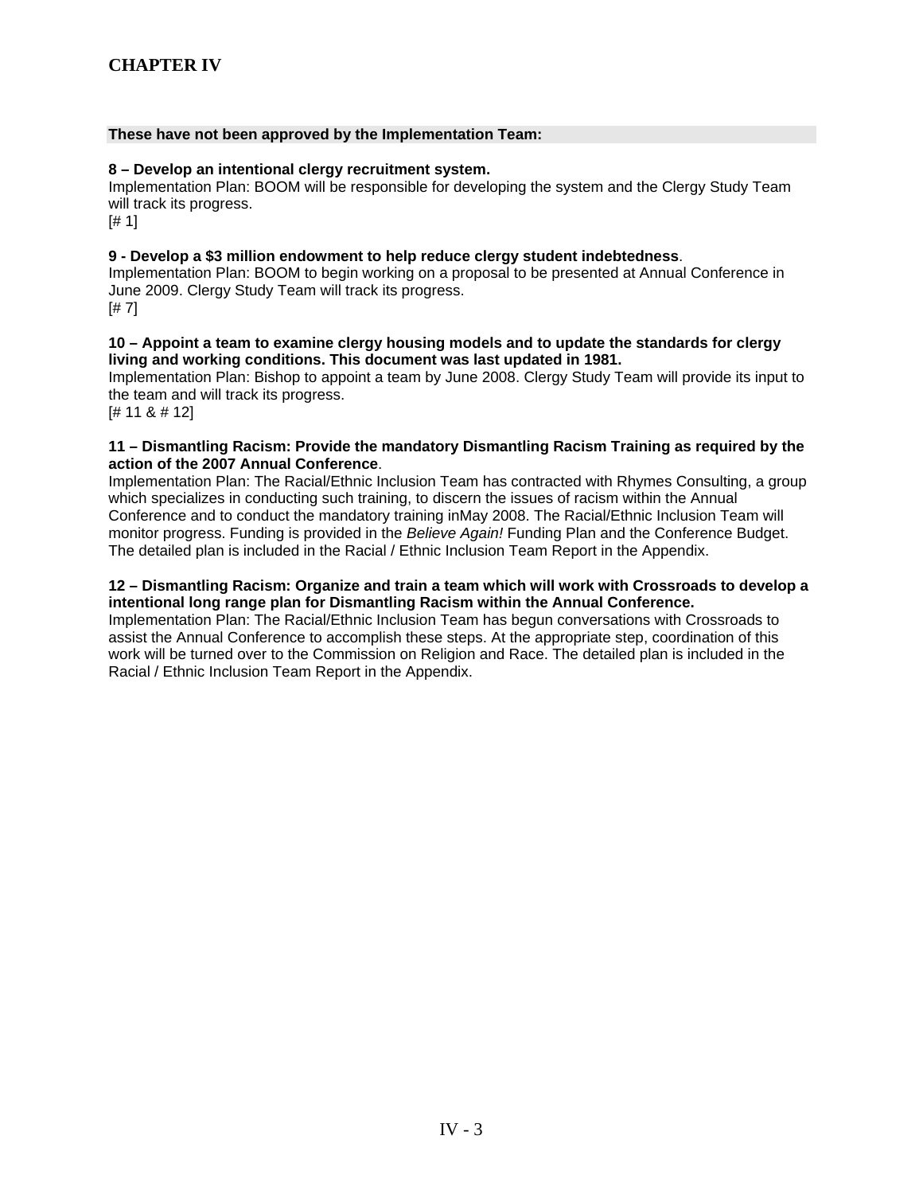# CHAPTER IV

**These have not been approved by the Implementation Team:**

**8 – Develop an intentional clergy recruitment system.**
Implementation Plan: BOOM will be responsible for developing the system and the Clergy Study Team will track its progress.
[# 1]

**9 - Develop a $3 million endowment to help reduce clergy student indebtedness**.
Implementation Plan: BOOM to begin working on a proposal to be presented at Annual Conference in June 2009. Clergy Study Team will track its progress.
[# 7]

**10 – Appoint a team to examine clergy housing models and to update the standards for clergy living and working conditions. This document was last updated in 1981.**
Implementation Plan: Bishop to appoint a team by June 2008. Clergy Study Team will provide its input to the team and will track its progress.
[# 11 & # 12]

**11 – Dismantling Racism: Provide the mandatory Dismantling Racism Training as required by the action of the 2007 Annual Conference**.
Implementation Plan: The Racial/Ethnic Inclusion Team has contracted with Rhymes Consulting, a group which specializes in conducting such training, to discern the issues of racism within the Annual Conference and to conduct the mandatory training inMay 2008. The Racial/Ethnic Inclusion Team will monitor progress. Funding is provided in the *Believe Again!* Funding Plan and the Conference Budget. The detailed plan is included in the Racial / Ethnic Inclusion Team Report in the Appendix.

**12 – Dismantling Racism: Organize and train a team which will work with Crossroads to develop a intentional long range plan for Dismantling Racism within the Annual Conference.**
Implementation Plan: The Racial/Ethnic Inclusion Team has begun conversations with Crossroads to assist the Annual Conference to accomplish these steps. At the appropriate step, coordination of this work will be turned over to the Commission on Religion and Race. The detailed plan is included in the Racial / Ethnic Inclusion Team Report in the Appendix.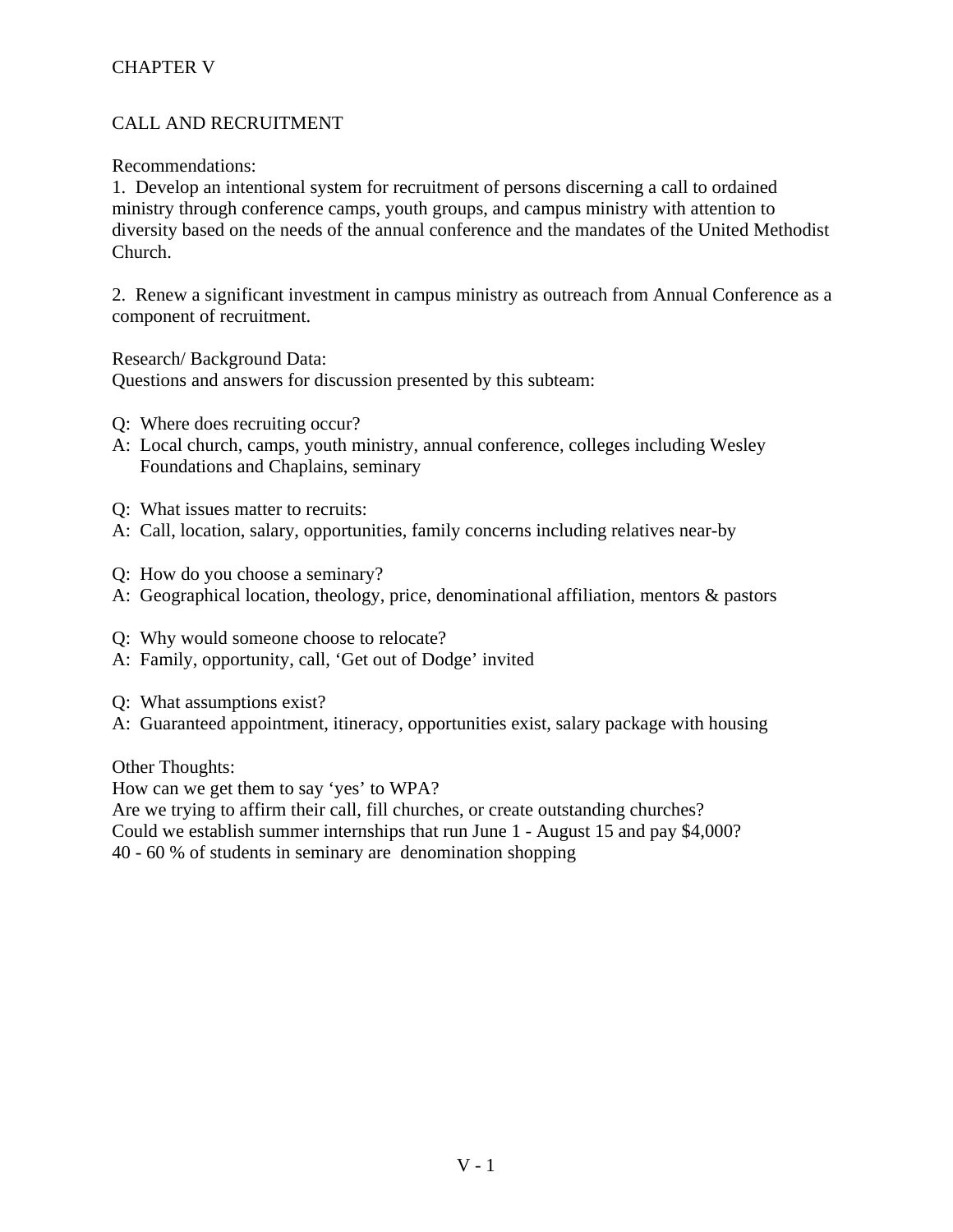# CHAPTER V

## CALL AND RECRUITMENT

Recommendations:

1. Develop an intentional system for recruitment of persons discerning a call to ordained ministry through conference camps, youth groups, and campus ministry with attention to diversity based on the needs of the annual conference and the mandates of the United Methodist Church.

2. Renew a significant investment in campus ministry as outreach from Annual Conference as a component of recruitment.

Research/ Background Data:
Questions and answers for discussion presented by this subteam:

Q: Where does recruiting occur?
A: Local church, camps, youth ministry, annual conference, colleges including Wesley Foundations and Chaplains, seminary

Q: What issues matter to recruits:
A: Call, location, salary, opportunities, family concerns including relatives near-by

Q: How do you choose a seminary?
A: Geographical location, theology, price, denominational affiliation, mentors & pastors

Q: Why would someone choose to relocate?
A: Family, opportunity, call, 'Get out of Dodge' invited

Q: What assumptions exist?
A: Guaranteed appointment, itineracy, opportunities exist, salary package with housing

Other Thoughts:
How can we get them to say 'yes' to WPA?
Are we trying to affirm their call, fill churches, or create outstanding churches?
Could we establish summer internships that run June 1 - August 15 and pay $4,000?
40 - 60 % of students in seminary are denomination shopping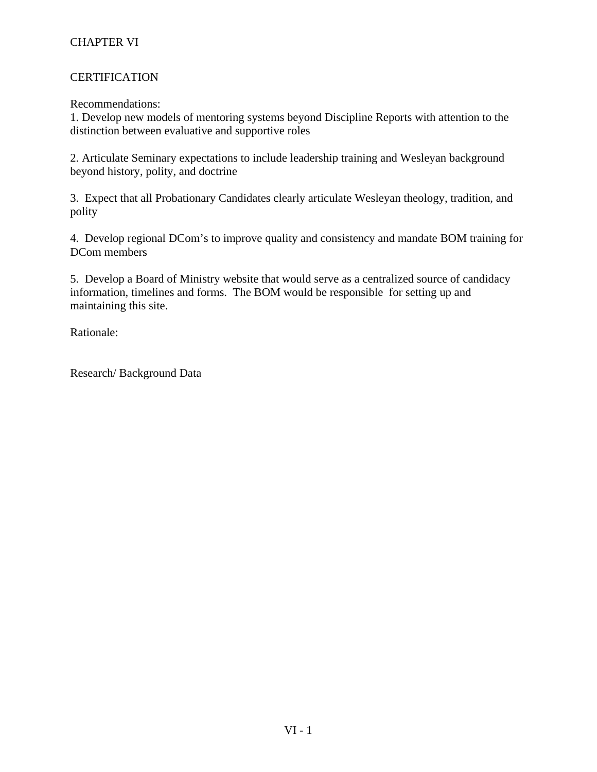# CHAPTER VI

## CERTIFICATION

Recommendations:

1. Develop new models of mentoring systems beyond Discipline Reports with attention to the distinction between evaluative and supportive roles

2. Articulate Seminary expectations to include leadership training and Wesleyan background beyond history, polity, and doctrine

3. Expect that all Probationary Candidates clearly articulate Wesleyan theology, tradition, and polity

4. Develop regional DCom's to improve quality and consistency and mandate BOM training for DCom members

5. Develop a Board of Ministry website that would serve as a centralized source of candidacy information, timelines and forms. The BOM would be responsible for setting up and maintaining this site.

Rationale:

Research/ Background Data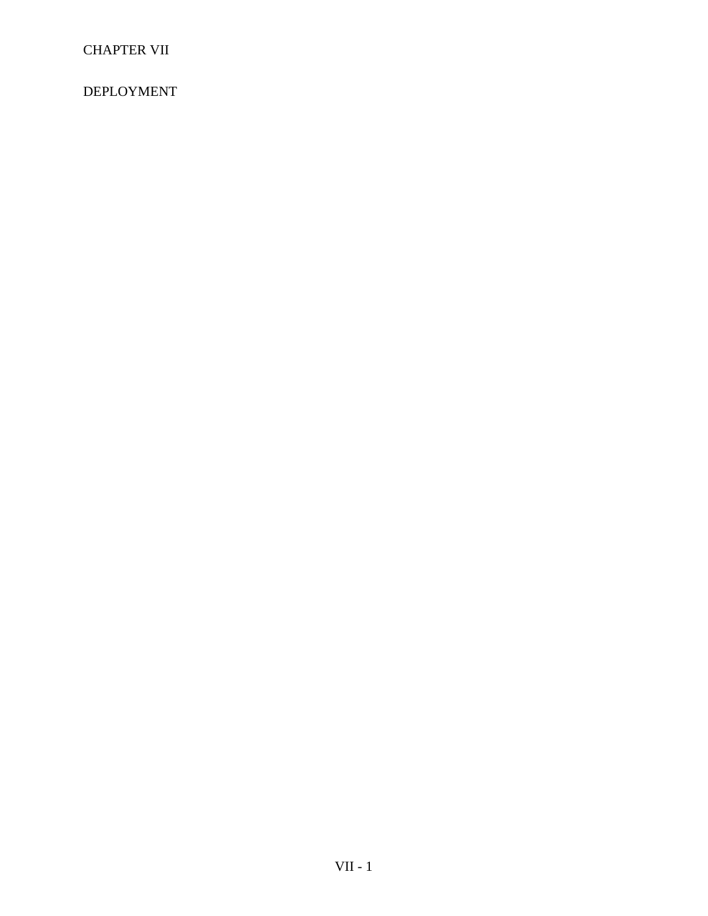# CHAPTER VII

## DEPLOYMENT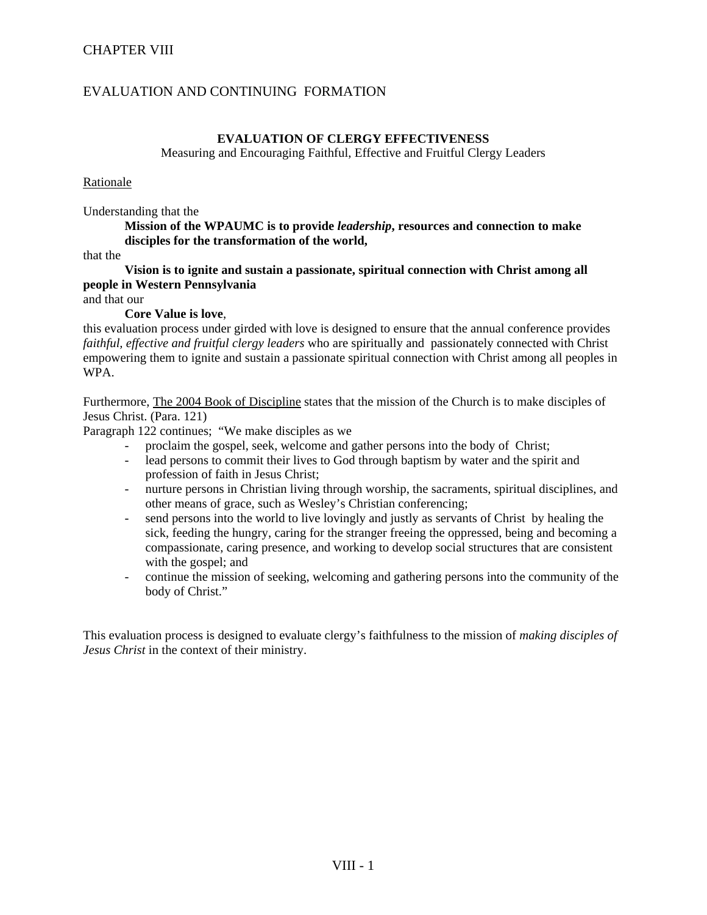# CHAPTER VIII

# EVALUATION AND CONTINUING FORMATION

## EVALUATION OF CLERGY EFFECTIVENESS

Measuring and Encouraging Faithful, Effective and Fruitful Clergy Leaders

Rationale

Understanding that the

> **Mission of the WPAUMC is to provide *leadership*, resources and connection to make disciples for the transformation of the world,**

that the

> **Vision is to ignite and sustain a passionate, spiritual connection with Christ among all people in Western Pennsylvania**

and that our

> **Core Value is love**,

this evaluation process under girded with love is designed to ensure that the annual conference provides *faithful, effective and fruitful clergy leaders* who are spiritually and passionately connected with Christ empowering them to ignite and sustain a passionate spiritual connection with Christ among all peoples in WPA.

Furthermore, The 2004 Book of Discipline states that the mission of the Church is to make disciples of Jesus Christ. (Para. 121)

Paragraph 122 continues; "We make disciples as we

- proclaim the gospel, seek, welcome and gather persons into the body of Christ;
- lead persons to commit their lives to God through baptism by water and the spirit and profession of faith in Jesus Christ;
- nurture persons in Christian living through worship, the sacraments, spiritual disciplines, and other means of grace, such as Wesley's Christian conferencing;
- send persons into the world to live lovingly and justly as servants of Christ by healing the sick, feeding the hungry, caring for the stranger freeing the oppressed, being and becoming a compassionate, caring presence, and working to develop social structures that are consistent with the gospel; and
- continue the mission of seeking, welcoming and gathering persons into the community of the body of Christ."

This evaluation process is designed to evaluate clergy's faithfulness to the mission of *making disciples of Jesus Christ* in the context of their ministry.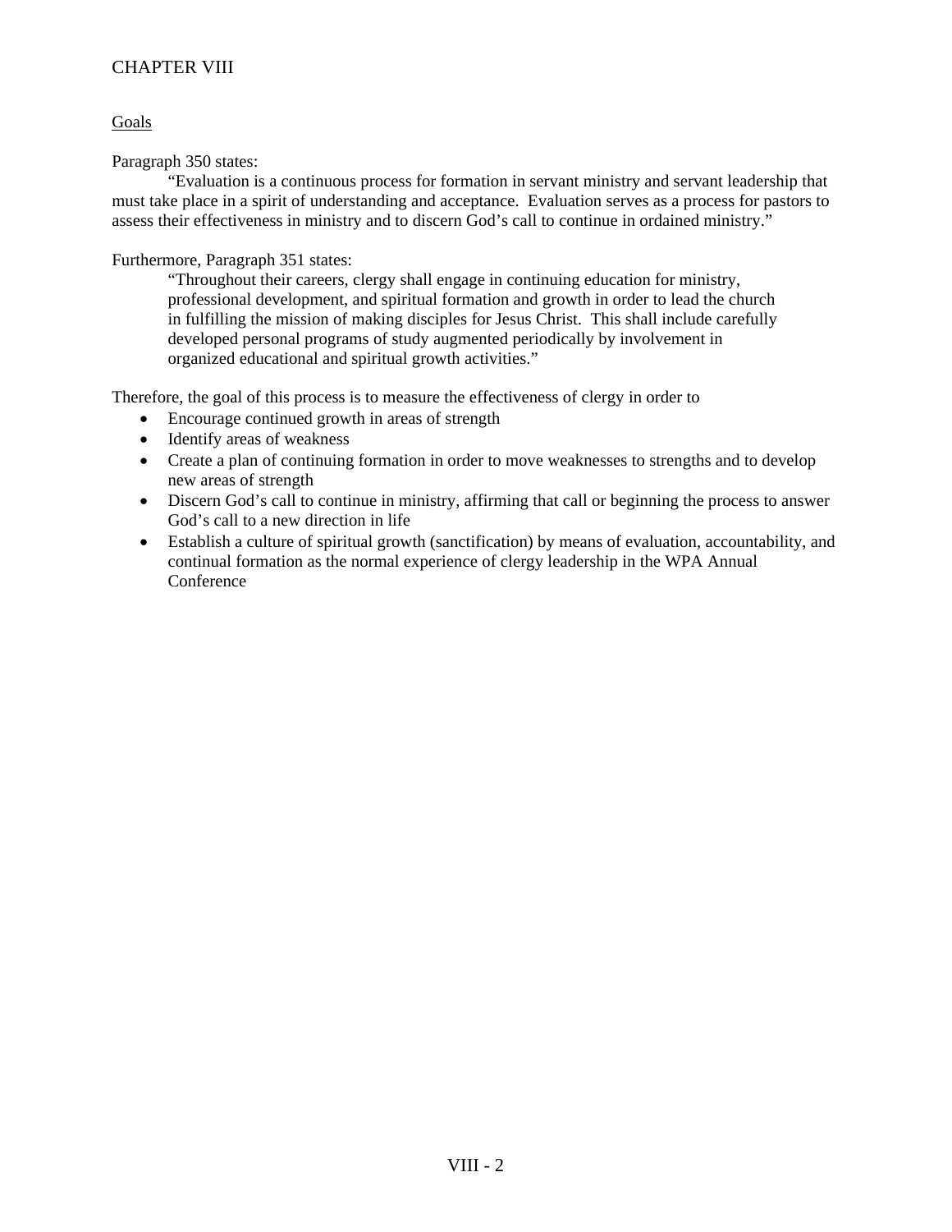# CHAPTER VIII

## Goals

Paragraph 350 states:

"Evaluation is a continuous process for formation in servant ministry and servant leadership that must take place in a spirit of understanding and acceptance. Evaluation serves as a process for pastors to assess their effectiveness in ministry and to discern God's call to continue in ordained ministry."

Furthermore, Paragraph 351 states:

> "Throughout their careers, clergy shall engage in continuing education for ministry, professional development, and spiritual formation and growth in order to lead the church in fulfilling the mission of making disciples for Jesus Christ. This shall include carefully developed personal programs of study augmented periodically by involvement in organized educational and spiritual growth activities."

Therefore, the goal of this process is to measure the effectiveness of clergy in order to

- Encourage continued growth in areas of strength
- Identify areas of weakness
- Create a plan of continuing formation in order to move weaknesses to strengths and to develop new areas of strength
- Discern God's call to continue in ministry, affirming that call or beginning the process to answer God's call to a new direction in life
- Establish a culture of spiritual growth (sanctification) by means of evaluation, accountability, and continual formation as the normal experience of clergy leadership in the WPA Annual Conference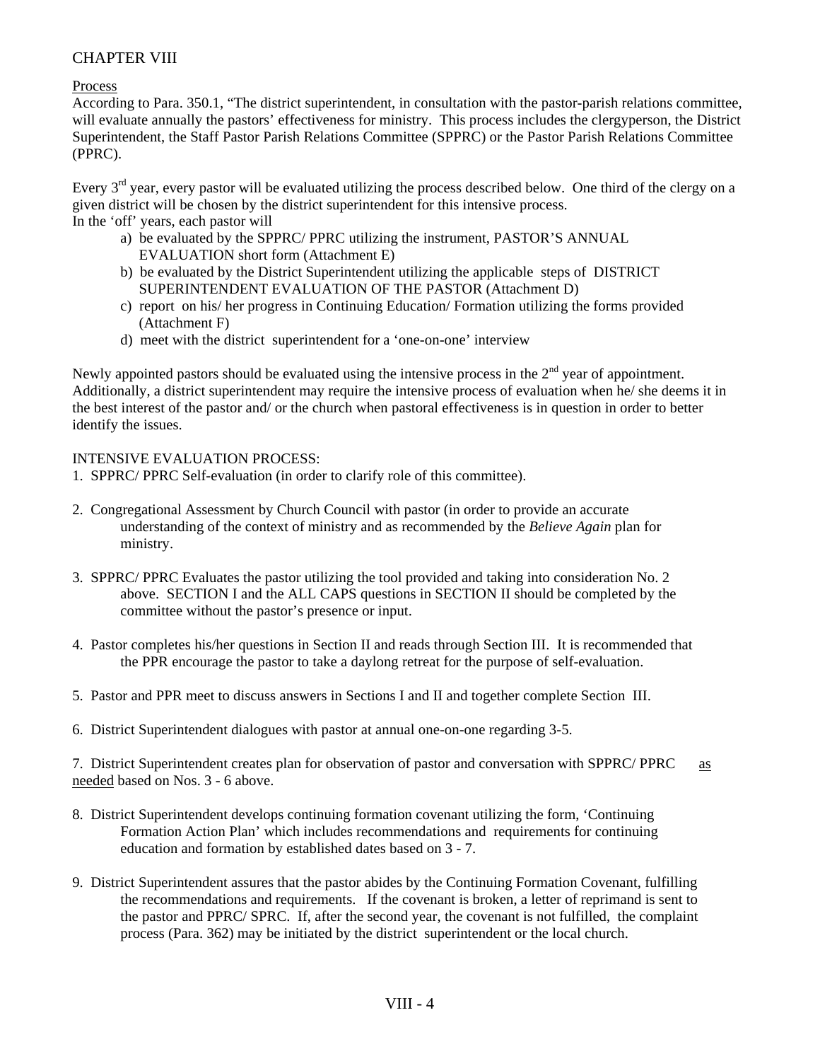CHAPTER VIII

Process

According to Para. 350.1, "The district superintendent, in consultation with the pastor-parish relations committee, will evaluate annually the pastors' effectiveness for ministry. This process includes the clergyperson, the District Superintendent, the Staff Pastor Parish Relations Committee (SPPRC) or the Pastor Parish Relations Committee (PPRC).

Every 3rd year, every pastor will be evaluated utilizing the process described below. One third of the clergy on a given district will be chosen by the district superintendent for this intensive process.
In the 'off' years, each pastor will

a) be evaluated by the SPPRC/ PPRC utilizing the instrument, PASTOR'S ANNUAL EVALUATION short form (Attachment E)
b) be evaluated by the District Superintendent utilizing the applicable steps of DISTRICT SUPERINTENDENT EVALUATION OF THE PASTOR (Attachment D)
c) report on his/ her progress in Continuing Education/ Formation utilizing the forms provided (Attachment F)
d) meet with the district superintendent for a 'one-on-one' interview

Newly appointed pastors should be evaluated using the intensive process in the 2nd year of appointment. Additionally, a district superintendent may require the intensive process of evaluation when he/ she deems it in the best interest of the pastor and/ or the church when pastoral effectiveness is in question in order to better identify the issues.

INTENSIVE EVALUATION PROCESS:

1. SPPRC/ PPRC Self-evaluation (in order to clarify role of this committee).

2. Congregational Assessment by Church Council with pastor (in order to provide an accurate understanding of the context of ministry and as recommended by the *Believe Again* plan for ministry.

3. SPPRC/ PPRC Evaluates the pastor utilizing the tool provided and taking into consideration No. 2 above. SECTION I and the ALL CAPS questions in SECTION II should be completed by the committee without the pastor's presence or input.

4. Pastor completes his/her questions in Section II and reads through Section III. It is recommended that the PPR encourage the pastor to take a daylong retreat for the purpose of self-evaluation.

5. Pastor and PPR meet to discuss answers in Sections I and II and together complete Section III.

6. District Superintendent dialogues with pastor at annual one-on-one regarding 3-5.

7. District Superintendent creates plan for observation of pastor and conversation with SPPRC/ PPRC as needed based on Nos. 3 - 6 above.

8. District Superintendent develops continuing formation covenant utilizing the form, 'Continuing Formation Action Plan' which includes recommendations and requirements for continuing education and formation by established dates based on 3 - 7.

9. District Superintendent assures that the pastor abides by the Continuing Formation Covenant, fulfilling the recommendations and requirements. If the covenant is broken, a letter of reprimand is sent to the pastor and PPRC/ SPRC. If, after the second year, the covenant is not fulfilled, the complaint process (Para. 362) may be initiated by the district superintendent or the local church.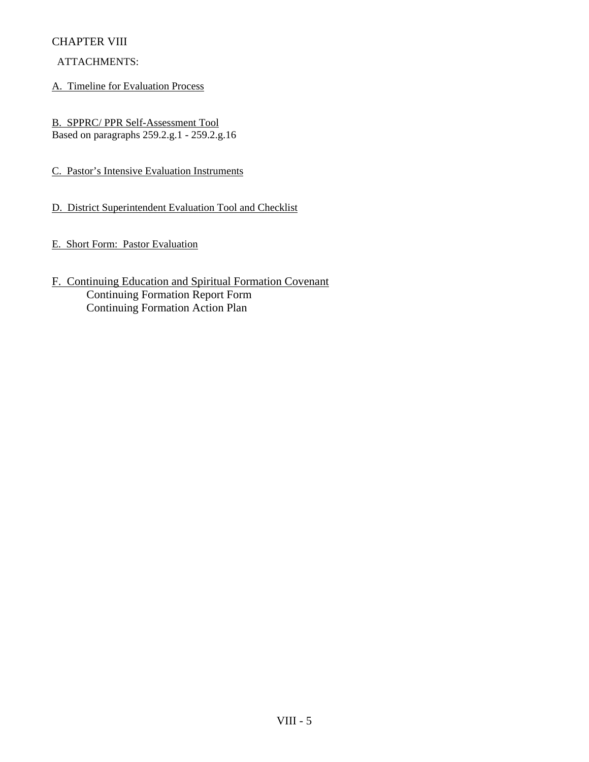# CHAPTER VIII

ATTACHMENTS:

A. Timeline for Evaluation Process

B. SPPRC/ PPR Self-Assessment Tool
Based on paragraphs 259.2.g.1 - 259.2.g.16

C. Pastor's Intensive Evaluation Instruments

D. District Superintendent Evaluation Tool and Checklist

E. Short Form: Pastor Evaluation

F. Continuing Education and Spiritual Formation Covenant
  Continuing Formation Report Form
  Continuing Formation Action Plan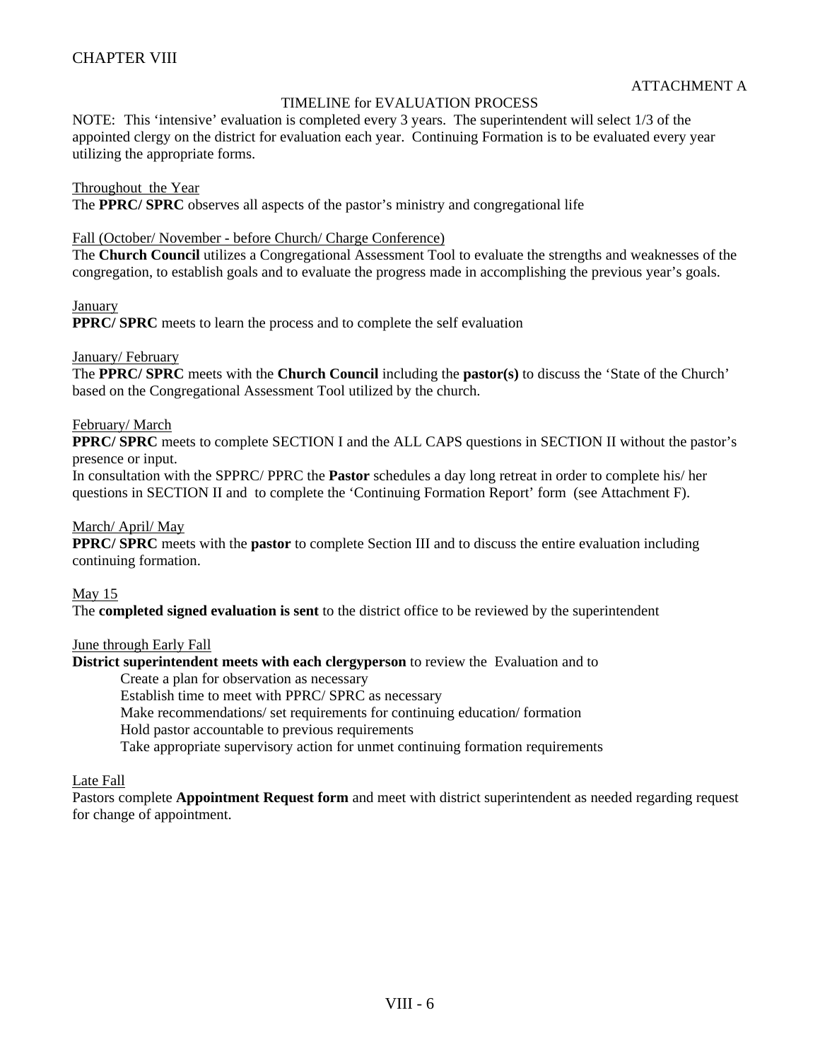CHAPTER VIII

ATTACHMENT A

## TIMELINE for EVALUATION PROCESS

NOTE: This 'intensive' evaluation is completed every 3 years. The superintendent will select 1/3 of the appointed clergy on the district for evaluation each year. Continuing Formation is to be evaluated every year utilizing the appropriate forms.

<u>Throughout the Year</u>
The **PPRC/ SPRC** observes all aspects of the pastor's ministry and congregational life

<u>Fall (October/ November - before Church/ Charge Conference)</u>
The **Church Council** utilizes a Congregational Assessment Tool to evaluate the strengths and weaknesses of the congregation, to establish goals and to evaluate the progress made in accomplishing the previous year's goals.

<u>January</u>
**PPRC/ SPRC** meets to learn the process and to complete the self evaluation

<u>January/ February</u>
The **PPRC/ SPRC** meets with the **Church Council** including the **pastor(s)** to discuss the 'State of the Church' based on the Congregational Assessment Tool utilized by the church.

<u>February/ March</u>
**PPRC/ SPRC** meets to complete SECTION I and the ALL CAPS questions in SECTION II without the pastor's presence or input.
In consultation with the SPPRC/ PPRC the **Pastor** schedules a day long retreat in order to complete his/ her questions in SECTION II and to complete the 'Continuing Formation Report' form (see Attachment F).

<u>March/ April/ May</u>
**PPRC/ SPRC** meets with the **pastor** to complete Section III and to discuss the entire evaluation including continuing formation.

<u>May 15</u>
The **completed signed evaluation is sent** to the district office to be reviewed by the superintendent

<u>June through Early Fall</u>
**District superintendent meets with each clergyperson** to review the Evaluation and to
- Create a plan for observation as necessary
- Establish time to meet with PPRC/ SPRC as necessary
- Make recommendations/ set requirements for continuing education/ formation
- Hold pastor accountable to previous requirements
- Take appropriate supervisory action for unmet continuing formation requirements

<u>Late Fall</u>
Pastors complete **Appointment Request form** and meet with district superintendent as needed regarding request for change of appointment.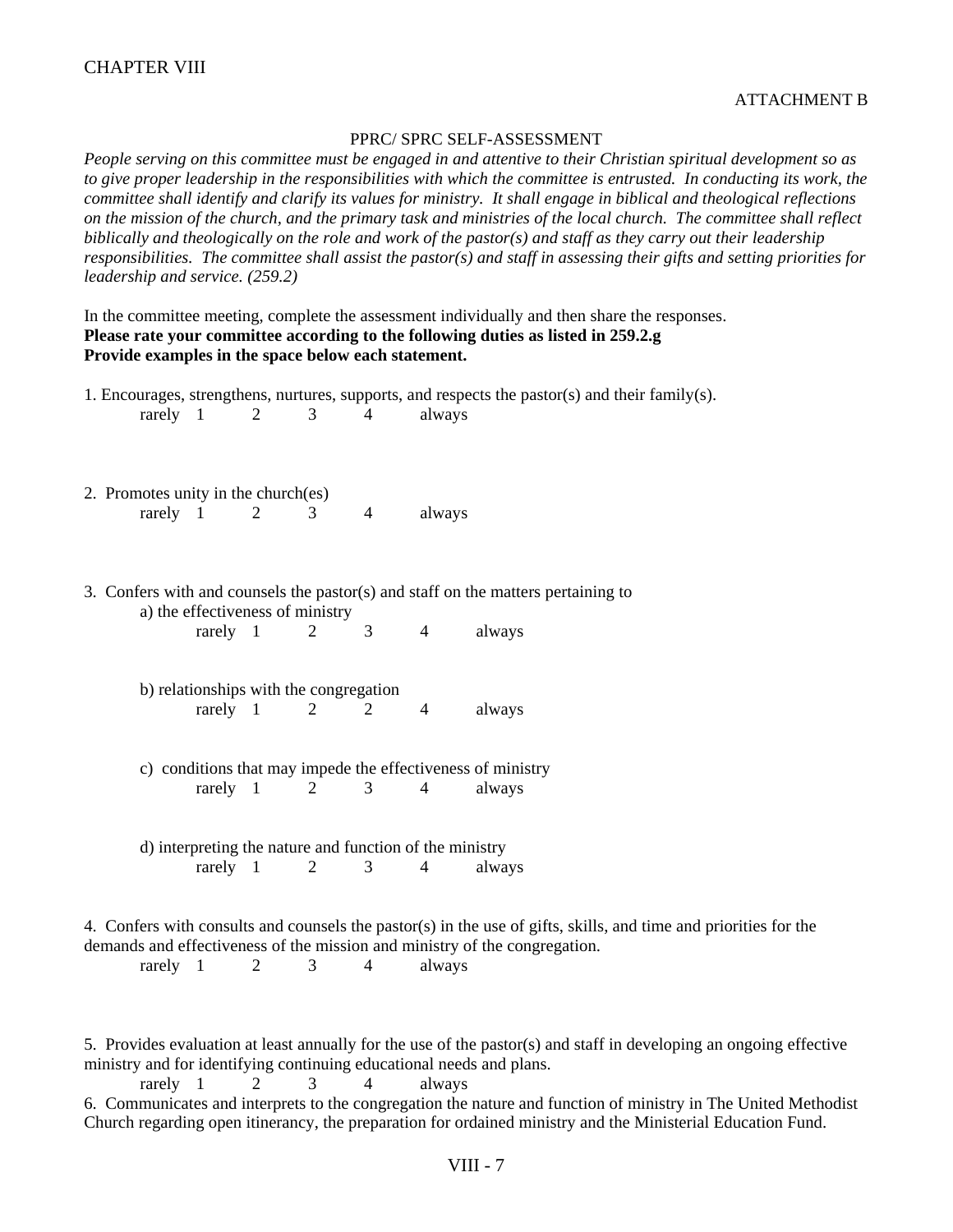CHAPTER VIII

ATTACHMENT B

PPRC/ SPRC SELF-ASSESSMENT

*People serving on this committee must be engaged in and attentive to their Christian spiritual development so as to give proper leadership in the responsibilities with which the committee is entrusted. In conducting its work, the committee shall identify and clarify its values for ministry. It shall engage in biblical and theological reflections on the mission of the church, and the primary task and ministries of the local church. The committee shall reflect biblically and theologically on the role and work of the pastor(s) and staff as they carry out their leadership responsibilities. The committee shall assist the pastor(s) and staff in assessing their gifts and setting priorities for leadership and service. (259.2)*

In the committee meeting, complete the assessment individually and then share the responses.
**Please rate your committee according to the following duties as listed in 259.2.g**
**Provide examples in the space below each statement.**

1. Encourages, strengthens, nurtures, supports, and respects the pastor(s) and their family(s).
   rarely 1 2 3 4 always

2. Promotes unity in the church(es)
   rarely 1 2 3 4 always

3. Confers with and counsels the pastor(s) and staff on the matters pertaining to
   a) the effectiveness of ministry
      rarely 1 2 3 4 always

   b) relationships with the congregation
      rarely 1 2 2 4 always

   c) conditions that may impede the effectiveness of ministry
      rarely 1 2 3 4 always

   d) interpreting the nature and function of the ministry
      rarely 1 2 3 4 always

4. Confers with consults and counsels the pastor(s) in the use of gifts, skills, and time and priorities for the demands and effectiveness of the mission and ministry of the congregation.
   rarely 1 2 3 4 always

5. Provides evaluation at least annually for the use of the pastor(s) and staff in developing an ongoing effective ministry and for identifying continuing educational needs and plans.
   rarely 1 2 3 4 always

6. Communicates and interprets to the congregation the nature and function of ministry in The United Methodist Church regarding open itinerancy, the preparation for ordained ministry and the Ministerial Education Fund.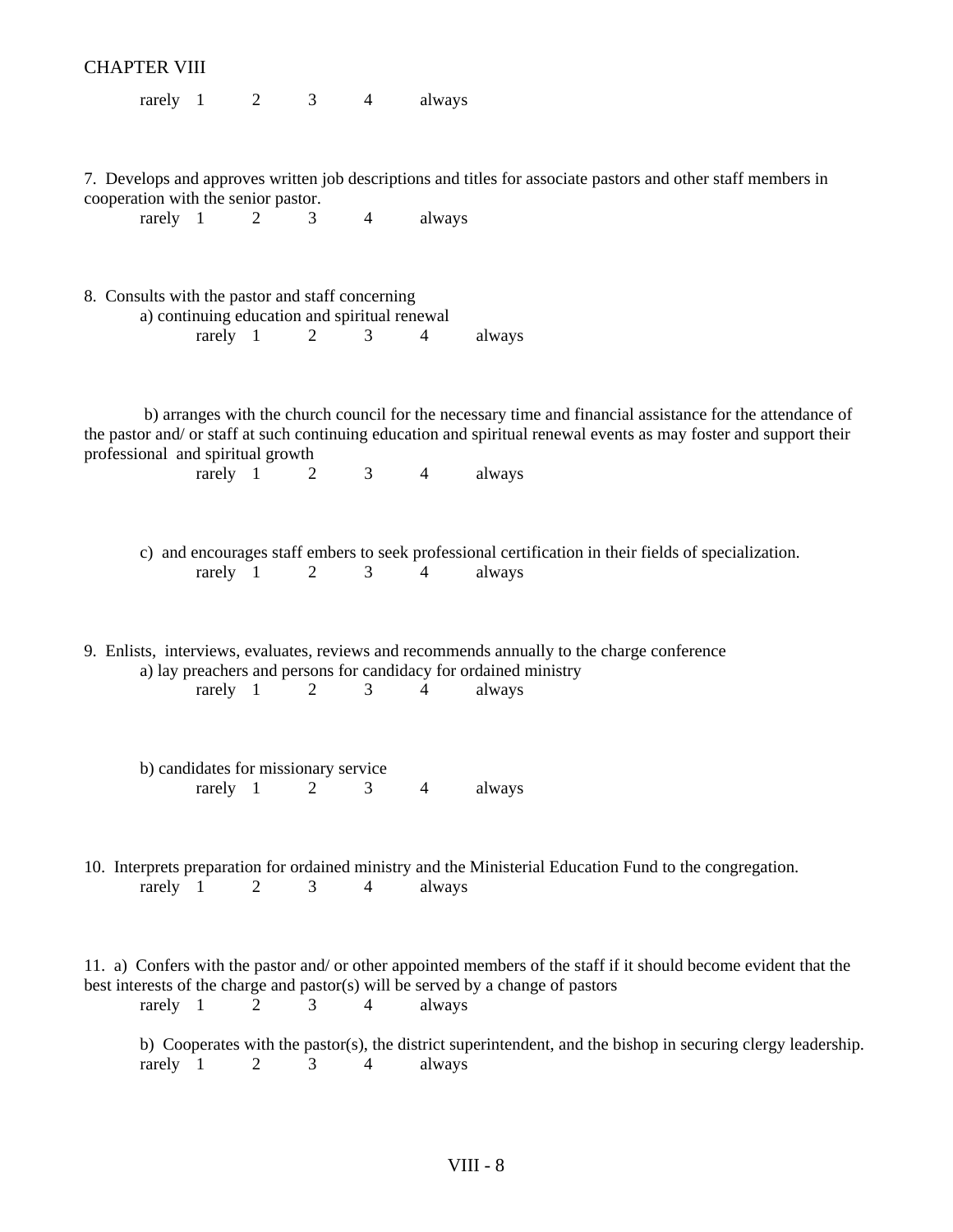rarely 1 2 3 4 always

7. Develops and approves written job descriptions and titles for associate pastors and other staff members in cooperation with the senior pastor.

rarely 1 2 3 4 always

8. Consults with the pastor and staff concerning

a) continuing education and spiritual renewal

rarely 1 2 3 4 always

b) arranges with the church council for the necessary time and financial assistance for the attendance of the pastor and/ or staff at such continuing education and spiritual renewal events as may foster and support their professional and spiritual growth

rarely 1 2 3 4 always

c) and encourages staff embers to seek professional certification in their fields of specialization.

rarely 1 2 3 4 always

9. Enlists, interviews, evaluates, reviews and recommends annually to the charge conference

a) lay preachers and persons for candidacy for ordained ministry

rarely 1 2 3 4 always

b) candidates for missionary service

rarely 1 2 3 4 always

10. Interprets preparation for ordained ministry and the Ministerial Education Fund to the congregation.

rarely 1 2 3 4 always

11. a) Confers with the pastor and/ or other appointed members of the staff if it should become evident that the best interests of the charge and pastor(s) will be served by a change of pastors

rarely 1 2 3 4 always

b) Cooperates with the pastor(s), the district superintendent, and the bishop in securing clergy leadership.

rarely 1 2 3 4 always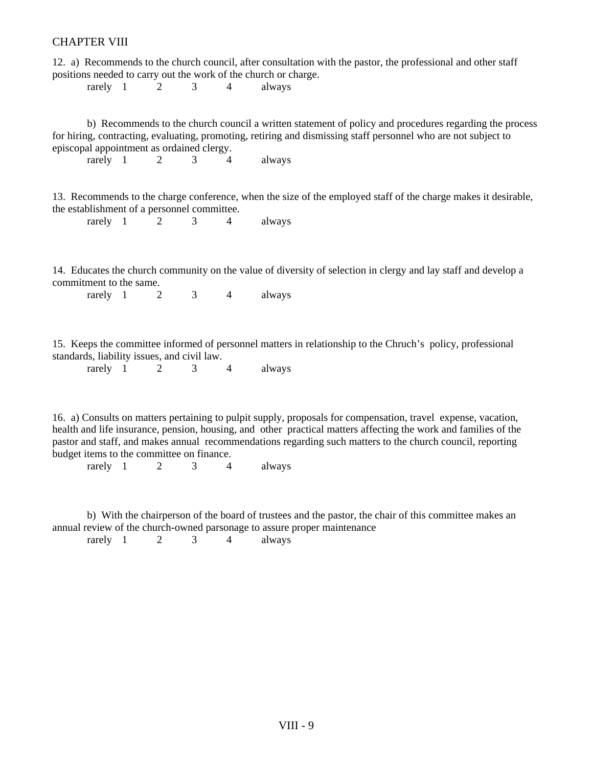CHAPTER VIII

12. a) Recommends to the church council, after consultation with the pastor, the professional and other staff positions needed to carry out the work of the church or charge.

rarely 1 2 3 4 always

b) Recommends to the church council a written statement of policy and procedures regarding the process for hiring, contracting, evaluating, promoting, retiring and dismissing staff personnel who are not subject to episcopal appointment as ordained clergy.

rarely 1 2 3 4 always

13. Recommends to the charge conference, when the size of the employed staff of the charge makes it desirable, the establishment of a personnel committee.

rarely 1 2 3 4 always

14. Educates the church community on the value of diversity of selection in clergy and lay staff and develop a commitment to the same.

rarely 1 2 3 4 always

15. Keeps the committee informed of personnel matters in relationship to the Chruch's policy, professional standards, liability issues, and civil law.

rarely 1 2 3 4 always

16. a) Consults on matters pertaining to pulpit supply, proposals for compensation, travel expense, vacation, health and life insurance, pension, housing, and other practical matters affecting the work and families of the pastor and staff, and makes annual recommendations regarding such matters to the church council, reporting budget items to the committee on finance.

rarely 1 2 3 4 always

b) With the chairperson of the board of trustees and the pastor, the chair of this committee makes an annual review of the church-owned parsonage to assure proper maintenance

rarely 1 2 3 4 always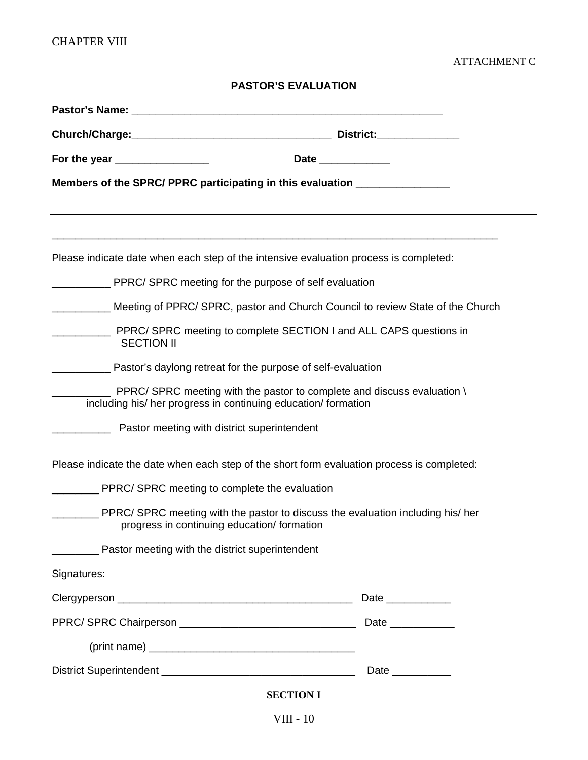CHAPTER VIII

ATTACHMENT C

## PASTOR'S EVALUATION

**Pastor's Name:** ______________________________________________________

**Church/Charge:**__________________________________ **District:**______________

**For the year** ________________ **Date** ____________

**Members of the SPRC/ PPRC participating in this evaluation** ________________

---

_____________________________________________________________________________

Please indicate date when each step of the intensive evaluation process is completed:

__________ PPRC/ SPRC meeting for the purpose of self evaluation

__________ Meeting of PPRC/ SPRC, pastor and Church Council to review State of the Church

__________ PPRC/ SPRC meeting to complete SECTION I and ALL CAPS questions in SECTION II

__________ Pastor's daylong retreat for the purpose of self-evaluation

__________ PPRC/ SPRC meeting with the pastor to complete and discuss evaluation \ including his/ her progress in continuing education/ formation

__________ Pastor meeting with district superintendent

Please indicate the date when each step of the short form evaluation process is completed:

________ PPRC/ SPRC meeting to complete the evaluation

________ PPRC/ SPRC meeting with the pastor to discuss the evaluation including his/ her progress in continuing education/ formation

________ Pastor meeting with the district superintendent

Signatures:

Clergyperson ________________________________________ Date ___________

PPRC/ SPRC Chairperson ______________________________ Date ___________

(print name) ___________________________________

District Superintendent _________________________________ Date __________

**SECTION I**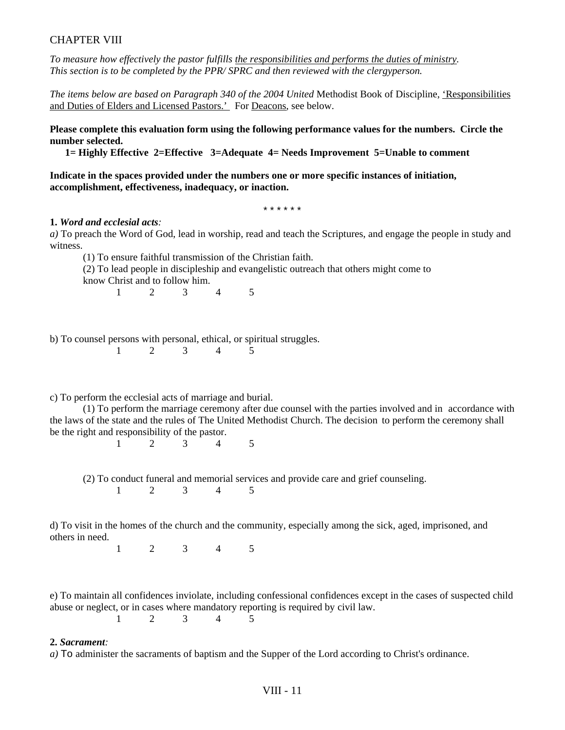CHAPTER VIII

*To measure how effectively the pastor fulfills* *the responsibilities and performs the duties of ministry.*
*This section is to be completed by the PPR/ SPRC and then reviewed with the clergyperson.*

*The items below are based on Paragraph 340 of the 2004 United* Methodist Book of Discipline, 'Responsibilities and Duties of Elders and Licensed Pastors.' For Deacons, see below.

**Please complete this evaluation form using the following performance values for the numbers. Circle the number selected.**

**1= Highly Effective 2=Effective 3=Adequate 4= Needs Improvement 5=Unable to comment**

**Indicate in the spaces provided under the numbers one or more specific instances of initiation, accomplishment, effectiveness, inadequacy, or inaction.**

\* \* \* \* \* \*

**1.** ***Word and ecclesial acts****:*

*a)* To preach the Word of God, lead in worship, read and teach the Scriptures, and engage the people in study and witness.

(1) To ensure faithful transmission of the Christian faith.

(2) To lead people in discipleship and evangelistic outreach that others might come to know Christ and to follow him.

1 2 3 4 5

b) To counsel persons with personal, ethical, or spiritual struggles.

1 2 3 4 5

c) To perform the ecclesial acts of marriage and burial.

(1) To perform the marriage ceremony after due counsel with the parties involved and in accordance with the laws of the state and the rules of The United Methodist Church. The decision to perform the ceremony shall be the right and responsibility of the pastor.

1 2 3 4 5

(2) To conduct funeral and memorial services and provide care and grief counseling.

1 2 3 4 5

d) To visit in the homes of the church and the community, especially among the sick, aged, imprisoned, and others in need.

1 2 3 4 5

e) To maintain all confidences inviolate, including confessional confidences except in the cases of suspected child abuse or neglect, or in cases where mandatory reporting is required by civil law.

1 2 3 4 5

**2.** ***Sacrament****:*

*a)* To administer the sacraments of baptism and the Supper of the Lord according to Christ's ordinance.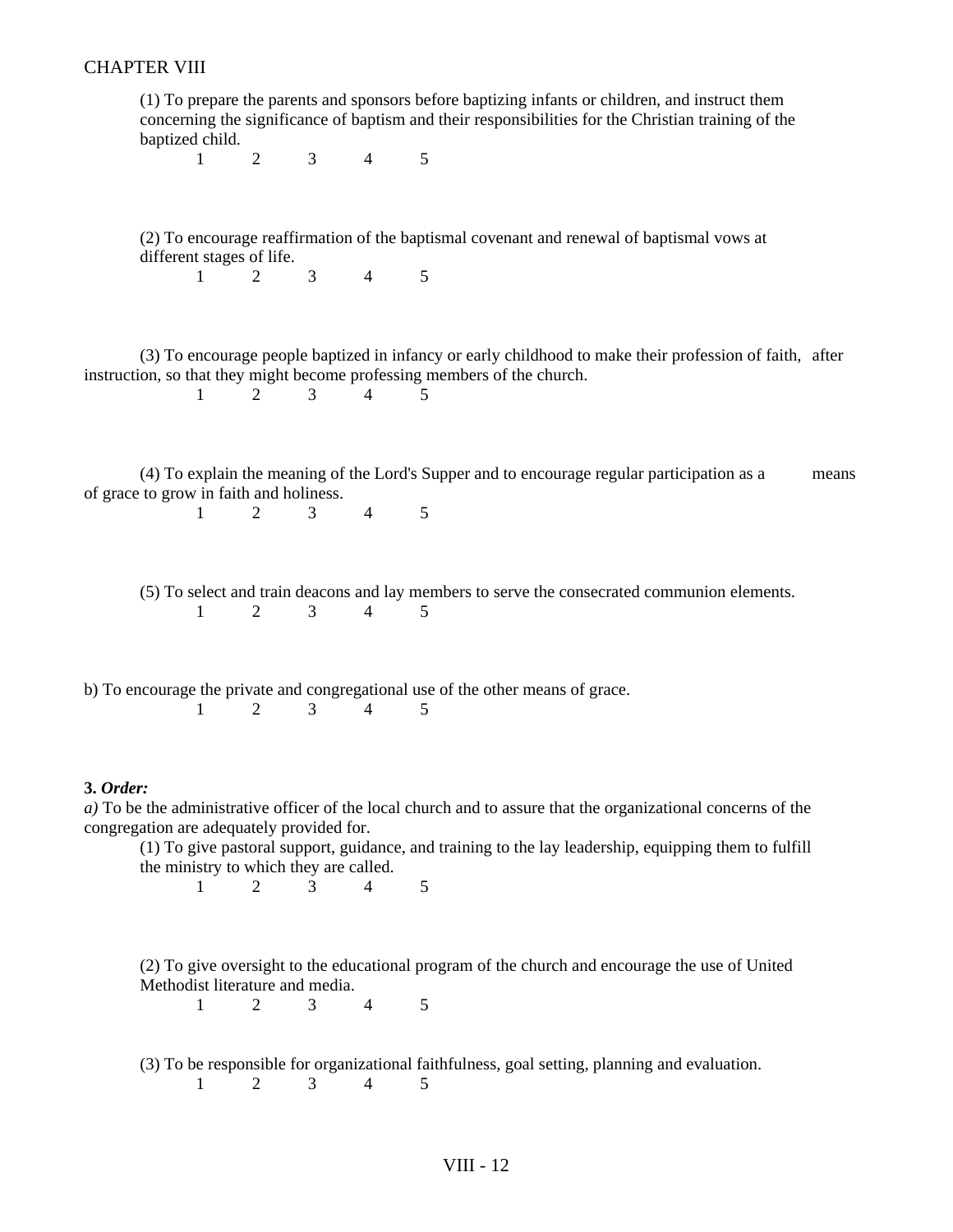(1) To prepare the parents and sponsors before baptizing infants or children, and instruct them concerning the significance of baptism and their responsibilities for the Christian training of the baptized child.

1 2 3 4 5

(2) To encourage reaffirmation of the baptismal covenant and renewal of baptismal vows at different stages of life.

1 2 3 4 5

(3) To encourage people baptized in infancy or early childhood to make their profession of faith, after instruction, so that they might become professing members of the church.

1 2 3 4 5

(4) To explain the meaning of the Lord's Supper and to encourage regular participation as a means of grace to grow in faith and holiness.

1 2 3 4 5

(5) To select and train deacons and lay members to serve the consecrated communion elements.

1 2 3 4 5

b) To encourage the private and congregational use of the other means of grace.

1 2 3 4 5

**3.** ***Order:***

*a)* To be the administrative officer of the local church and to assure that the organizational concerns of the congregation are adequately provided for.

(1) To give pastoral support, guidance, and training to the lay leadership, equipping them to fulfill the ministry to which they are called.

1 2 3 4 5

(2) To give oversight to the educational program of the church and encourage the use of United Methodist literature and media.

1 2 3 4 5

(3) To be responsible for organizational faithfulness, goal setting, planning and evaluation.

1 2 3 4 5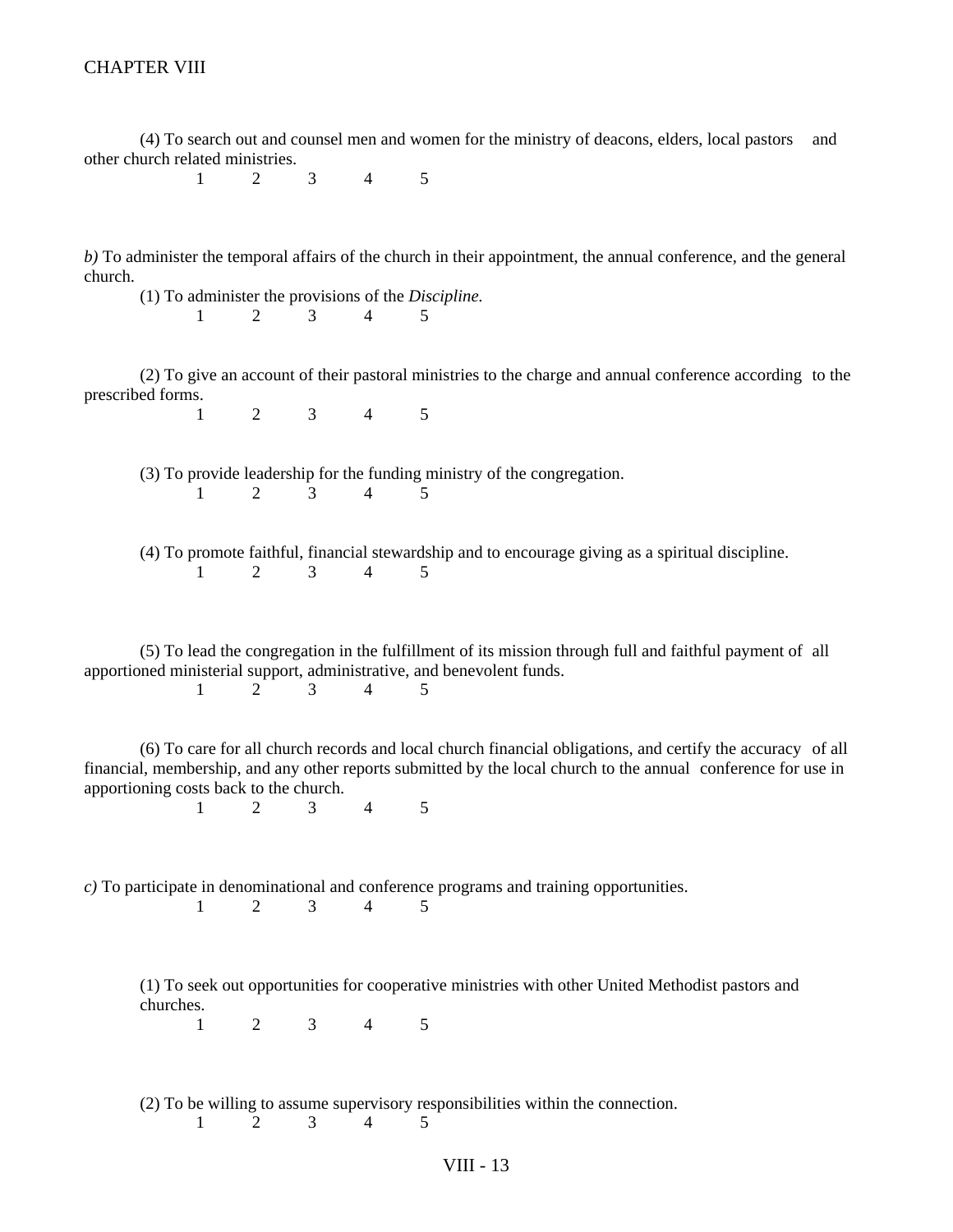(4) To search out and counsel men and women for the ministry of deacons, elders, local pastors and other church related ministries.

1 2 3 4 5

*b)* To administer the temporal affairs of the church in their appointment, the annual conference, and the general church.

(1) To administer the provisions of the *Discipline.*

1 2 3 4 5

(2) To give an account of their pastoral ministries to the charge and annual conference according to the prescribed forms.

1 2 3 4 5

(3) To provide leadership for the funding ministry of the congregation.

1 2 3 4 5

(4) To promote faithful, financial stewardship and to encourage giving as a spiritual discipline.

1 2 3 4 5

(5) To lead the congregation in the fulfillment of its mission through full and faithful payment of all apportioned ministerial support, administrative, and benevolent funds.

1 2 3 4 5

(6) To care for all church records and local church financial obligations, and certify the accuracy of all financial, membership, and any other reports submitted by the local church to the annual conference for use in apportioning costs back to the church.

1 2 3 4 5

*c)* To participate in denominational and conference programs and training opportunities.

1 2 3 4 5

(1) To seek out opportunities for cooperative ministries with other United Methodist pastors and churches.

1 2 3 4 5

(2) To be willing to assume supervisory responsibilities within the connection.

1 2 3 4 5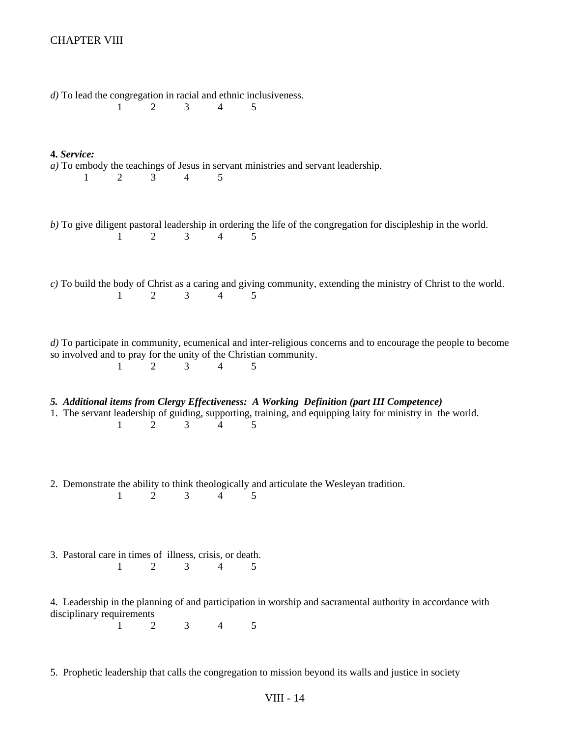*d)* To lead the congregation in racial and ethnic inclusiveness.

1 2 3 4 5

**4.** ***Service:***

*a)* To embody the teachings of Jesus in servant ministries and servant leadership.

1 2 3 4 5

*b)* To give diligent pastoral leadership in ordering the life of the congregation for discipleship in the world.

1 2 3 4 5

*c)* To build the body of Christ as a caring and giving community, extending the ministry of Christ to the world.

1 2 3 4 5

*d)* To participate in community, ecumenical and inter-religious concerns and to encourage the people to become so involved and to pray for the unity of the Christian community.

1 2 3 4 5

***5. Additional items from Clergy Effectiveness: A Working Definition (part III Competence)***

1. The servant leadership of guiding, supporting, training, and equipping laity for ministry in the world.

   1 2 3 4 5

2. Demonstrate the ability to think theologically and articulate the Wesleyan tradition.

   1 2 3 4 5

3. Pastoral care in times of illness, crisis, or death.

   1 2 3 4 5

4. Leadership in the planning of and participation in worship and sacramental authority in accordance with disciplinary requirements

   1 2 3 4 5

5. Prophetic leadership that calls the congregation to mission beyond its walls and justice in society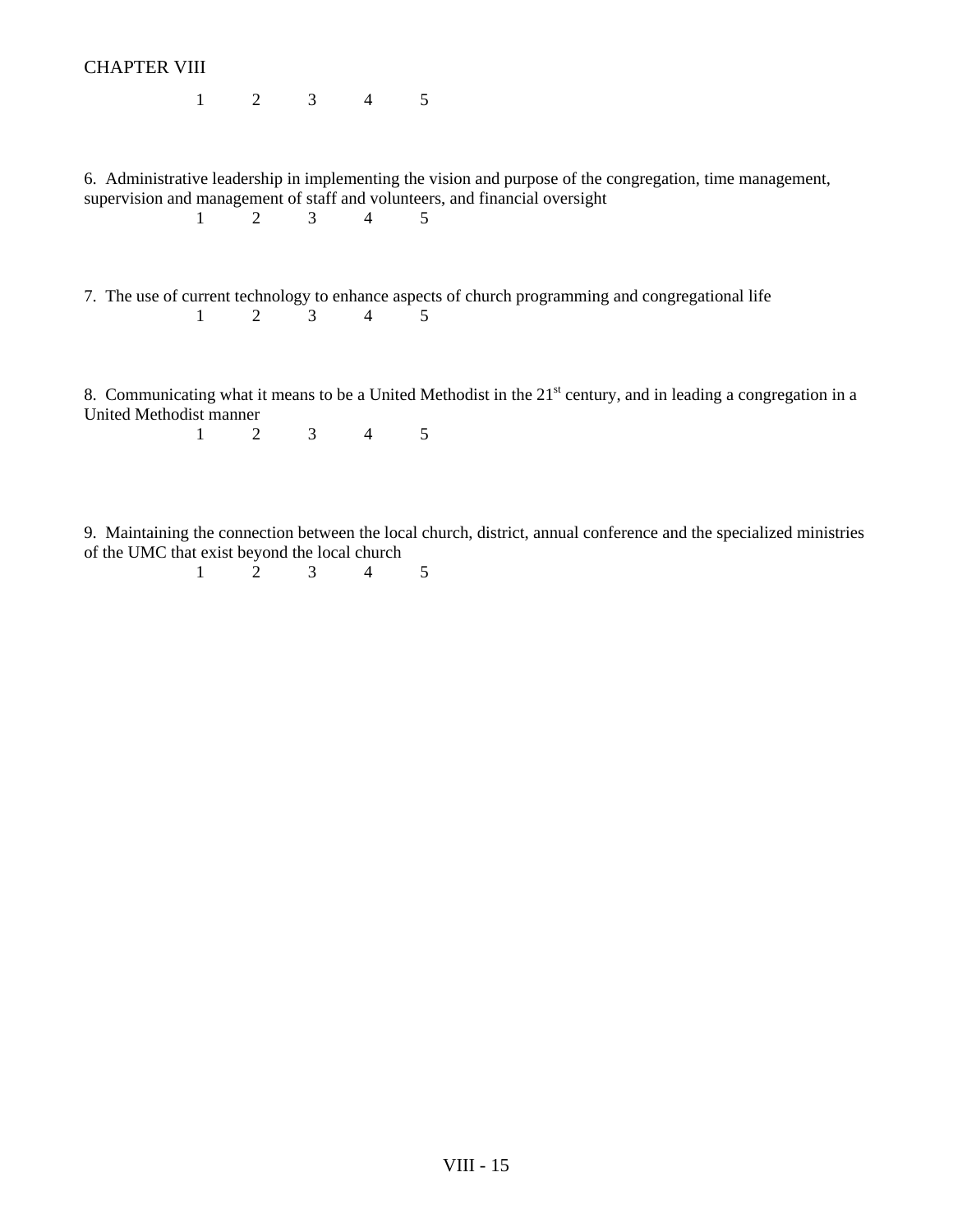1 2 3 4 5

6. Administrative leadership in implementing the vision and purpose of the congregation, time management, supervision and management of staff and volunteers, and financial oversight

1 2 3 4 5

7. The use of current technology to enhance aspects of church programming and congregational life

1 2 3 4 5

8. Communicating what it means to be a United Methodist in the 21st century, and in leading a congregation in a United Methodist manner

1 2 3 4 5

9. Maintaining the connection between the local church, district, annual conference and the specialized ministries of the UMC that exist beyond the local church

1 2 3 4 5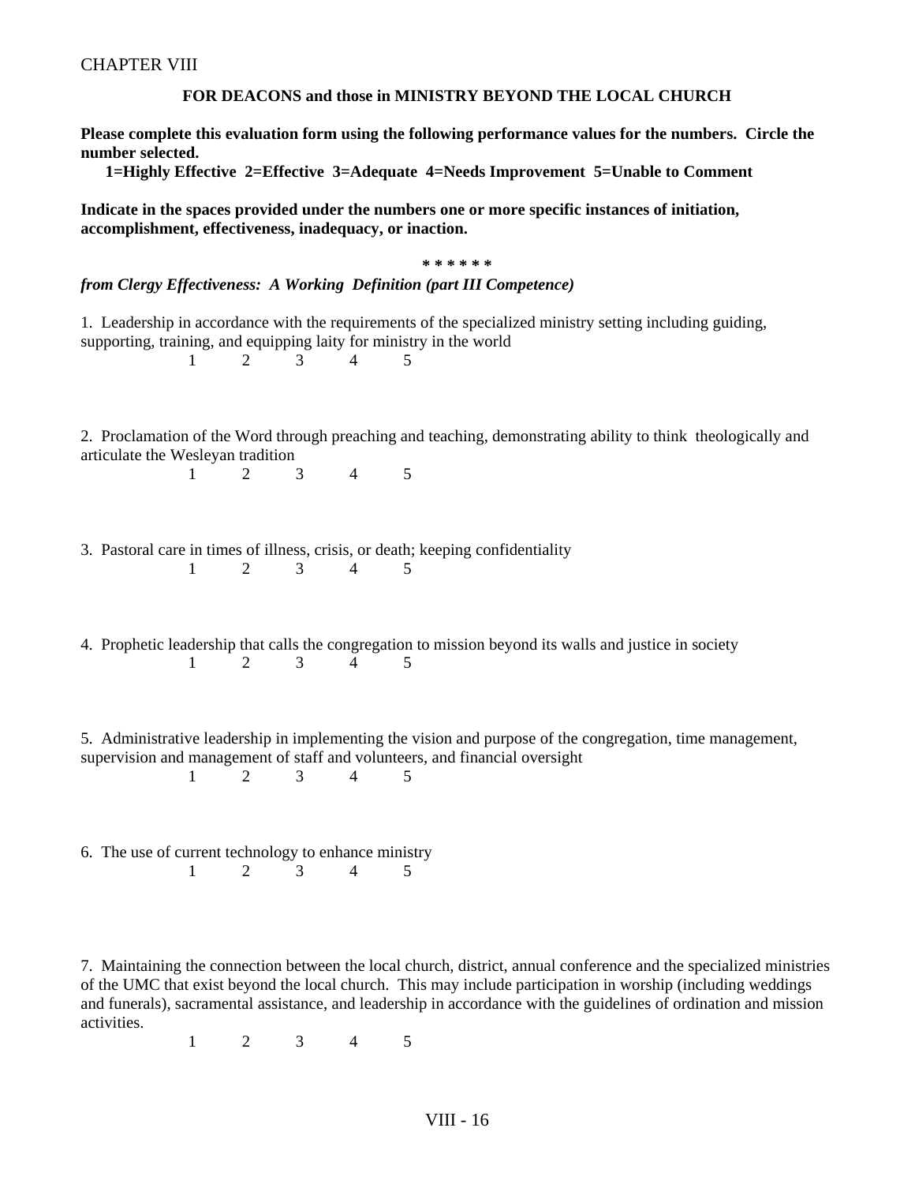CHAPTER VIII

**FOR DEACONS and those in MINISTRY BEYOND THE LOCAL CHURCH**

**Please complete this evaluation form using the following performance values for the numbers. Circle the number selected.**

**1=Highly Effective 2=Effective 3=Adequate 4=Needs Improvement 5=Unable to Comment**

**Indicate in the spaces provided under the numbers one or more specific instances of initiation, accomplishment, effectiveness, inadequacy, or inaction.**

**\* \* \* \* \* \***

***from Clergy Effectiveness: A Working Definition (part III Competence)***

1. Leadership in accordance with the requirements of the specialized ministry setting including guiding, supporting, training, and equipping laity for ministry in the world

   1 2 3 4 5

2. Proclamation of the Word through preaching and teaching, demonstrating ability to think theologically and articulate the Wesleyan tradition

   1 2 3 4 5

3. Pastoral care in times of illness, crisis, or death; keeping confidentiality

   1 2 3 4 5

4. Prophetic leadership that calls the congregation to mission beyond its walls and justice in society

   1 2 3 4 5

5. Administrative leadership in implementing the vision and purpose of the congregation, time management, supervision and management of staff and volunteers, and financial oversight

   1 2 3 4 5

6. The use of current technology to enhance ministry

   1 2 3 4 5

7. Maintaining the connection between the local church, district, annual conference and the specialized ministries of the UMC that exist beyond the local church. This may include participation in worship (including weddings and funerals), sacramental assistance, and leadership in accordance with the guidelines of ordination and mission activities.

   1 2 3 4 5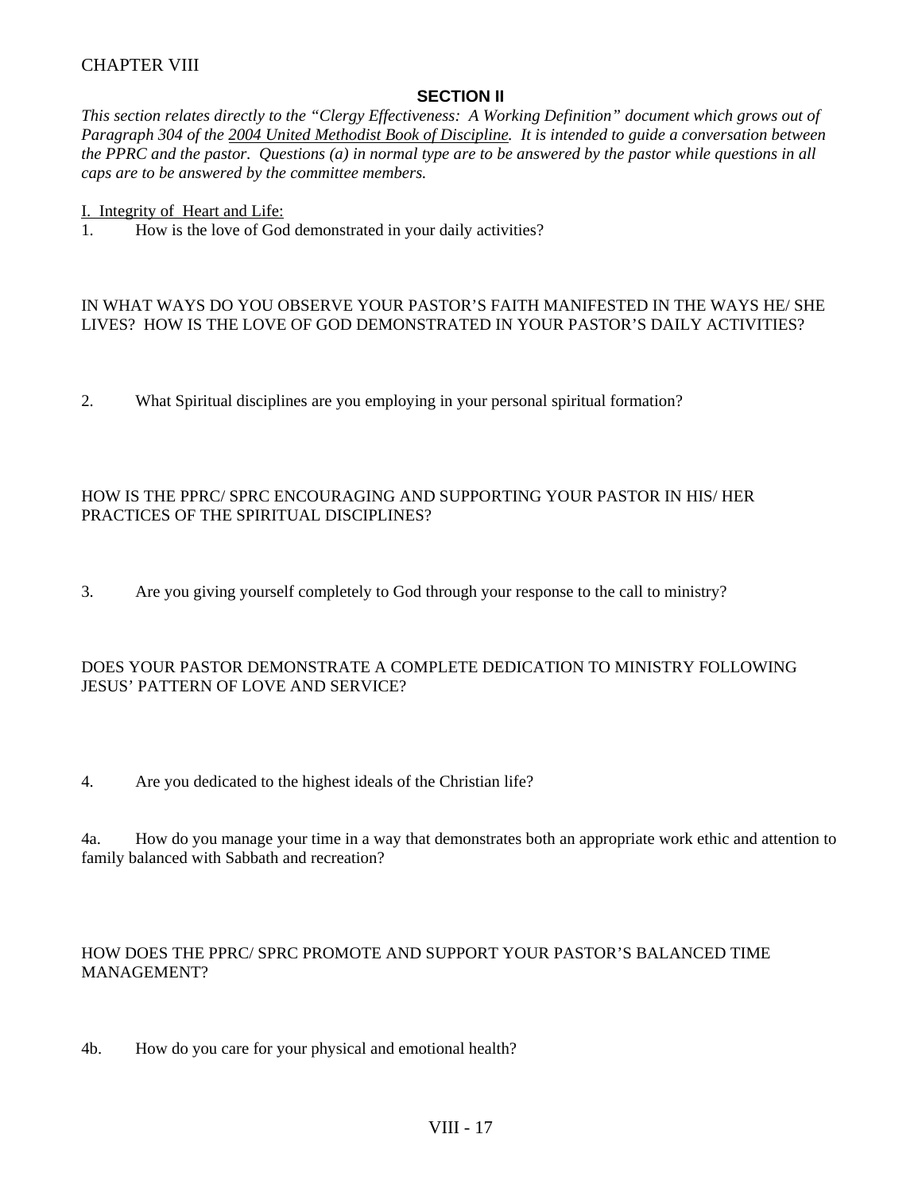# CHAPTER VIII

## SECTION II

*This section relates directly to the "Clergy Effectiveness: A Working Definition" document which grows out of Paragraph 304 of the <u>2004 United Methodist Book of Discipline</u>. It is intended to guide a conversation between the PPRC and the pastor. Questions (a) in normal type are to be answered by the pastor while questions in all caps are to be answered by the committee members.*

<u>I. Integrity of Heart and Life:</u>

1. How is the love of God demonstrated in your daily activities?

IN WHAT WAYS DO YOU OBSERVE YOUR PASTOR'S FAITH MANIFESTED IN THE WAYS HE/ SHE LIVES? HOW IS THE LOVE OF GOD DEMONSTRATED IN YOUR PASTOR'S DAILY ACTIVITIES?

2. What Spiritual disciplines are you employing in your personal spiritual formation?

HOW IS THE PPRC/ SPRC ENCOURAGING AND SUPPORTING YOUR PASTOR IN HIS/ HER PRACTICES OF THE SPIRITUAL DISCIPLINES?

3. Are you giving yourself completely to God through your response to the call to ministry?

DOES YOUR PASTOR DEMONSTRATE A COMPLETE DEDICATION TO MINISTRY FOLLOWING JESUS' PATTERN OF LOVE AND SERVICE?

4. Are you dedicated to the highest ideals of the Christian life?

4a. How do you manage your time in a way that demonstrates both an appropriate work ethic and attention to family balanced with Sabbath and recreation?

HOW DOES THE PPRC/ SPRC PROMOTE AND SUPPORT YOUR PASTOR'S BALANCED TIME MANAGEMENT?

4b. How do you care for your physical and emotional health?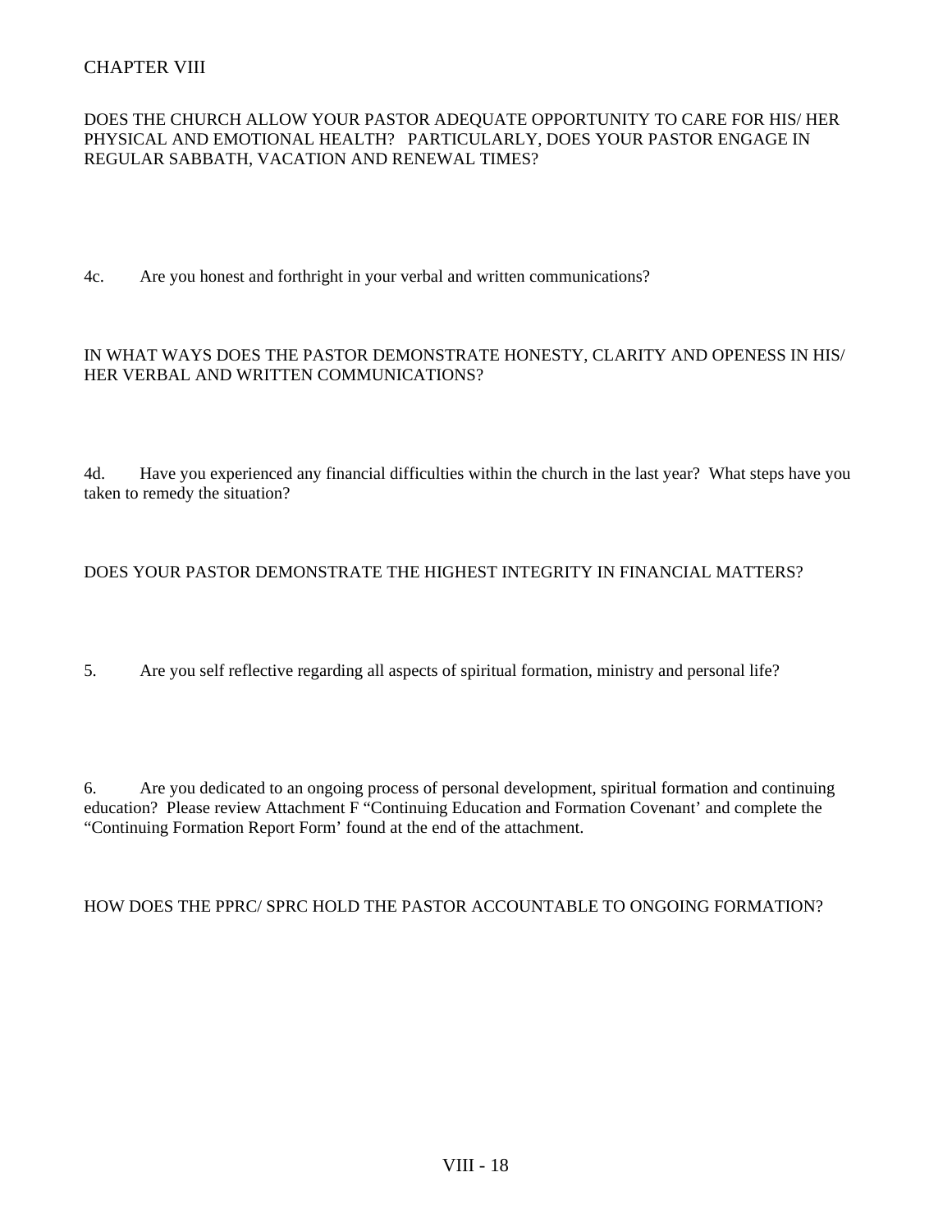CHAPTER VIII

DOES THE CHURCH ALLOW YOUR PASTOR ADEQUATE OPPORTUNITY TO CARE FOR HIS/ HER PHYSICAL AND EMOTIONAL HEALTH? PARTICULARLY, DOES YOUR PASTOR ENGAGE IN REGULAR SABBATH, VACATION AND RENEWAL TIMES?

4c. Are you honest and forthright in your verbal and written communications?

IN WHAT WAYS DOES THE PASTOR DEMONSTRATE HONESTY, CLARITY AND OPENESS IN HIS/ HER VERBAL AND WRITTEN COMMUNICATIONS?

4d. Have you experienced any financial difficulties within the church in the last year? What steps have you taken to remedy the situation?

DOES YOUR PASTOR DEMONSTRATE THE HIGHEST INTEGRITY IN FINANCIAL MATTERS?

5. Are you self reflective regarding all aspects of spiritual formation, ministry and personal life?

6. Are you dedicated to an ongoing process of personal development, spiritual formation and continuing education? Please review Attachment F "Continuing Education and Formation Covenant' and complete the "Continuing Formation Report Form' found at the end of the attachment.

HOW DOES THE PPRC/ SPRC HOLD THE PASTOR ACCOUNTABLE TO ONGOING FORMATION?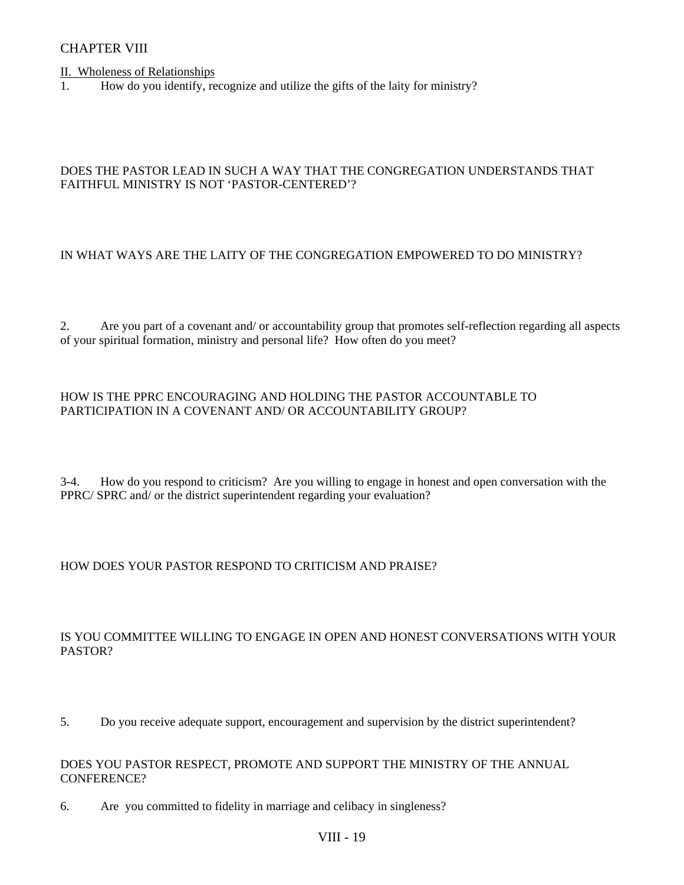## CHAPTER VIII

II. Wholeness of Relationships

1. How do you identify, recognize and utilize the gifts of the laity for ministry?

DOES THE PASTOR LEAD IN SUCH A WAY THAT THE CONGREGATION UNDERSTANDS THAT FAITHFUL MINISTRY IS NOT 'PASTOR-CENTERED'?

IN WHAT WAYS ARE THE LAITY OF THE CONGREGATION EMPOWERED TO DO MINISTRY?

2. Are you part of a covenant and/ or accountability group that promotes self-reflection regarding all aspects of your spiritual formation, ministry and personal life? How often do you meet?

HOW IS THE PPRC ENCOURAGING AND HOLDING THE PASTOR ACCOUNTABLE TO PARTICIPATION IN A COVENANT AND/ OR ACCOUNTABILITY GROUP?

3-4. How do you respond to criticism? Are you willing to engage in honest and open conversation with the PPRC/ SPRC and/ or the district superintendent regarding your evaluation?

HOW DOES YOUR PASTOR RESPOND TO CRITICISM AND PRAISE?

IS YOU COMMITTEE WILLING TO ENGAGE IN OPEN AND HONEST CONVERSATIONS WITH YOUR PASTOR?

5. Do you receive adequate support, encouragement and supervision by the district superintendent?

DOES YOU PASTOR RESPECT, PROMOTE AND SUPPORT THE MINISTRY OF THE ANNUAL CONFERENCE?

6. Are you committed to fidelity in marriage and celibacy in singleness?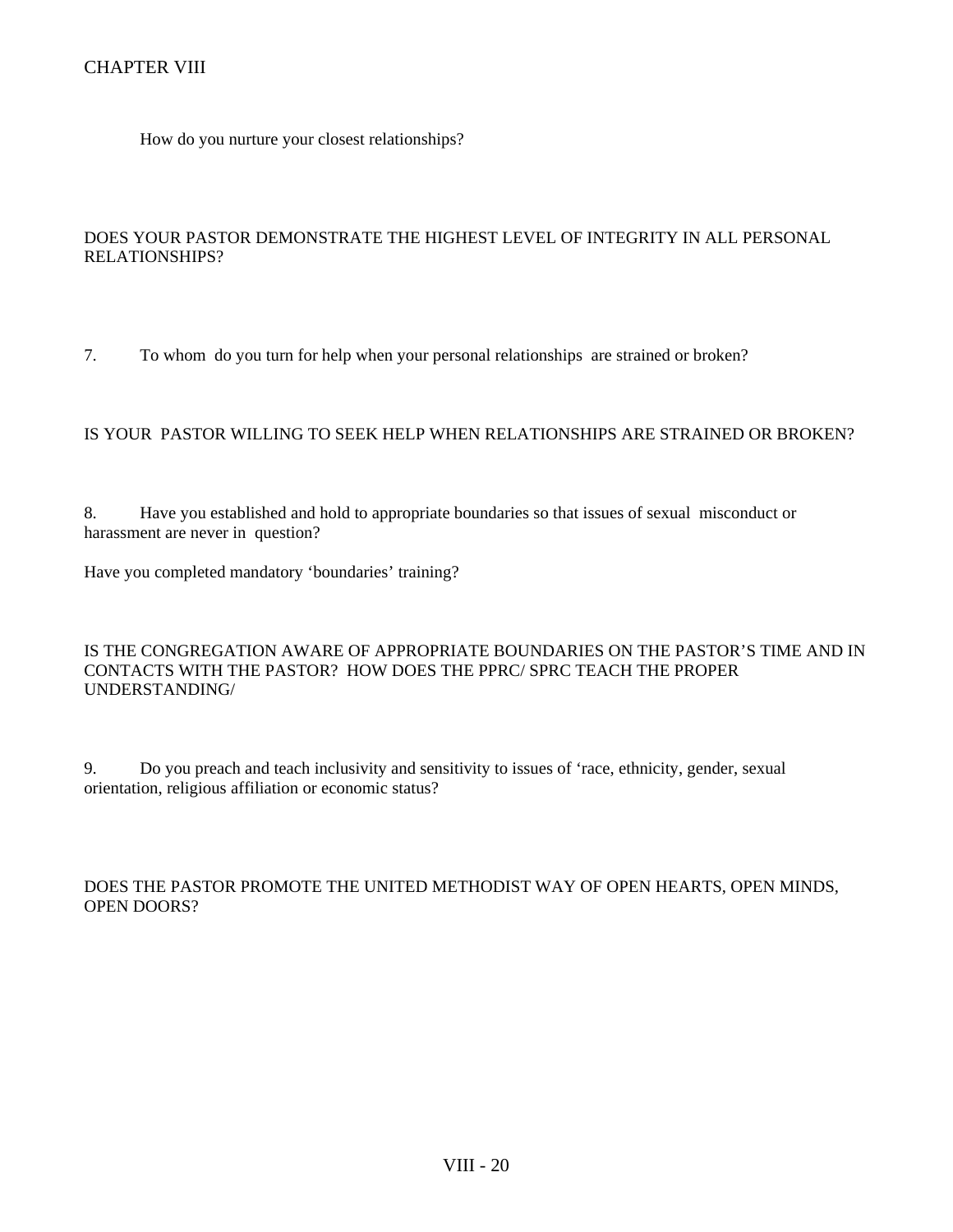CHAPTER VIII

How do you nurture your closest relationships?

DOES YOUR PASTOR DEMONSTRATE THE HIGHEST LEVEL OF INTEGRITY IN ALL PERSONAL RELATIONSHIPS?

7. To whom do you turn for help when your personal relationships are strained or broken?

IS YOUR PASTOR WILLING TO SEEK HELP WHEN RELATIONSHIPS ARE STRAINED OR BROKEN?

8. Have you established and hold to appropriate boundaries so that issues of sexual misconduct or harassment are never in question?

Have you completed mandatory 'boundaries' training?

IS THE CONGREGATION AWARE OF APPROPRIATE BOUNDARIES ON THE PASTOR'S TIME AND IN CONTACTS WITH THE PASTOR? HOW DOES THE PPRC/ SPRC TEACH THE PROPER UNDERSTANDING/

9. Do you preach and teach inclusivity and sensitivity to issues of 'race, ethnicity, gender, sexual orientation, religious affiliation or economic status?

DOES THE PASTOR PROMOTE THE UNITED METHODIST WAY OF OPEN HEARTS, OPEN MINDS, OPEN DOORS?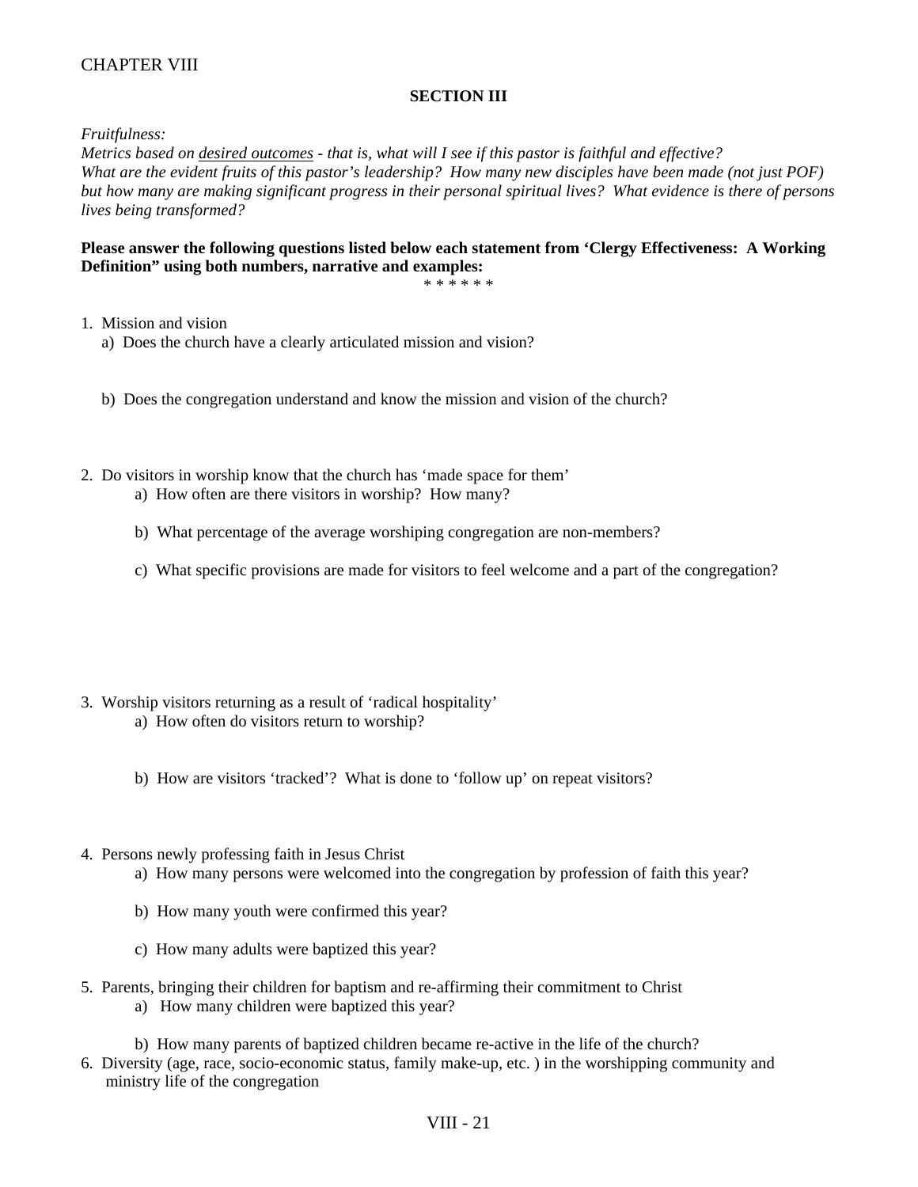CHAPTER VIII

**SECTION III**

*Fruitfulness:*
*Metrics based on <u>desired outcomes</u> - that is, what will I see if this pastor is faithful and effective? What are the evident fruits of this pastor's leadership? How many new disciples have been made (not just POF) but how many are making significant progress in their personal spiritual lives? What evidence is there of persons lives being transformed?*

**Please answer the following questions listed below each statement from 'Clergy Effectiveness: A Working Definition" using both numbers, narrative and examples:**

* * * * * *

1. Mission and vision
   a) Does the church have a clearly articulated mission and vision?

   b) Does the congregation understand and know the mission and vision of the church?

2. Do visitors in worship know that the church has 'made space for them'
   a) How often are there visitors in worship? How many?

   b) What percentage of the average worshiping congregation are non-members?

   c) What specific provisions are made for visitors to feel welcome and a part of the congregation?

3. Worship visitors returning as a result of 'radical hospitality'
   a) How often do visitors return to worship?

   b) How are visitors 'tracked'? What is done to 'follow up' on repeat visitors?

4. Persons newly professing faith in Jesus Christ
   a) How many persons were welcomed into the congregation by profession of faith this year?

   b) How many youth were confirmed this year?

   c) How many adults were baptized this year?

5. Parents, bringing their children for baptism and re-affirming their commitment to Christ
   a) How many children were baptized this year?

   b) How many parents of baptized children became re-active in the life of the church?

6. Diversity (age, race, socio-economic status, family make-up, etc. ) in the worshipping community and ministry life of the congregation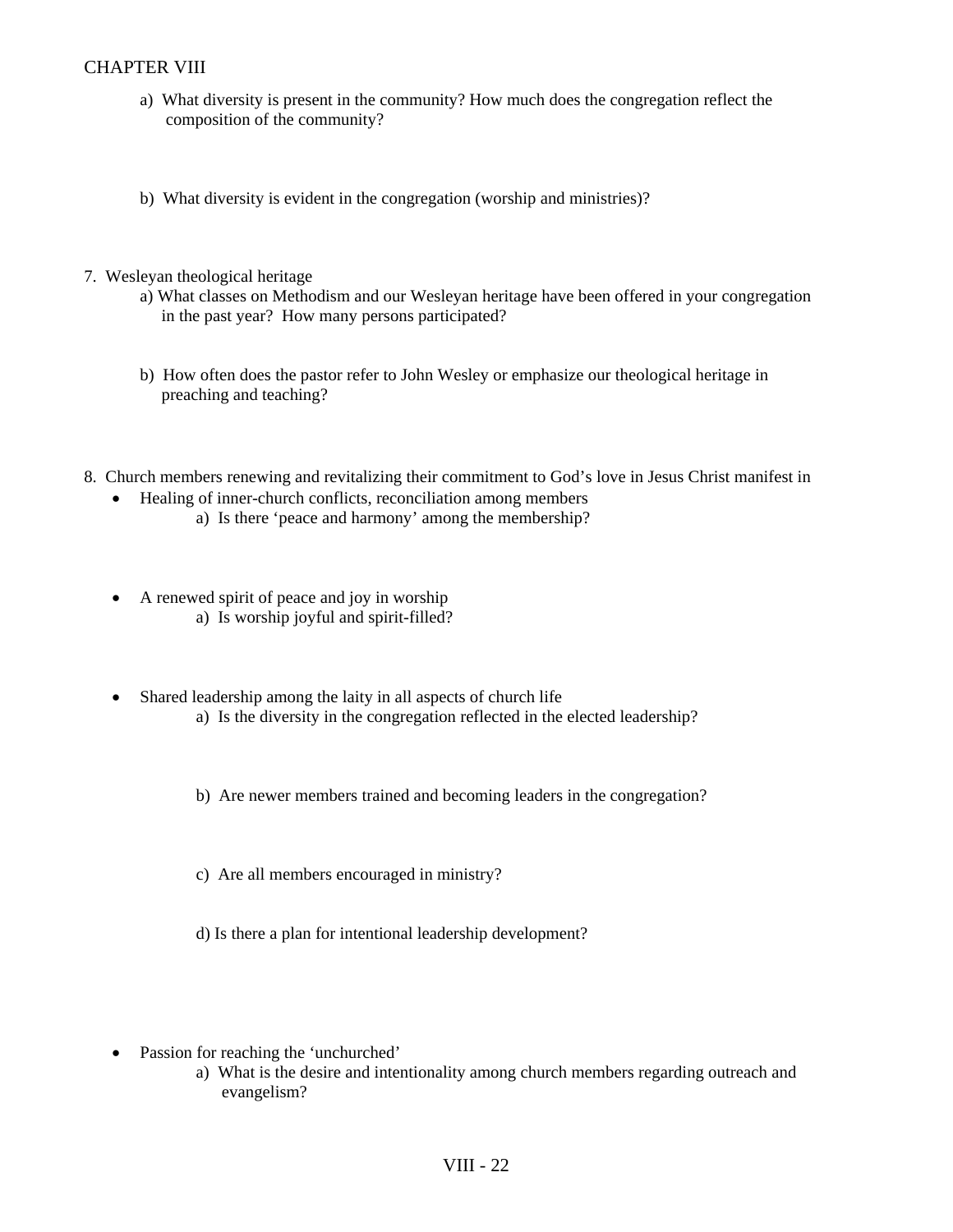CHAPTER VIII

a) What diversity is present in the community? How much does the congregation reflect the composition of the community?

b) What diversity is evident in the congregation (worship and ministries)?

7. Wesleyan theological heritage
   a) What classes on Methodism and our Wesleyan heritage have been offered in your congregation in the past year? How many persons participated?

   b) How often does the pastor refer to John Wesley or emphasize our theological heritage in preaching and teaching?

8. Church members renewing and revitalizing their commitment to God's love in Jesus Christ manifest in

- Healing of inner-church conflicts, reconciliation among members
  - a) Is there 'peace and harmony' among the membership?
- A renewed spirit of peace and joy in worship
  - a) Is worship joyful and spirit-filled?
- Shared leadership among the laity in all aspects of church life
  - a) Is the diversity in the congregation reflected in the elected leadership?
  - b) Are newer members trained and becoming leaders in the congregation?
  - c) Are all members encouraged in ministry?
  - d) Is there a plan for intentional leadership development?
- Passion for reaching the 'unchurched'
  - a) What is the desire and intentionality among church members regarding outreach and evangelism?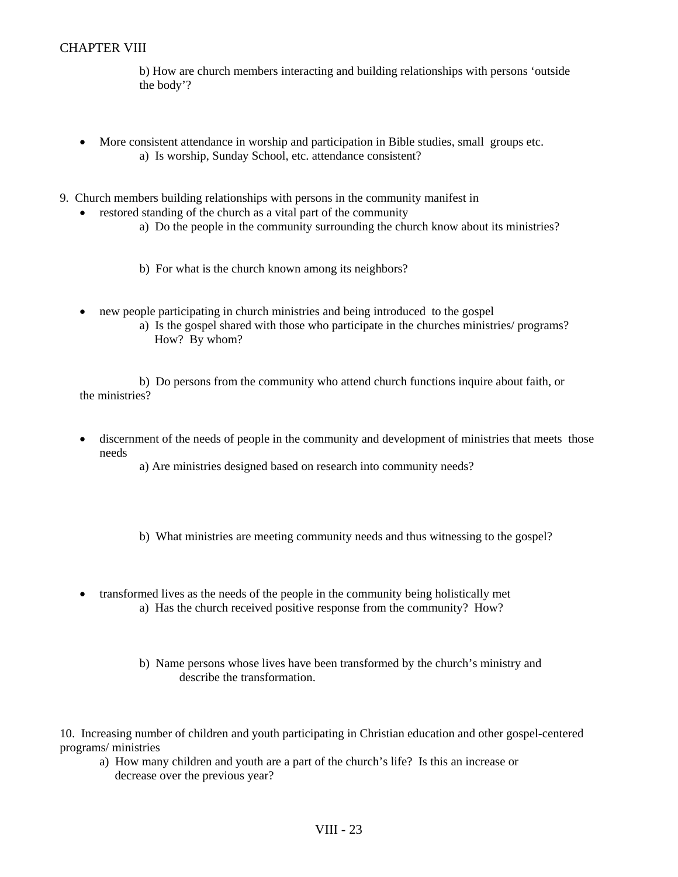b) How are church members interacting and building relationships with persons 'outside the body'?

- More consistent attendance in worship and participation in Bible studies, small groups etc.
    - a) Is worship, Sunday School, etc. attendance consistent?

9. Church members building relationships with persons in the community manifest in
    - restored standing of the church as a vital part of the community
        - a) Do the people in the community surrounding the church know about its ministries?
        - b) For what is the church known among its neighbors?
    - new people participating in church ministries and being introduced to the gospel
        - a) Is the gospel shared with those who participate in the churches ministries/ programs? How? By whom?
        - b) Do persons from the community who attend church functions inquire about faith, or the ministries?
    - discernment of the needs of people in the community and development of ministries that meets those needs
        - a) Are ministries designed based on research into community needs?
        - b) What ministries are meeting community needs and thus witnessing to the gospel?
    - transformed lives as the needs of the people in the community being holistically met
        - a) Has the church received positive response from the community? How?
        - b) Name persons whose lives have been transformed by the church's ministry and describe the transformation.

10. Increasing number of children and youth participating in Christian education and other gospel-centered programs/ ministries
    - a) How many children and youth are a part of the church's life? Is this an increase or decrease over the previous year?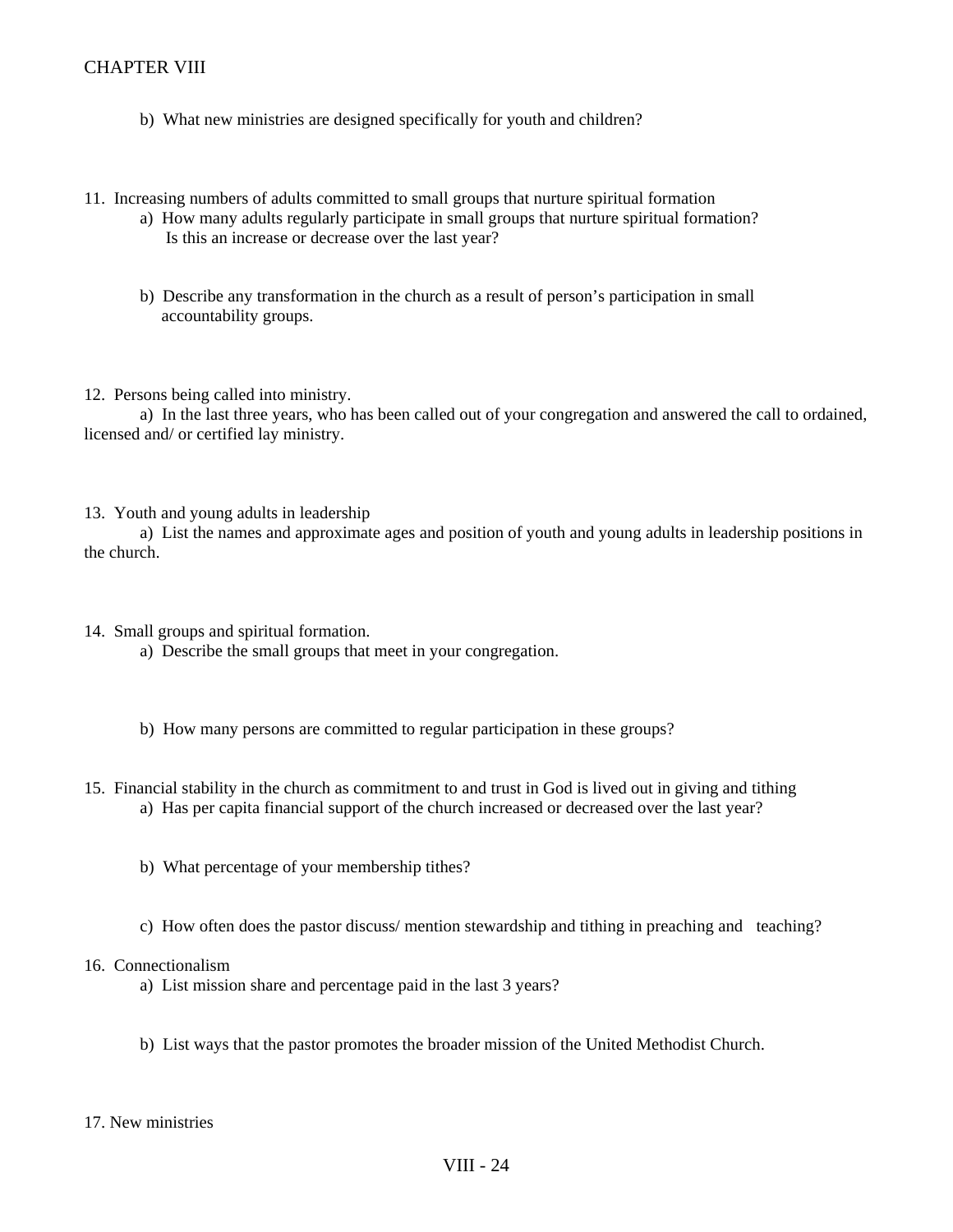b) What new ministries are designed specifically for youth and children?

11. Increasing numbers of adults committed to small groups that nurture spiritual formation
    a) How many adults regularly participate in small groups that nurture spiritual formation? Is this an increase or decrease over the last year?

    b) Describe any transformation in the church as a result of person's participation in small accountability groups.

12. Persons being called into ministry.
    a) In the last three years, who has been called out of your congregation and answered the call to ordained, licensed and/ or certified lay ministry.

13. Youth and young adults in leadership
    a) List the names and approximate ages and position of youth and young adults in leadership positions in the church.

14. Small groups and spiritual formation.
    a) Describe the small groups that meet in your congregation.

    b) How many persons are committed to regular participation in these groups?

15. Financial stability in the church as commitment to and trust in God is lived out in giving and tithing
    a) Has per capita financial support of the church increased or decreased over the last year?

    b) What percentage of your membership tithes?

    c) How often does the pastor discuss/ mention stewardship and tithing in preaching and teaching?

16. Connectionalism
    a) List mission share and percentage paid in the last 3 years?

    b) List ways that the pastor promotes the broader mission of the United Methodist Church.

17. New ministries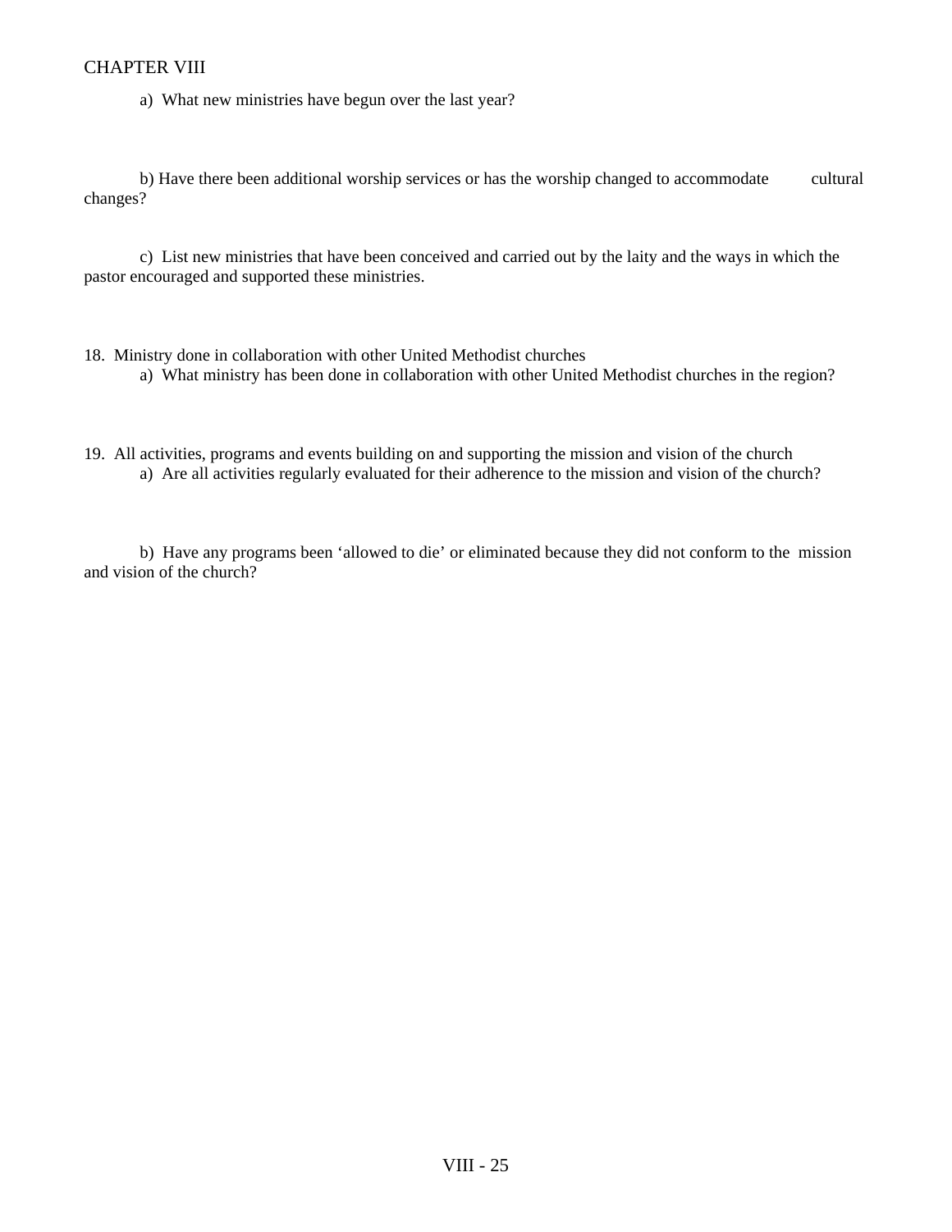CHAPTER VIII

a) What new ministries have begun over the last year?

b) Have there been additional worship services or has the worship changed to accommodate cultural changes?

c) List new ministries that have been conceived and carried out by the laity and the ways in which the pastor encouraged and supported these ministries.

18. Ministry done in collaboration with other United Methodist churches

a) What ministry has been done in collaboration with other United Methodist churches in the region?

19. All activities, programs and events building on and supporting the mission and vision of the church

a) Are all activities regularly evaluated for their adherence to the mission and vision of the church?

b) Have any programs been 'allowed to die' or eliminated because they did not conform to the mission and vision of the church?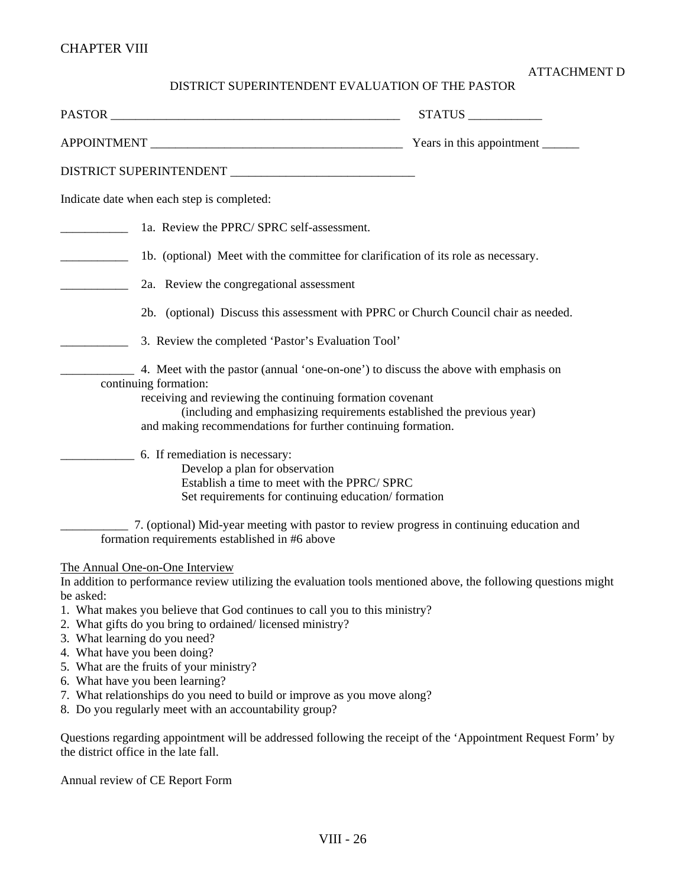CHAPTER VIII

ATTACHMENT D

DISTRICT SUPERINTENDENT EVALUATION OF THE PASTOR

PASTOR ________________________________________________ STATUS ___________

APPOINTMENT ________________________________________ Years in this appointment ______

DISTRICT SUPERINTENDENT ______________________________

Indicate date when each step is completed:

___________ 1a. Review the PPRC/ SPRC self-assessment.

___________ 1b. (optional) Meet with the committee for clarification of its role as necessary.

___________ 2a. Review the congregational assessment

2b. (optional) Discuss this assessment with PPRC or Church Council chair as needed.

___________ 3. Review the completed 'Pastor's Evaluation Tool'

____________ 4. Meet with the pastor (annual 'one-on-one') to discuss the above with emphasis on continuing formation:
receiving and reviewing the continuing formation covenant
(including and emphasizing requirements established the previous year)
and making recommendations for further continuing formation.

____________ 6. If remediation is necessary:
Develop a plan for observation
Establish a time to meet with the PPRC/ SPRC
Set requirements for continuing education/ formation

___________ 7. (optional) Mid-year meeting with pastor to review progress in continuing education and formation requirements established in #6 above

The Annual One-on-One Interview

In addition to performance review utilizing the evaluation tools mentioned above, the following questions might be asked:

1. What makes you believe that God continues to call you to this ministry?
2. What gifts do you bring to ordained/ licensed ministry?
3. What learning do you need?
4. What have you been doing?
5. What are the fruits of your ministry?
6. What have you been learning?
7. What relationships do you need to build or improve as you move along?
8. Do you regularly meet with an accountability group?

Questions regarding appointment will be addressed following the receipt of the 'Appointment Request Form' by the district office in the late fall.

Annual review of CE Report Form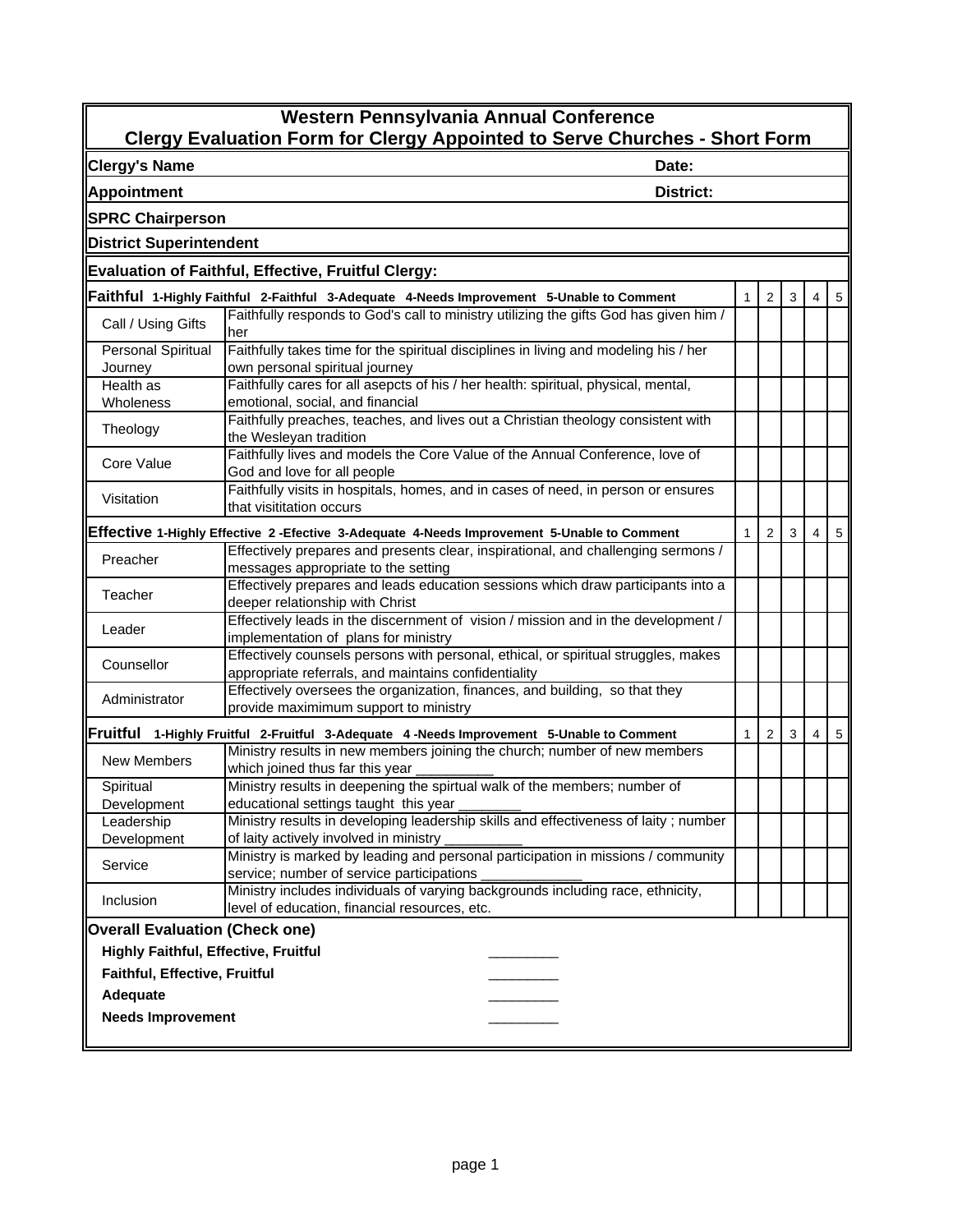# Western Pennsylvania Annual Conference
## Clergy Evaluation Form for Clergy Appointed to Serve Churches - Short Form

**Clergy's Name** **Date:**

**Appointment** **District:**

**SPRC Chairperson**

**District Superintendent**

**Evaluation of Faithful, Effective, Fruitful Clergy:**

| **Faithful** 1-Highly Faithful 2-Faithful 3-Adequate 4-Needs Improvement 5-Unable to Comment | | 1 | 2 | 3 | 4 | 5 |
|---|---|---|---|---|---|---|
| Call / Using Gifts | Faithfully responds to God's call to ministry utilizing the gifts God has given him / her | | | | | |
| Personal Spiritual Journey | Faithfully takes time for the spiritual disciplines in living and modeling his / her own personal spiritual journey | | | | | |
| Health as Wholeness | Faithfully cares for all asepcts of his / her health: spiritual, physical, mental, emotional, social, and financial | | | | | |
| Theology | Faithfully preaches, teaches, and lives out a Christian theology consistent with the Wesleyan tradition | | | | | |
| Core Value | Faithfully lives and models the Core Value of the Annual Conference, love of God and love for all people | | | | | |
| Visitation | Faithfully visits in hospitals, homes, and in cases of need, in person or ensures that visititation occurs | | | | | |
| **Effective** 1-Highly Effective 2 -Efective 3-Adequate 4-Needs Improvement 5-Unable to Comment | | 1 | 2 | 3 | 4 | 5 |
| Preacher | Effectively prepares and presents clear, inspirational, and challenging sermons / messages appropriate to the setting | | | | | |
| Teacher | Effectively prepares and leads education sessions which draw participants into a deeper relationship with Christ | | | | | |
| Leader | Effectively leads in the discernment of vision / mission and in the development / implementation of plans for ministry | | | | | |
| Counsellor | Effectively counsels persons with personal, ethical, or spiritual struggles, makes appropriate referrals, and maintains confidentiality | | | | | |
| Administrator | Effectively oversees the organization, finances, and building, so that they provide maximimum support to ministry | | | | | |
| **Fruitful** 1-Highly Fruitful 2-Fruitful 3-Adequate 4 -Needs Improvement 5-Unable to Comment | | 1 | 2 | 3 | 4 | 5 |
| New Members | Ministry results in new members joining the church; number of new members which joined thus far this year __________ | | | | | |
| Spiritual Development | Ministry results in deepening the spirtual walk of the members; number of educational settings taught this year ________ | | | | | |
| Leadership Development | Ministry results in developing leadership skills and effectiveness of laity ; number of laity actively involved in ministry __________ | | | | | |
| Service | Ministry is marked by leading and personal participation in missions / community service; number of service participations _____________ | | | | | |
| Inclusion | Ministry includes individuals of varying backgrounds including race, ethnicity, level of education, financial resources, etc. | | | | | |

**Overall Evaluation (Check one)**

**Highly Faithful, Effective, Fruitful** _________

**Faithful, Effective, Fruitful** _________

**Adequate** _________

**Needs Improvement** _________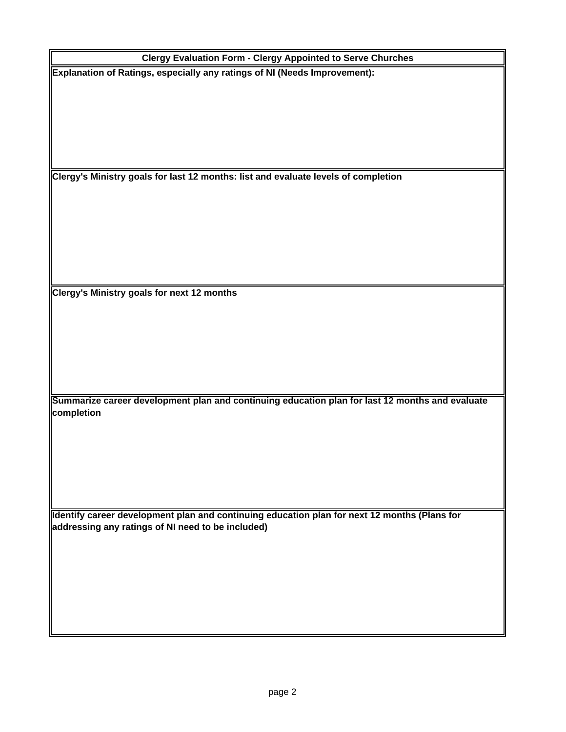**Clergy Evaluation Form - Clergy Appointed to Serve Churches**

**Explanation of Ratings, especially any ratings of NI (Needs Improvement):**

**Clergy's Ministry goals for last 12 months: list and evaluate levels of completion**

**Clergy's Ministry goals for next 12 months**

**Summarize career development plan and continuing education plan for last 12 months and evaluate completion**

**Identify career development plan and continuing education plan for next 12 months (Plans for addressing any ratings of NI need to be included)**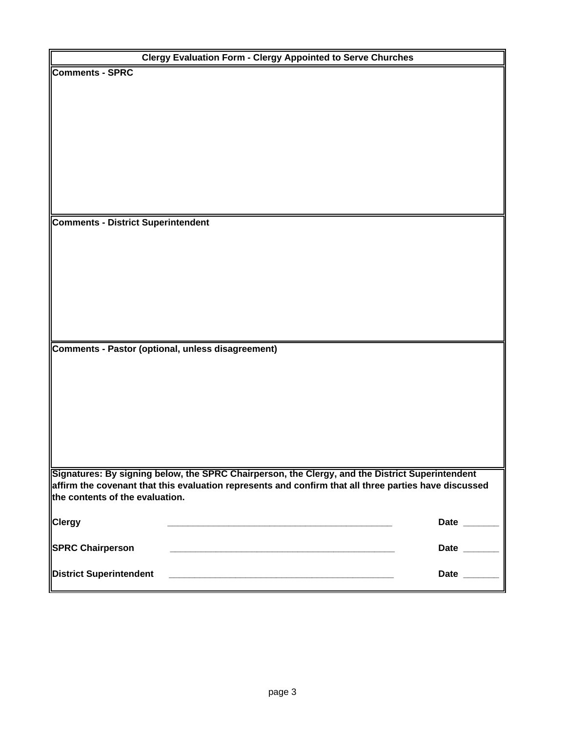## Clergy Evaluation Form - Clergy Appointed to Serve Churches

**Comments - SPRC**

**Comments - District Superintendent**

**Comments - Pastor (optional, unless disagreement)**

**Signatures: By signing below, the SPRC Chairperson, the Clergy, and the District Superintendent affirm the covenant that this evaluation represents and confirm that all three parties have discussed the contents of the evaluation.**

**Clergy** _____________________________________________ **Date** _______

**SPRC Chairperson** _____________________________________________ **Date** _______

**District Superintendent** _____________________________________________ **Date** _______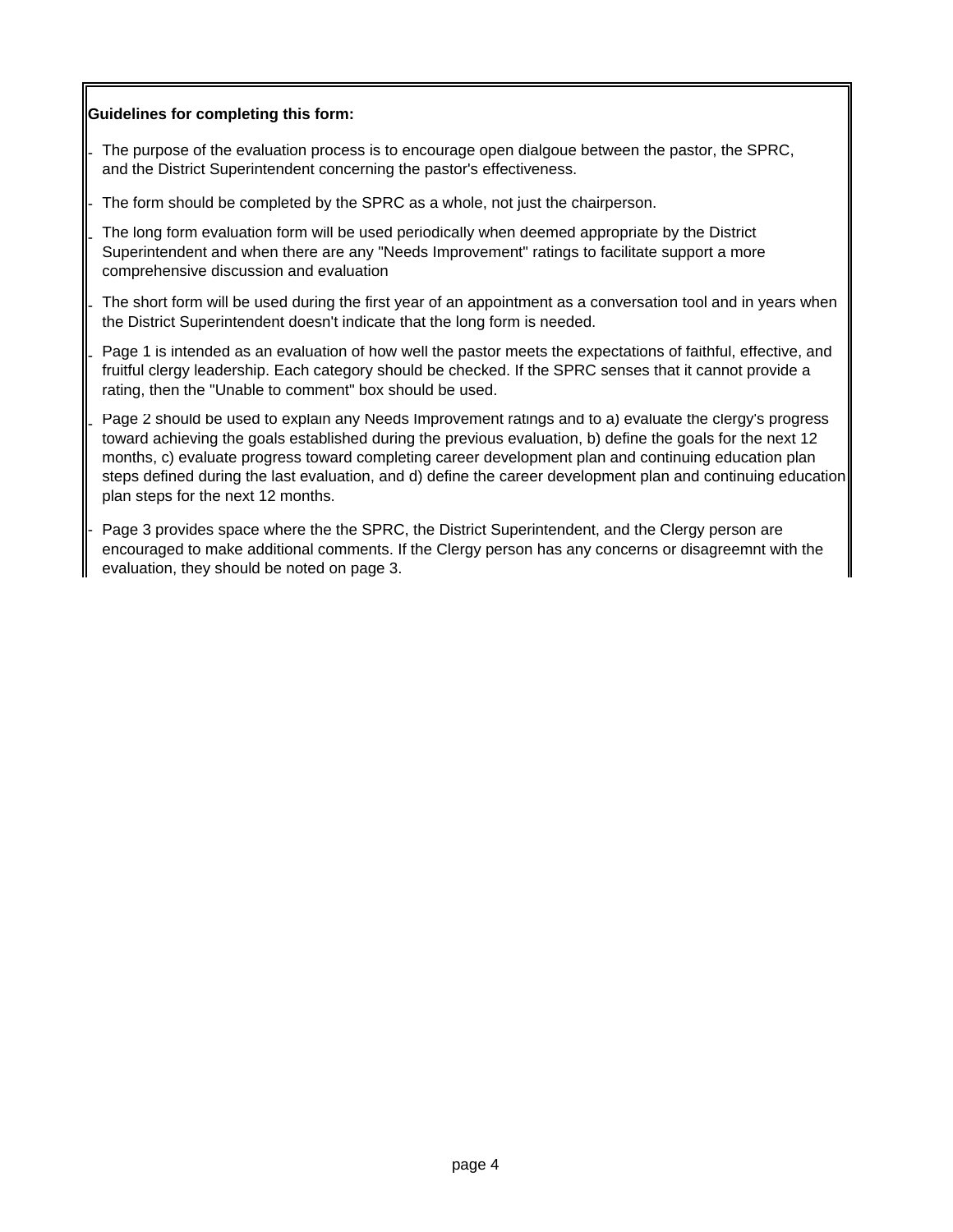**Guidelines for completing this form:**

- The purpose of the evaluation process is to encourage open dialgoue between the pastor, the SPRC, and the District Superintendent concerning the pastor's effectiveness.
- The form should be completed by the SPRC as a whole, not just the chairperson.
- The long form evaluation form will be used periodically when deemed appropriate by the District Superintendent and when there are any "Needs Improvement" ratings to facilitate support a more comprehensive discussion and evaluation
- The short form will be used during the first year of an appointment as a conversation tool and in years when the District Superintendent doesn't indicate that the long form is needed.
- Page 1 is intended as an evaluation of how well the pastor meets the expectations of faithful, effective, and fruitful clergy leadership. Each category should be checked. If the SPRC senses that it cannot provide a rating, then the "Unable to comment" box should be used.
- Page 2 should be used to explain any Needs Improvement ratings and to a) evaluate the clergy's progress toward achieving the goals established during the previous evaluation, b) define the goals for the next 12 months, c) evaluate progress toward completing career development plan and continuing education plan steps defined during the last evaluation, and d) define the career development plan and continuing education plan steps for the next 12 months.
- Page 3 provides space where the the SPRC, the District Superintendent, and the Clergy person are encouraged to make additional comments. If the Clergy person has any concerns or disagreemnt with the evaluation, they should be noted on page 3.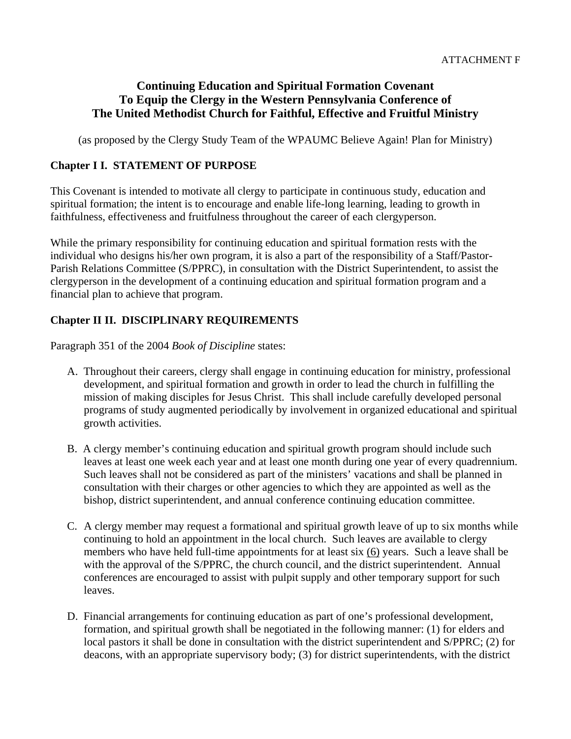ATTACHMENT F

# Continuing Education and Spiritual Formation Covenant To Equip the Clergy in the Western Pennsylvania Conference of The United Methodist Church for Faithful, Effective and Fruitful Ministry

(as proposed by the Clergy Study Team of the WPAUMC Believe Again! Plan for Ministry)

## Chapter I I. STATEMENT OF PURPOSE

This Covenant is intended to motivate all clergy to participate in continuous study, education and spiritual formation; the intent is to encourage and enable life-long learning, leading to growth in faithfulness, effectiveness and fruitfulness throughout the career of each clergyperson.

While the primary responsibility for continuing education and spiritual formation rests with the individual who designs his/her own program, it is also a part of the responsibility of a Staff/Pastor-Parish Relations Committee (S/PPRC), in consultation with the District Superintendent, to assist the clergyperson in the development of a continuing education and spiritual formation program and a financial plan to achieve that program.

## Chapter II II. DISCIPLINARY REQUIREMENTS

Paragraph 351 of the 2004 *Book of Discipline* states:

A. Throughout their careers, clergy shall engage in continuing education for ministry, professional development, and spiritual formation and growth in order to lead the church in fulfilling the mission of making disciples for Jesus Christ. This shall include carefully developed personal programs of study augmented periodically by involvement in organized educational and spiritual growth activities.

B. A clergy member's continuing education and spiritual growth program should include such leaves at least one week each year and at least one month during one year of every quadrennium. Such leaves shall not be considered as part of the ministers' vacations and shall be planned in consultation with their charges or other agencies to which they are appointed as well as the bishop, district superintendent, and annual conference continuing education committee.

C. A clergy member may request a formational and spiritual growth leave of up to six months while continuing to hold an appointment in the local church. Such leaves are available to clergy members who have held full-time appointments for at least six (6) years. Such a leave shall be with the approval of the S/PPRC, the church council, and the district superintendent. Annual conferences are encouraged to assist with pulpit supply and other temporary support for such leaves.

D. Financial arrangements for continuing education as part of one's professional development, formation, and spiritual growth shall be negotiated in the following manner: (1) for elders and local pastors it shall be done in consultation with the district superintendent and S/PPRC; (2) for deacons, with an appropriate supervisory body; (3) for district superintendents, with the district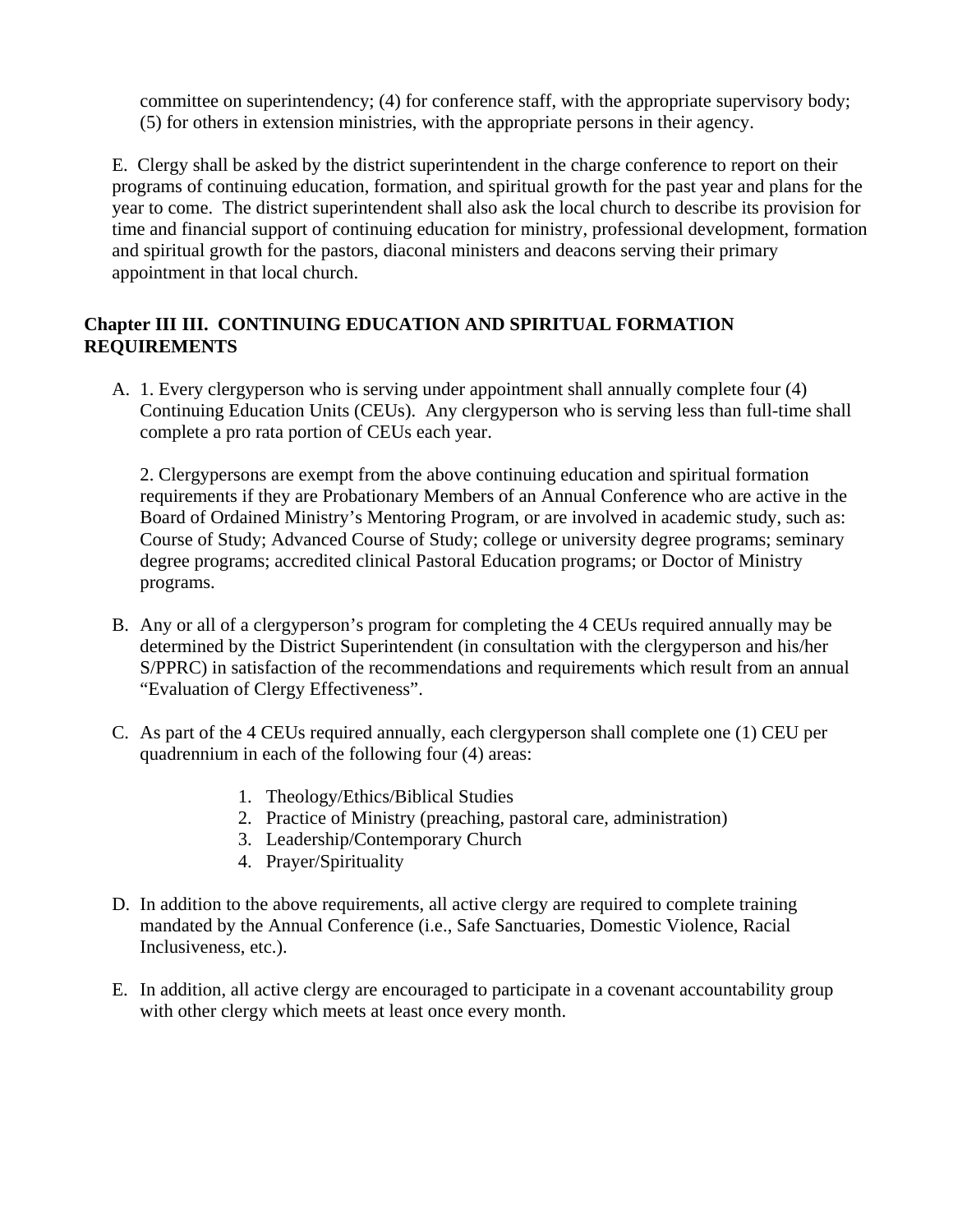committee on superintendency; (4) for conference staff, with the appropriate supervisory body; (5) for others in extension ministries, with the appropriate persons in their agency.

E. Clergy shall be asked by the district superintendent in the charge conference to report on their programs of continuing education, formation, and spiritual growth for the past year and plans for the year to come. The district superintendent shall also ask the local church to describe its provision for time and financial support of continuing education for ministry, professional development, formation and spiritual growth for the pastors, diaconal ministers and deacons serving their primary appointment in that local church.

## Chapter III III. CONTINUING EDUCATION AND SPIRITUAL FORMATION REQUIREMENTS

A. 1. Every clergyperson who is serving under appointment shall annually complete four (4) Continuing Education Units (CEUs). Any clergyperson who is serving less than full-time shall complete a pro rata portion of CEUs each year.

   2. Clergypersons are exempt from the above continuing education and spiritual formation requirements if they are Probationary Members of an Annual Conference who are active in the Board of Ordained Ministry's Mentoring Program, or are involved in academic study, such as: Course of Study; Advanced Course of Study; college or university degree programs; seminary degree programs; accredited clinical Pastoral Education programs; or Doctor of Ministry programs.

B. Any or all of a clergyperson's program for completing the 4 CEUs required annually may be determined by the District Superintendent (in consultation with the clergyperson and his/her S/PPRC) in satisfaction of the recommendations and requirements which result from an annual "Evaluation of Clergy Effectiveness".

C. As part of the 4 CEUs required annually, each clergyperson shall complete one (1) CEU per quadrennium in each of the following four (4) areas:

   1. Theology/Ethics/Biblical Studies
   2. Practice of Ministry (preaching, pastoral care, administration)
   3. Leadership/Contemporary Church
   4. Prayer/Spirituality

D. In addition to the above requirements, all active clergy are required to complete training mandated by the Annual Conference (i.e., Safe Sanctuaries, Domestic Violence, Racial Inclusiveness, etc.).

E. In addition, all active clergy are encouraged to participate in a covenant accountability group with other clergy which meets at least once every month.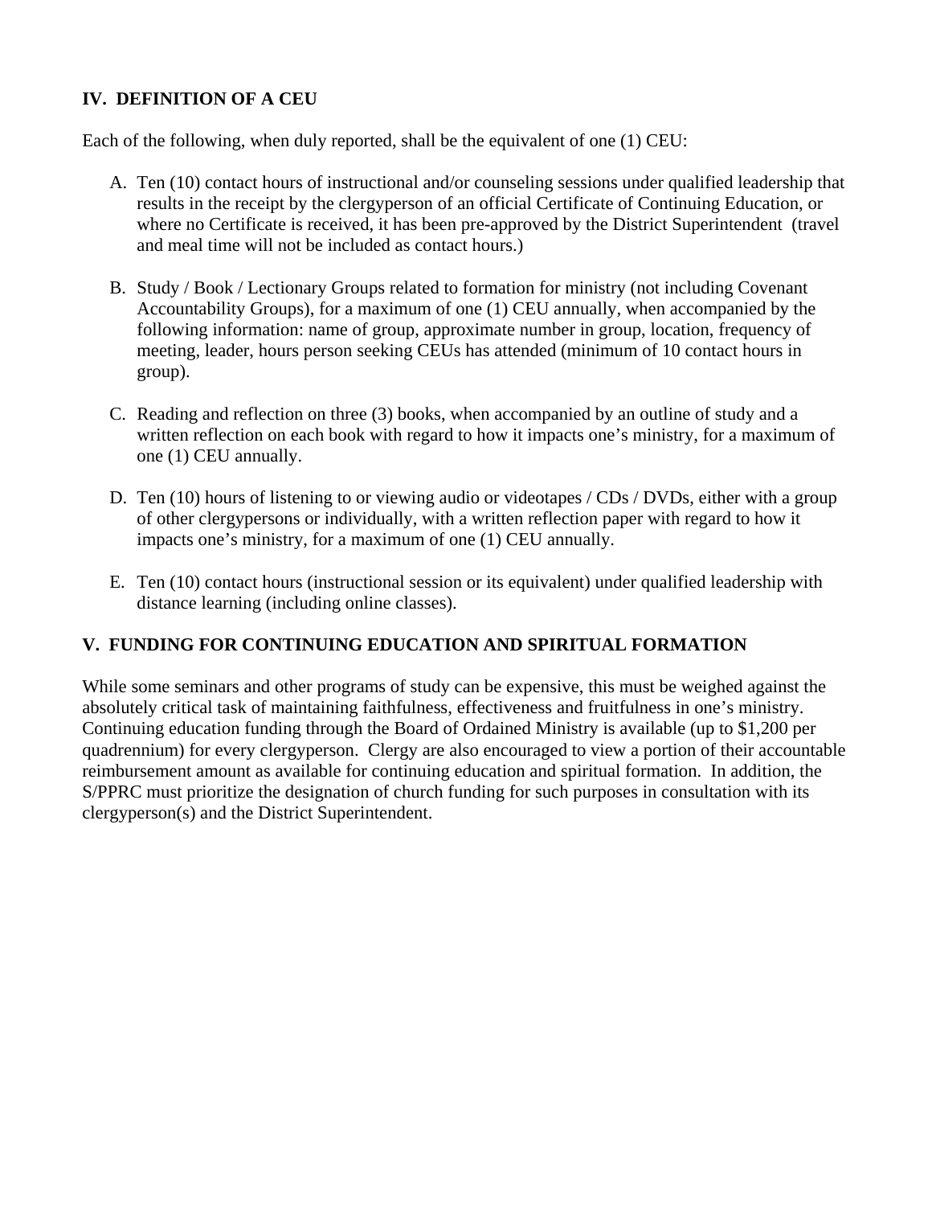## IV. DEFINITION OF A CEU

Each of the following, when duly reported, shall be the equivalent of one (1) CEU:

A. Ten (10) contact hours of instructional and/or counseling sessions under qualified leadership that results in the receipt by the clergyperson of an official Certificate of Continuing Education, or where no Certificate is received, it has been pre-approved by the District Superintendent (travel and meal time will not be included as contact hours.)

B. Study / Book / Lectionary Groups related to formation for ministry (not including Covenant Accountability Groups), for a maximum of one (1) CEU annually, when accompanied by the following information: name of group, approximate number in group, location, frequency of meeting, leader, hours person seeking CEUs has attended (minimum of 10 contact hours in group).

C. Reading and reflection on three (3) books, when accompanied by an outline of study and a written reflection on each book with regard to how it impacts one's ministry, for a maximum of one (1) CEU annually.

D. Ten (10) hours of listening to or viewing audio or videotapes / CDs / DVDs, either with a group of other clergypersons or individually, with a written reflection paper with regard to how it impacts one's ministry, for a maximum of one (1) CEU annually.

E. Ten (10) contact hours (instructional session or its equivalent) under qualified leadership with distance learning (including online classes).

## V. FUNDING FOR CONTINUING EDUCATION AND SPIRITUAL FORMATION

While some seminars and other programs of study can be expensive, this must be weighed against the absolutely critical task of maintaining faithfulness, effectiveness and fruitfulness in one's ministry. Continuing education funding through the Board of Ordained Ministry is available (up to $1,200 per quadrennium) for every clergyperson. Clergy are also encouraged to view a portion of their accountable reimbursement amount as available for continuing education and spiritual formation. In addition, the S/PPRC must prioritize the designation of church funding for such purposes in consultation with its clergyperson(s) and the District Superintendent.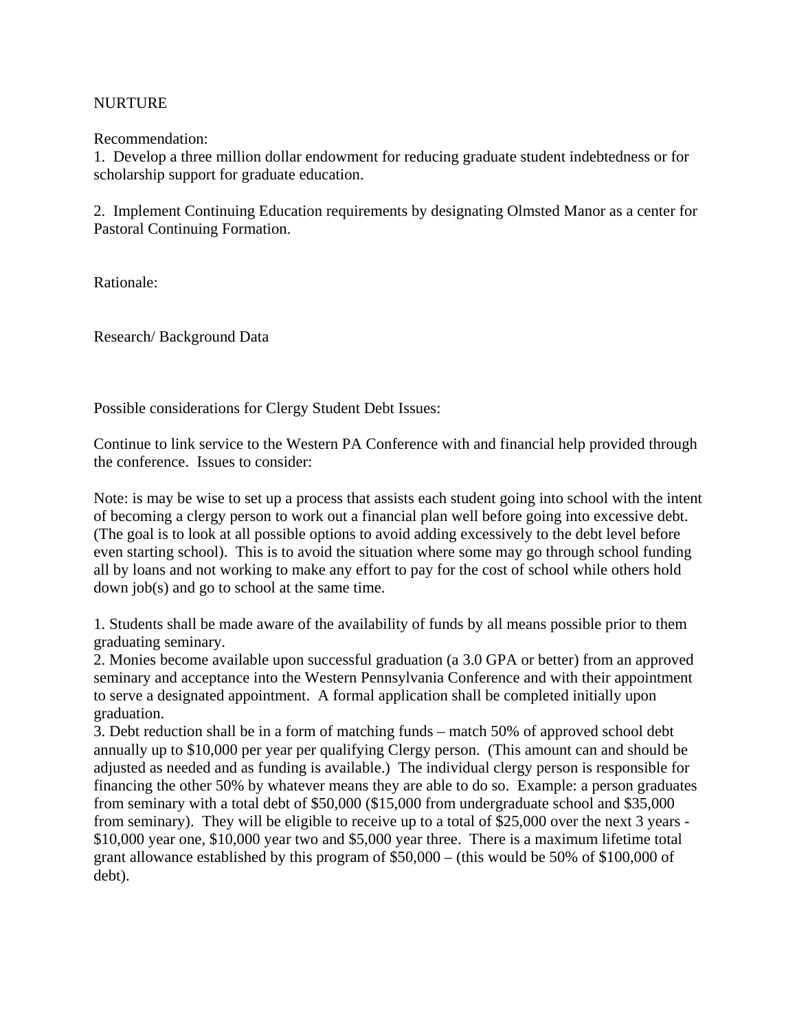NURTURE

Recommendation:

1. Develop a three million dollar endowment for reducing graduate student indebtedness or for scholarship support for graduate education.

2. Implement Continuing Education requirements by designating Olmsted Manor as a center for Pastoral Continuing Formation.

Rationale:

Research/ Background Data

Possible considerations for Clergy Student Debt Issues:

Continue to link service to the Western PA Conference with and financial help provided through the conference. Issues to consider:

Note: is may be wise to set up a process that assists each student going into school with the intent of becoming a clergy person to work out a financial plan well before going into excessive debt. (The goal is to look at all possible options to avoid adding excessively to the debt level before even starting school). This is to avoid the situation where some may go through school funding all by loans and not working to make any effort to pay for the cost of school while others hold down job(s) and go to school at the same time.

1. Students shall be made aware of the availability of funds by all means possible prior to them graduating seminary.
2. Monies become available upon successful graduation (a 3.0 GPA or better) from an approved seminary and acceptance into the Western Pennsylvania Conference and with their appointment to serve a designated appointment. A formal application shall be completed initially upon graduation.
3. Debt reduction shall be in a form of matching funds – match 50% of approved school debt annually up to $10,000 per year per qualifying Clergy person. (This amount can and should be adjusted as needed and as funding is available.) The individual clergy person is responsible for financing the other 50% by whatever means they are able to do so. Example: a person graduates from seminary with a total debt of $50,000 ($15,000 from undergraduate school and $35,000 from seminary). They will be eligible to receive up to a total of $25,000 over the next 3 years - $10,000 year one, $10,000 year two and $5,000 year three. There is a maximum lifetime total grant allowance established by this program of $50,000 – (this would be 50% of $100,000 of debt).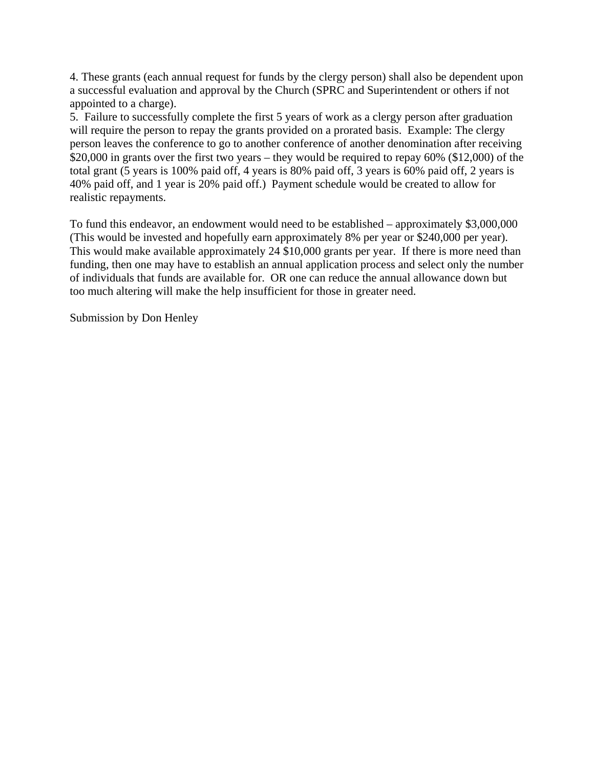4. These grants (each annual request for funds by the clergy person) shall also be dependent upon a successful evaluation and approval by the Church (SPRC and Superintendent or others if not appointed to a charge).

5. Failure to successfully complete the first 5 years of work as a clergy person after graduation will require the person to repay the grants provided on a prorated basis. Example: The clergy person leaves the conference to go to another conference of another denomination after receiving $20,000 in grants over the first two years – they would be required to repay 60% ($12,000) of the total grant (5 years is 100% paid off, 4 years is 80% paid off, 3 years is 60% paid off, 2 years is 40% paid off, and 1 year is 20% paid off.) Payment schedule would be created to allow for realistic repayments.

To fund this endeavor, an endowment would need to be established – approximately $3,000,000 (This would be invested and hopefully earn approximately 8% per year or $240,000 per year). This would make available approximately 24 $10,000 grants per year. If there is more need than funding, then one may have to establish an annual application process and select only the number of individuals that funds are available for. OR one can reduce the annual allowance down but too much altering will make the help insufficient for those in greater need.

Submission by Don Henley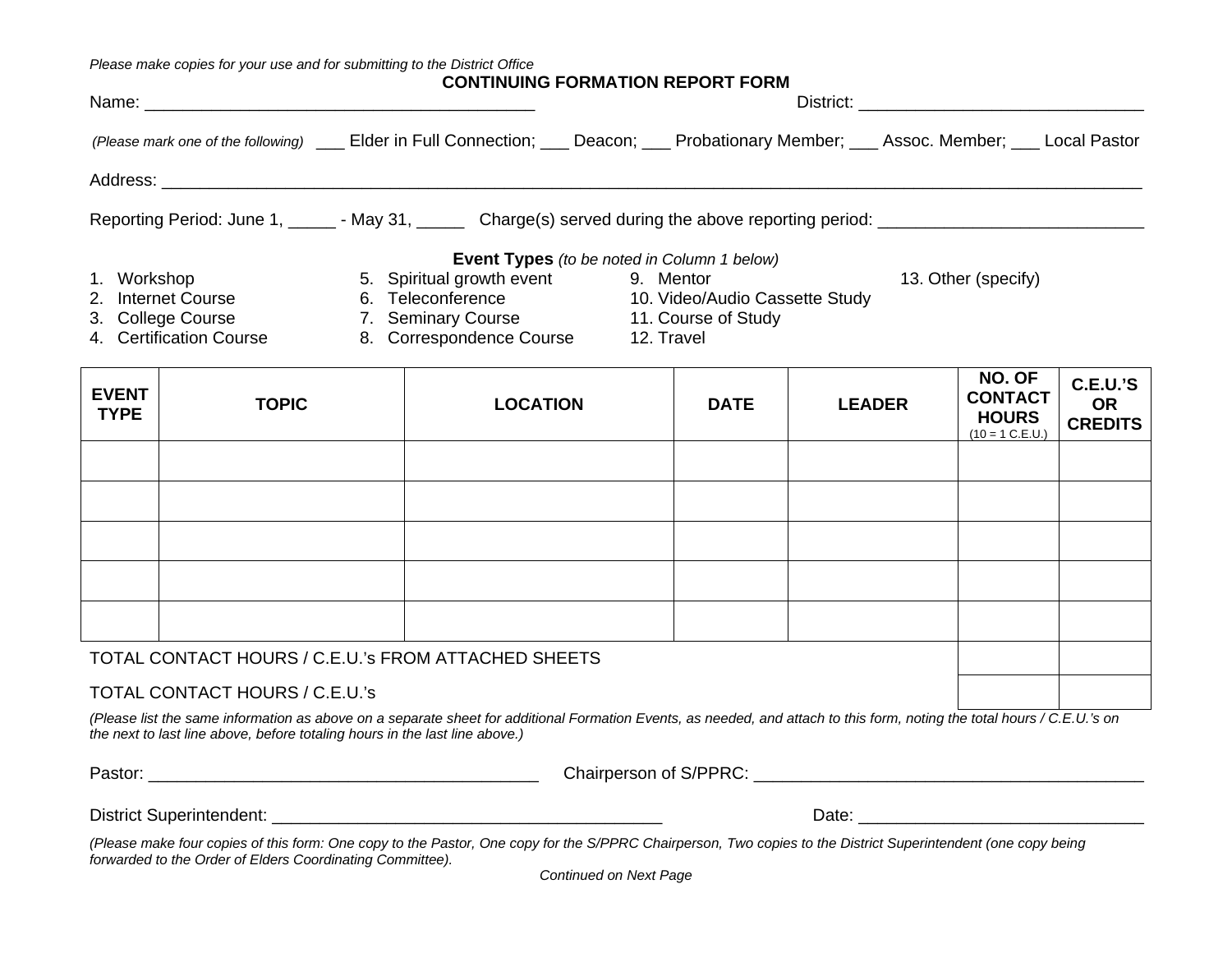*Please make copies for your use and for submitting to the District Office*

**CONTINUING FORMATION REPORT FORM**

Name: _________________________________________ District: ______________________________

*(Please mark one of the following)* ___ Elder in Full Connection; ___ Deacon; ___ Probationary Member; ___ Assoc. Member; ___ Local Pastor

Address: ________________________________________________________________________________________________

Reporting Period: June 1, _____ - May 31, _____ Charge(s) served during the above reporting period: ____________________________

**Event Types** *(to be noted in Column 1 below)*

1. Workshop
2. Internet Course
3. College Course
4. Certification Course
5. Spiritual growth event
6. Teleconference
7. Seminary Course
8. Correspondence Course
9. Mentor
10. Video/Audio Cassette Study
11. Course of Study
12. Travel
13. Other (specify)

| EVENT TYPE | TOPIC | LOCATION | DATE | LEADER | NO. OF CONTACT HOURS (10 = 1 C.E.U.) | C.E.U.'S OR CREDITS |
|---|---|---|---|---|---|---|
| | | | | | | |
| | | | | | | |
| | | | | | | |
| | | | | | | |
| | | | | | | |
| TOTAL CONTACT HOURS / C.E.U.'s FROM ATTACHED SHEETS | | | | | | |
| TOTAL CONTACT HOURS / C.E.U.'s | | | | | | |

*(Please list the same information as above on a separate sheet for additional Formation Events, as needed, and attach to this form, noting the total hours / C.E.U.'s on the next to last line above, before totaling hours in the last line above.)*

Pastor: _________________________________________ Chairperson of S/PPRC: __________________________________________

District Superintendent: _________________________________________ Date: ______________________________

*(Please make four copies of this form: One copy to the Pastor, One copy for the S/PPRC Chairperson, Two copies to the District Superintendent (one copy being forwarded to the Order of Elders Coordinating Committee).*

*Continued on Next Page*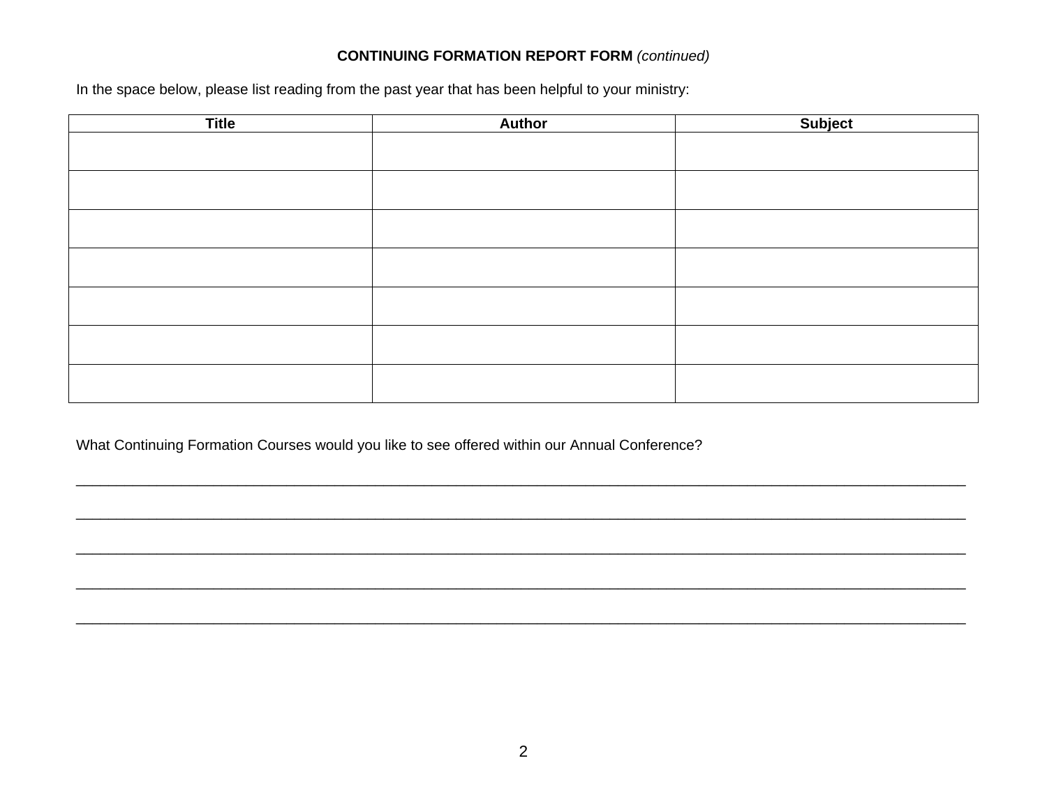**CONTINUING FORMATION REPORT FORM** *(continued)*

In the space below, please list reading from the past year that has been helpful to your ministry:

| Title | Author | Subject |
|---|---|---|
| | | |
| | | |
| | | |
| | | |
| | | |
| | | |
| | | |

What Continuing Formation Courses would you like to see offered within our Annual Conference?

_______________________________________________________________________________________________

_______________________________________________________________________________________________

_______________________________________________________________________________________________

_______________________________________________________________________________________________

_______________________________________________________________________________________________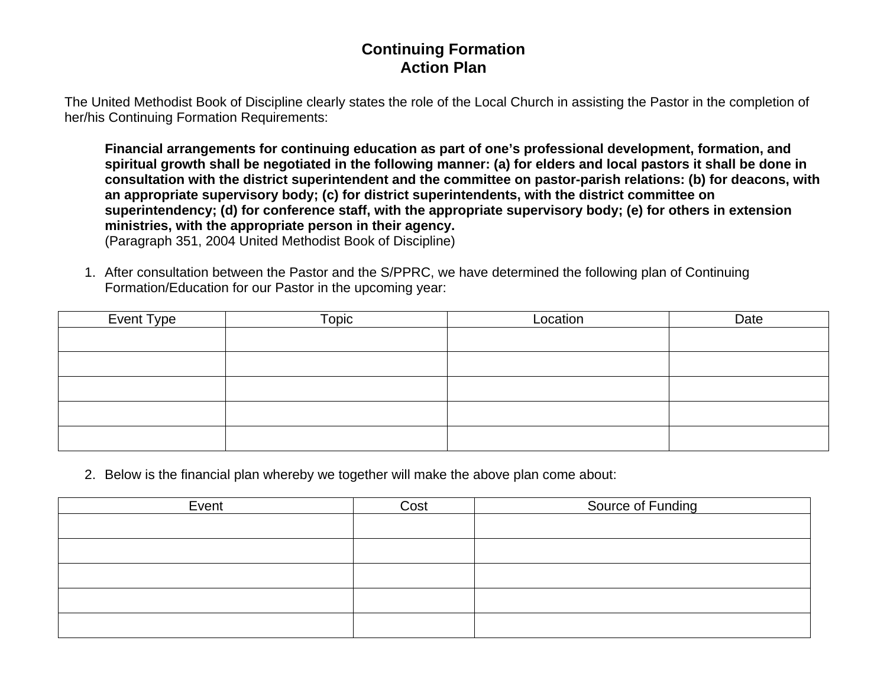# Continuing Formation
# Action Plan

The United Methodist Book of Discipline clearly states the role of the Local Church in assisting the Pastor in the completion of her/his Continuing Formation Requirements:

> **Financial arrangements for continuing education as part of one's professional development, formation, and spiritual growth shall be negotiated in the following manner: (a) for elders and local pastors it shall be done in consultation with the district superintendent and the committee on pastor-parish relations: (b) for deacons, with an appropriate supervisory body; (c) for district superintendents, with the district committee on superintendency; (d) for conference staff, with the appropriate supervisory body; (e) for others in extension ministries, with the appropriate person in their agency.**
> (Paragraph 351, 2004 United Methodist Book of Discipline)

1. After consultation between the Pastor and the S/PPRC, we have determined the following plan of Continuing Formation/Education for our Pastor in the upcoming year:

| Event Type | Topic | Location | Date |
|---|---|---|---|
| | | | |
| | | | |
| | | | |
| | | | |
| | | | |

2. Below is the financial plan whereby we together will make the above plan come about:

| Event | Cost | Source of Funding |
|---|---|---|
| | | |
| | | |
| | | |
| | | |
| | | |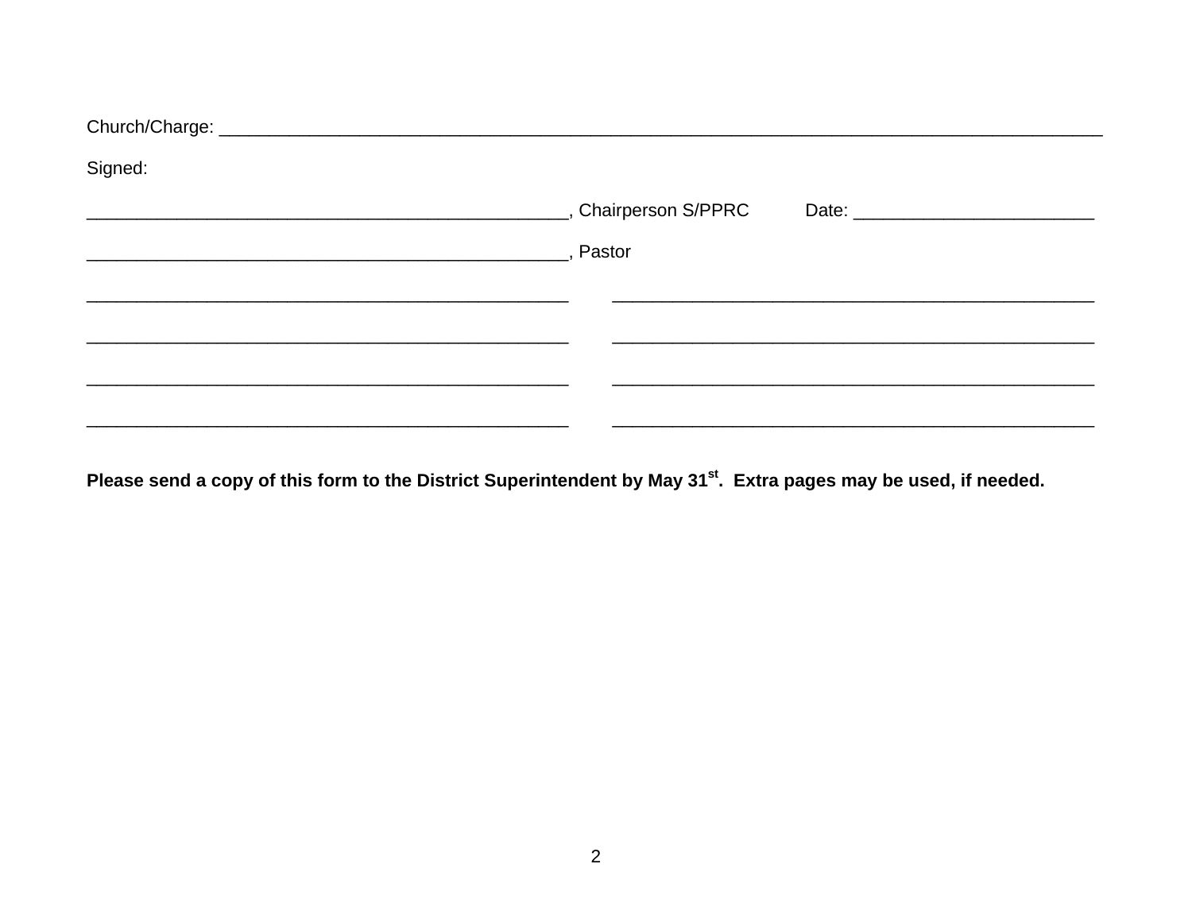Church/Charge: ______________________________________________________________________________________

Signed:

_________________________________________________, Chairperson S/PPRC Date: ________________________

_________________________________________________, Pastor

_________________________________________________ _________________________________________________

_________________________________________________ _________________________________________________

_________________________________________________ _________________________________________________

_________________________________________________ _________________________________________________

**Please send a copy of this form to the District Superintendent by May 31st. Extra pages may be used, if needed.**